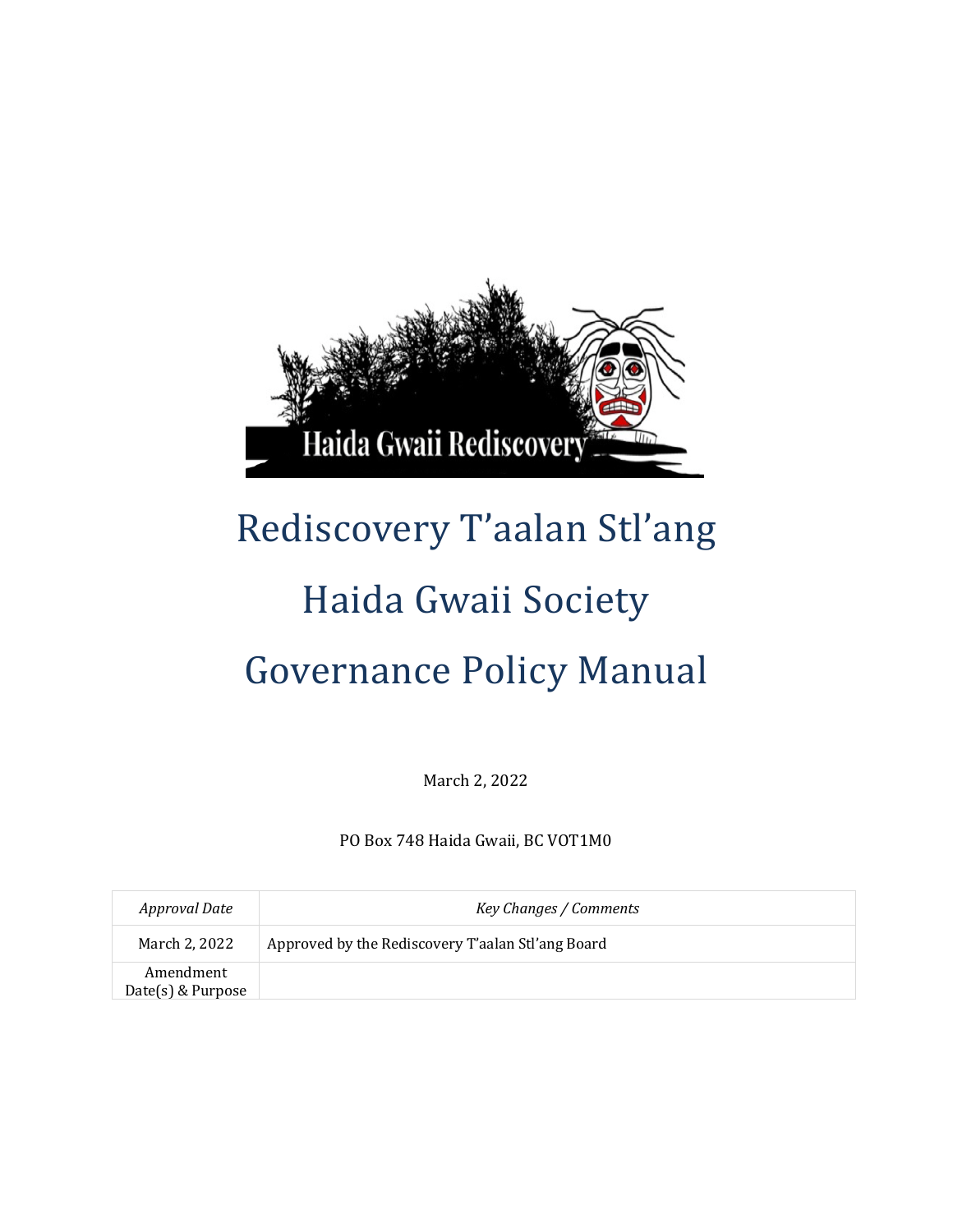# Rediscovery T'aalan Stl'ang

# Haida Gwaii Society

# Governance Policy Manual

March 2, 2022

PO Box 748 Haida Gwaii, BC VOT1M0

| *Approval Date* | *Key Changes / Comments* |
|---|---|
| March 2, 2022 | Approved by the Rediscovery T'aalan Stl'ang Board |
| Amendment Date(s) & Purpose | |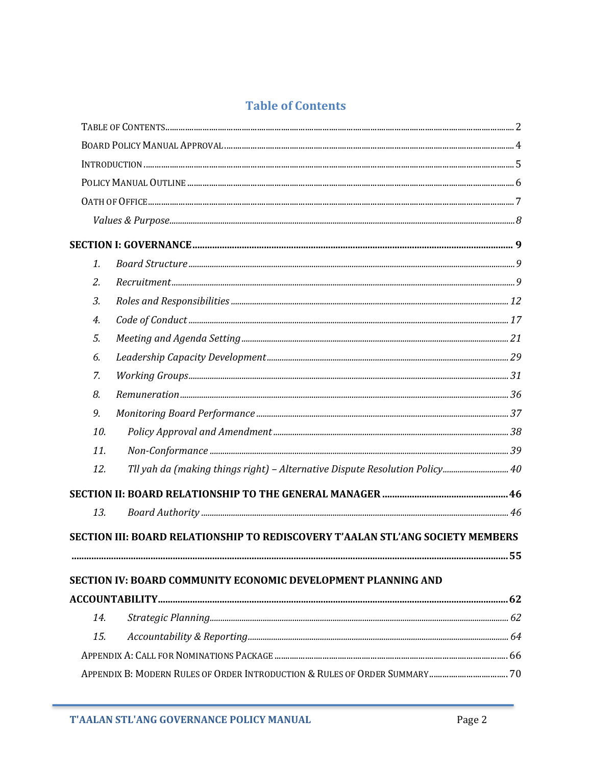## Table of Contents

TABLE OF CONTENTS ........................................ 2

BOARD POLICY MANUAL APPROVAL ........................................ 4

INTRODUCTION ........................................ 5

POLICY MANUAL OUTLINE ........................................ 6

OATH OF OFFICE ........................................ 7

*Values & Purpose* ........................................ 8

**SECTION I: GOVERNANCE ........................................ 9**

1. *Board Structure* ........................................ 9
2. *Recruitment* ........................................ 9
3. *Roles and Responsibilities* ........................................ 12
4. *Code of Conduct* ........................................ 17
5. *Meeting and Agenda Setting* ........................................ 21
6. *Leadership Capacity Development* ........................................ 29
7. *Working Groups* ........................................ 31
8. *Remuneration* ........................................ 36
9. *Monitoring Board Performance* ........................................ 37
10. *Policy Approval and Amendment* ........................................ 38
11. *Non-Conformance* ........................................ 39
12. *Tll yah da (making things right) – Alternative Dispute Resolution Policy* ........................................ 40

**SECTION II: BOARD RELATIONSHIP TO THE GENERAL MANAGER ........................................ 46**

13. *Board Authority* ........................................ 46

**SECTION III: BOARD RELATIONSHIP TO REDISCOVERY T'AALAN STL'ANG SOCIETY MEMBERS ........................................ 55**

**SECTION IV: BOARD COMMUNITY ECONOMIC DEVELOPMENT PLANNING AND ACCOUNTABILITY ........................................ 62**

14. *Strategic Planning* ........................................ 62
15. *Accountability & Reporting* ........................................ 64

APPENDIX A: CALL FOR NOMINATIONS PACKAGE ........................................ 66

APPENDIX B: MODERN RULES OF ORDER INTRODUCTION & RULES OF ORDER SUMMARY ........................................ 70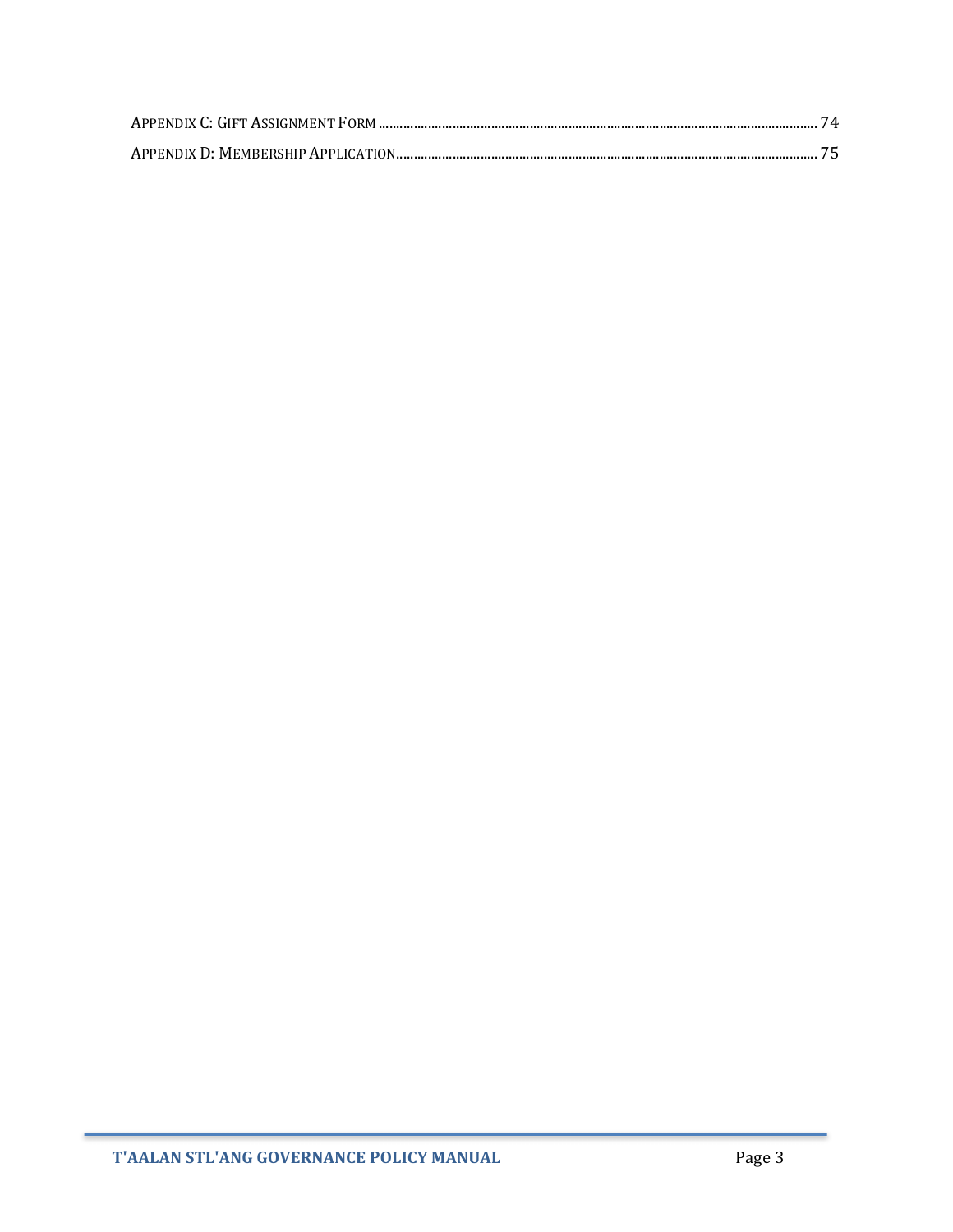Appendix C: Gift Assignment Form ........................................................................................................ 74

Appendix D: Membership Application .................................................................................................... 75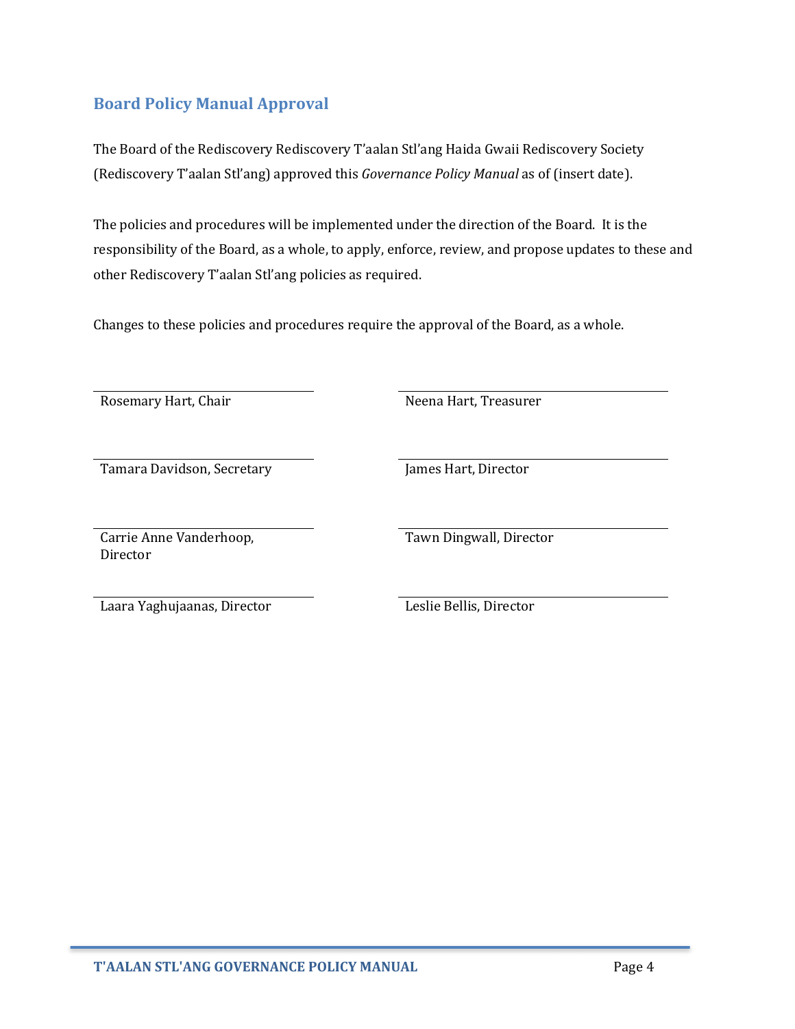## Board Policy Manual Approval

The Board of the Rediscovery Rediscovery T'aalan Stl'ang Haida Gwaii Rediscovery Society (Rediscovery T'aalan Stl'ang) approved this *Governance Policy Manual* as of (insert date).

The policies and procedures will be implemented under the direction of the Board. It is the responsibility of the Board, as a whole, to apply, enforce, review, and propose updates to these and other Rediscovery T'aalan Stl'ang policies as required.

Changes to these policies and procedures require the approval of the Board, as a whole.

| | |
|---|---|
| ______________________ | ______________________ |
| Rosemary Hart, Chair | Neena Hart, Treasurer |
| ______________________ | ______________________ |
| Tamara Davidson, Secretary | James Hart, Director |
| ______________________ | ______________________ |
| Carrie Anne Vanderhoop, Director | Tawn Dingwall, Director |
| ______________________ | ______________________ |
| Laara Yaghujaanas, Director | Leslie Bellis, Director |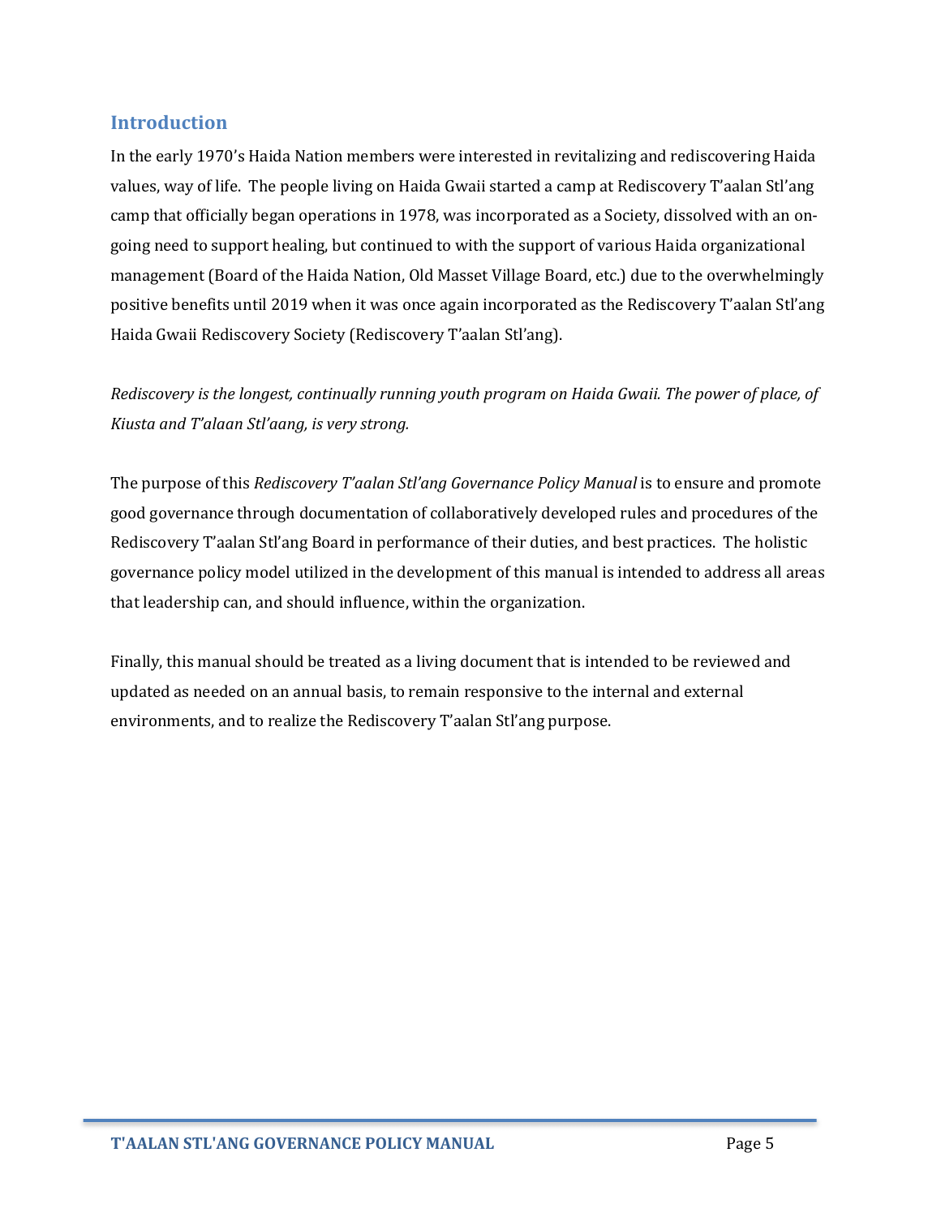## Introduction

In the early 1970's Haida Nation members were interested in revitalizing and rediscovering Haida values, way of life. The people living on Haida Gwaii started a camp at Rediscovery T'aalan Stl'ang camp that officially began operations in 1978, was incorporated as a Society, dissolved with an on-going need to support healing, but continued to with the support of various Haida organizational management (Board of the Haida Nation, Old Masset Village Board, etc.) due to the overwhelmingly positive benefits until 2019 when it was once again incorporated as the Rediscovery T'aalan Stl'ang Haida Gwaii Rediscovery Society (Rediscovery T'aalan Stl'ang).

*Rediscovery is the longest, continually running youth program on Haida Gwaii. The power of place, of Kiusta and T'alaan Stl'aang, is very strong.*

The purpose of this *Rediscovery T'aalan Stl'ang Governance Policy Manual* is to ensure and promote good governance through documentation of collaboratively developed rules and procedures of the Rediscovery T'aalan Stl'ang Board in performance of their duties, and best practices. The holistic governance policy model utilized in the development of this manual is intended to address all areas that leadership can, and should influence, within the organization.

Finally, this manual should be treated as a living document that is intended to be reviewed and updated as needed on an annual basis, to remain responsive to the internal and external environments, and to realize the Rediscovery T'aalan Stl'ang purpose.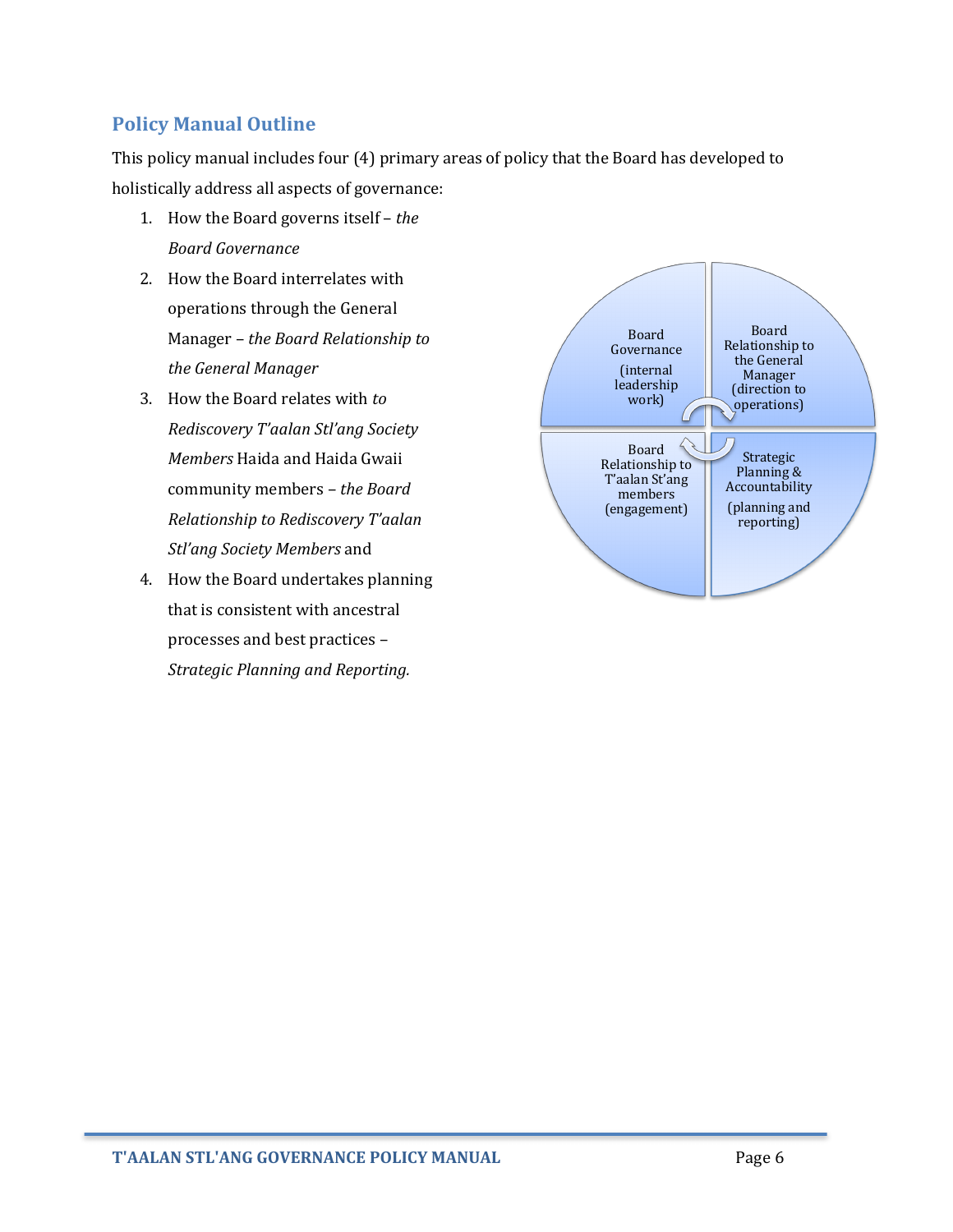## Policy Manual Outline

This policy manual includes four (4) primary areas of policy that the Board has developed to holistically address all aspects of governance:

1. How the Board governs itself – *the Board Governance*
2. How the Board interrelates with operations through the General Manager – *the Board Relationship to the General Manager*
3. How the Board relates with *to Rediscovery T'aalan Stl'ang Society Members* Haida and Haida Gwaii community members – *the Board Relationship to Rediscovery T'aalan Stl'ang Society Members* and
4. How the Board undertakes planning that is consistent with ancestral processes and best practices – *Strategic Planning and Reporting.*

Board Governance (internal leadership work)

Board Relationship to the General Manager (direction to operations)

Board Relationship to T'aalan St'ang members (engagement)

Strategic Planning & Accountability (planning and reporting)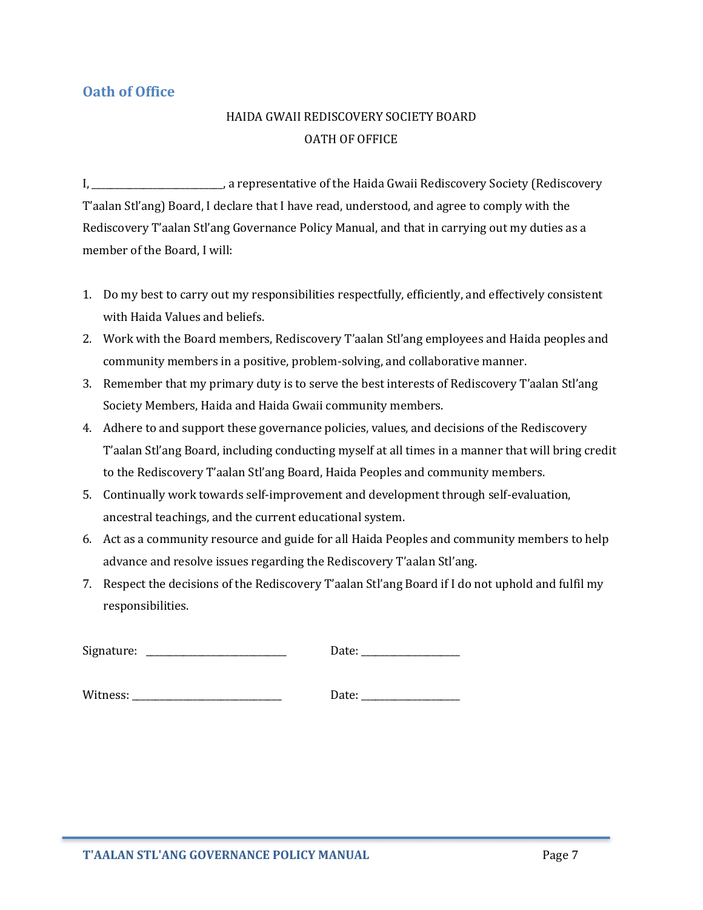## Oath of Office

HAIDA GWAII REDISCOVERY SOCIETY BOARD

OATH OF OFFICE

I, _________________________, a representative of the Haida Gwaii Rediscovery Society (Rediscovery T'aalan Stl'ang) Board, I declare that I have read, understood, and agree to comply with the Rediscovery T'aalan Stl'ang Governance Policy Manual, and that in carrying out my duties as a member of the Board, I will:

1. Do my best to carry out my responsibilities respectfully, efficiently, and effectively consistent with Haida Values and beliefs.
2. Work with the Board members, Rediscovery T'aalan Stl'ang employees and Haida peoples and community members in a positive, problem-solving, and collaborative manner.
3. Remember that my primary duty is to serve the best interests of Rediscovery T'aalan Stl'ang Society Members, Haida and Haida Gwaii community members.
4. Adhere to and support these governance policies, values, and decisions of the Rediscovery T'aalan Stl'ang Board, including conducting myself at all times in a manner that will bring credit to the Rediscovery T'aalan Stl'ang Board, Haida Peoples and community members.
5. Continually work towards self-improvement and development through self-evaluation, ancestral teachings, and the current educational system.
6. Act as a community resource and guide for all Haida Peoples and community members to help advance and resolve issues regarding the Rediscovery T'aalan Stl'ang.
7. Respect the decisions of the Rediscovery T'aalan Stl'ang Board if I do not uphold and fulfil my responsibilities.

Signature: ___________________________ Date: ___________________

Witness: _____________________________ Date: ___________________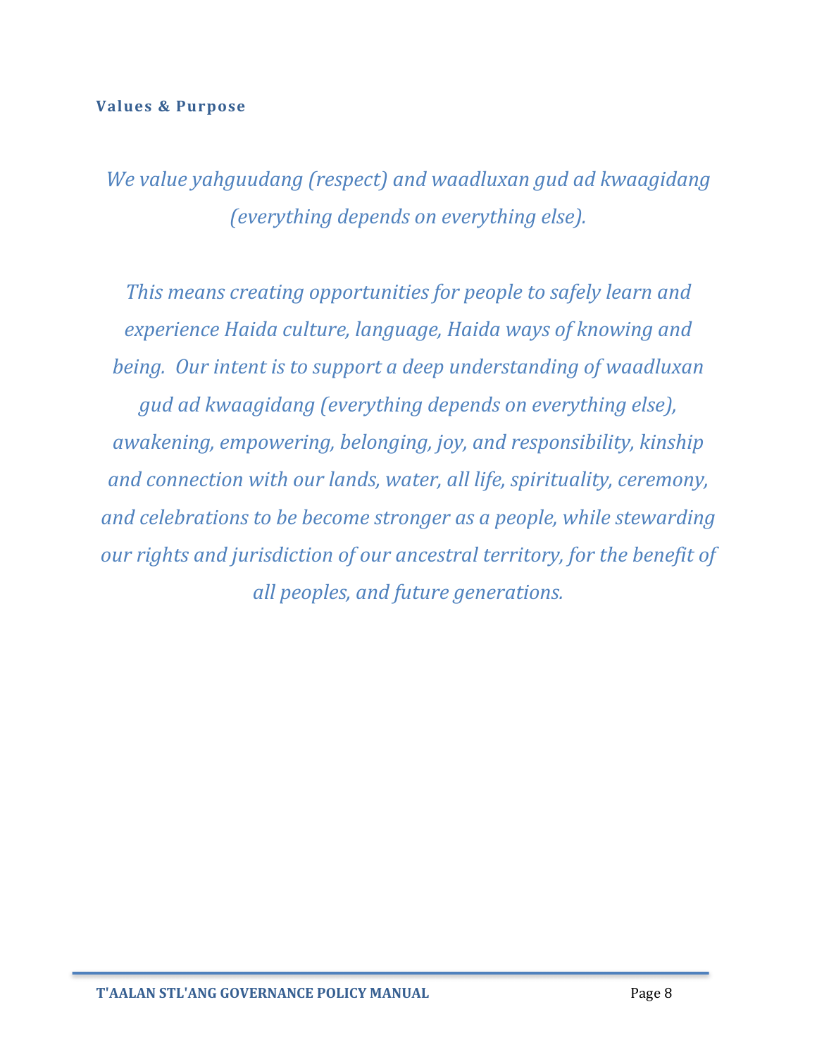### Values & Purpose

*We value yahguudang (respect) and waadluxan gud ad kwaagidang (everything depends on everything else).*

*This means creating opportunities for people to safely learn and experience Haida culture, language, Haida ways of knowing and being. Our intent is to support a deep understanding of waadluxan gud ad kwaagidang (everything depends on everything else), awakening, empowering, belonging, joy, and responsibility, kinship and connection with our lands, water, all life, spirituality, ceremony, and celebrations to be become stronger as a people, while stewarding our rights and jurisdiction of our ancestral territory, for the benefit of all peoples, and future generations.*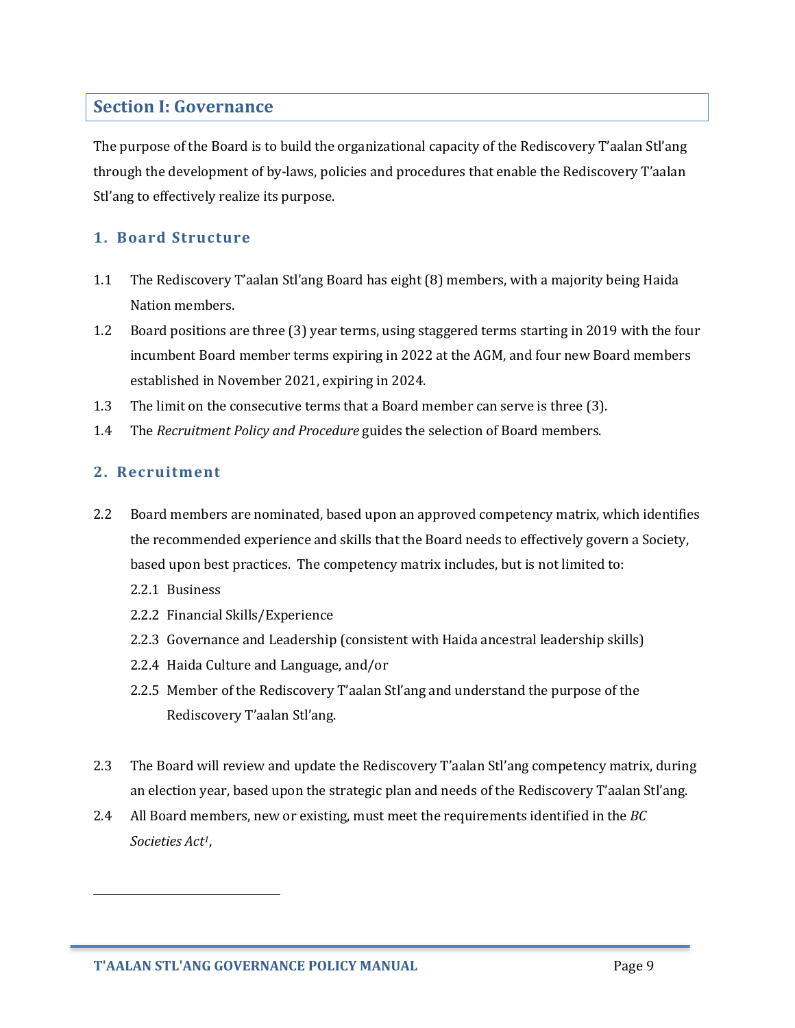# Section I: Governance

The purpose of the Board is to build the organizational capacity of the Rediscovery T'aalan Stl'ang through the development of by-laws, policies and procedures that enable the Rediscovery T'aalan Stl'ang to effectively realize its purpose.

## 1. Board Structure

1.1 The Rediscovery T'aalan Stl'ang Board has eight (8) members, with a majority being Haida Nation members.

1.2 Board positions are three (3) year terms, using staggered terms starting in 2019 with the four incumbent Board member terms expiring in 2022 at the AGM, and four new Board members established in November 2021, expiring in 2024.

1.3 The limit on the consecutive terms that a Board member can serve is three (3).

1.4 The *Recruitment Policy and Procedure* guides the selection of Board members.

## 2. Recruitment

2.2 Board members are nominated, based upon an approved competency matrix, which identifies the recommended experience and skills that the Board needs to effectively govern a Society, based upon best practices. The competency matrix includes, but is not limited to:

2.2.1 Business

2.2.2 Financial Skills/Experience

2.2.3 Governance and Leadership (consistent with Haida ancestral leadership skills)

2.2.4 Haida Culture and Language, and/or

2.2.5 Member of the Rediscovery T'aalan Stl'ang and understand the purpose of the Rediscovery T'aalan Stl'ang.

2.3 The Board will review and update the Rediscovery T'aalan Stl'ang competency matrix, during an election year, based upon the strategic plan and needs of the Rediscovery T'aalan Stl'ang.

2.4 All Board members, new or existing, must meet the requirements identified in the *BC Societies Act*[1],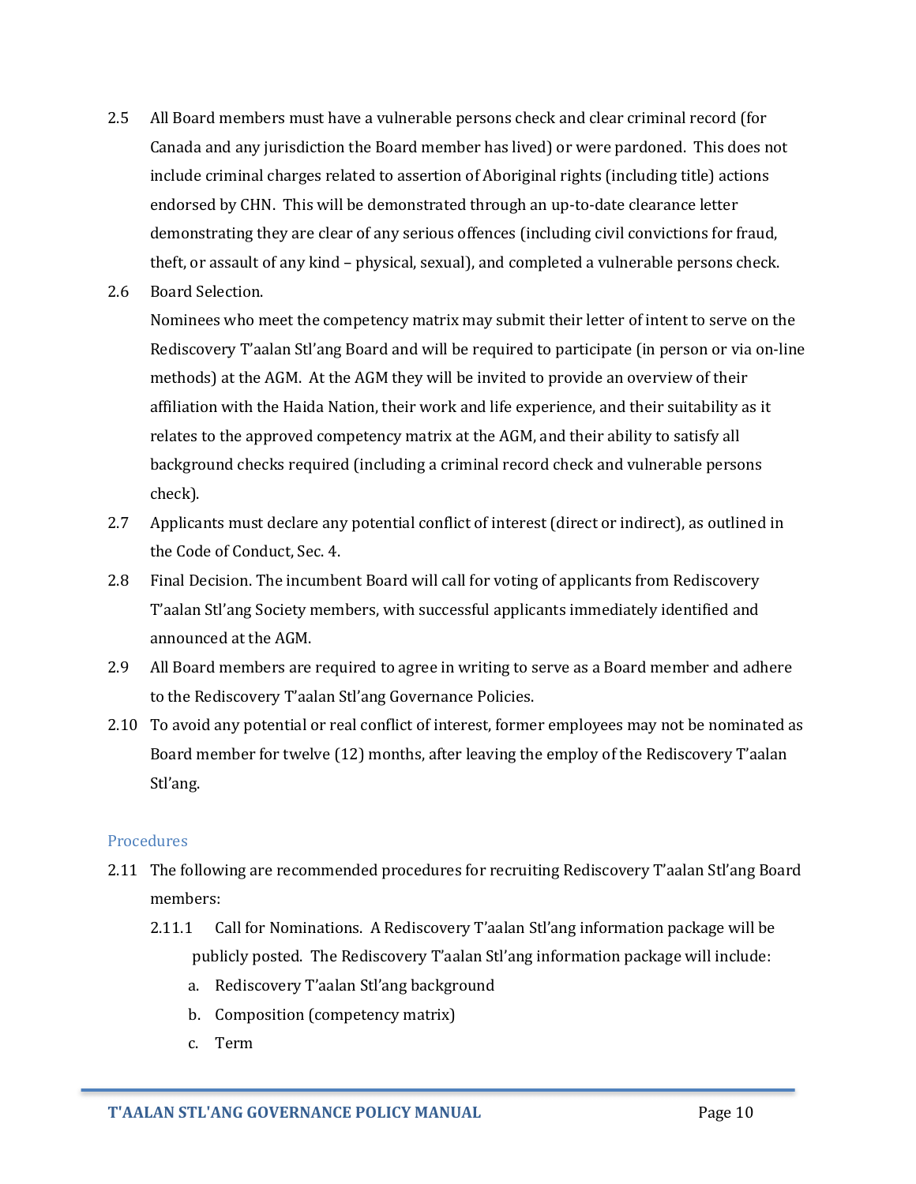2.5 All Board members must have a vulnerable persons check and clear criminal record (for Canada and any jurisdiction the Board member has lived) or were pardoned. This does not include criminal charges related to assertion of Aboriginal rights (including title) actions endorsed by CHN. This will be demonstrated through an up-to-date clearance letter demonstrating they are clear of any serious offences (including civil convictions for fraud, theft, or assault of any kind – physical, sexual), and completed a vulnerable persons check.

2.6 Board Selection.
Nominees who meet the competency matrix may submit their letter of intent to serve on the Rediscovery T'aalan Stl'ang Board and will be required to participate (in person or via on-line methods) at the AGM. At the AGM they will be invited to provide an overview of their affiliation with the Haida Nation, their work and life experience, and their suitability as it relates to the approved competency matrix at the AGM, and their ability to satisfy all background checks required (including a criminal record check and vulnerable persons check).

2.7 Applicants must declare any potential conflict of interest (direct or indirect), as outlined in the Code of Conduct, Sec. 4.

2.8 Final Decision. The incumbent Board will call for voting of applicants from Rediscovery T'aalan Stl'ang Society members, with successful applicants immediately identified and announced at the AGM.

2.9 All Board members are required to agree in writing to serve as a Board member and adhere to the Rediscovery T'aalan Stl'ang Governance Policies.

2.10 To avoid any potential or real conflict of interest, former employees may not be nominated as Board member for twelve (12) months, after leaving the employ of the Rediscovery T'aalan Stl'ang.

### Procedures

2.11 The following are recommended procedures for recruiting Rediscovery T'aalan Stl'ang Board members:

2.11.1 Call for Nominations. A Rediscovery T'aalan Stl'ang information package will be publicly posted. The Rediscovery T'aalan Stl'ang information package will include:

a. Rediscovery T'aalan Stl'ang background
b. Composition (competency matrix)
c. Term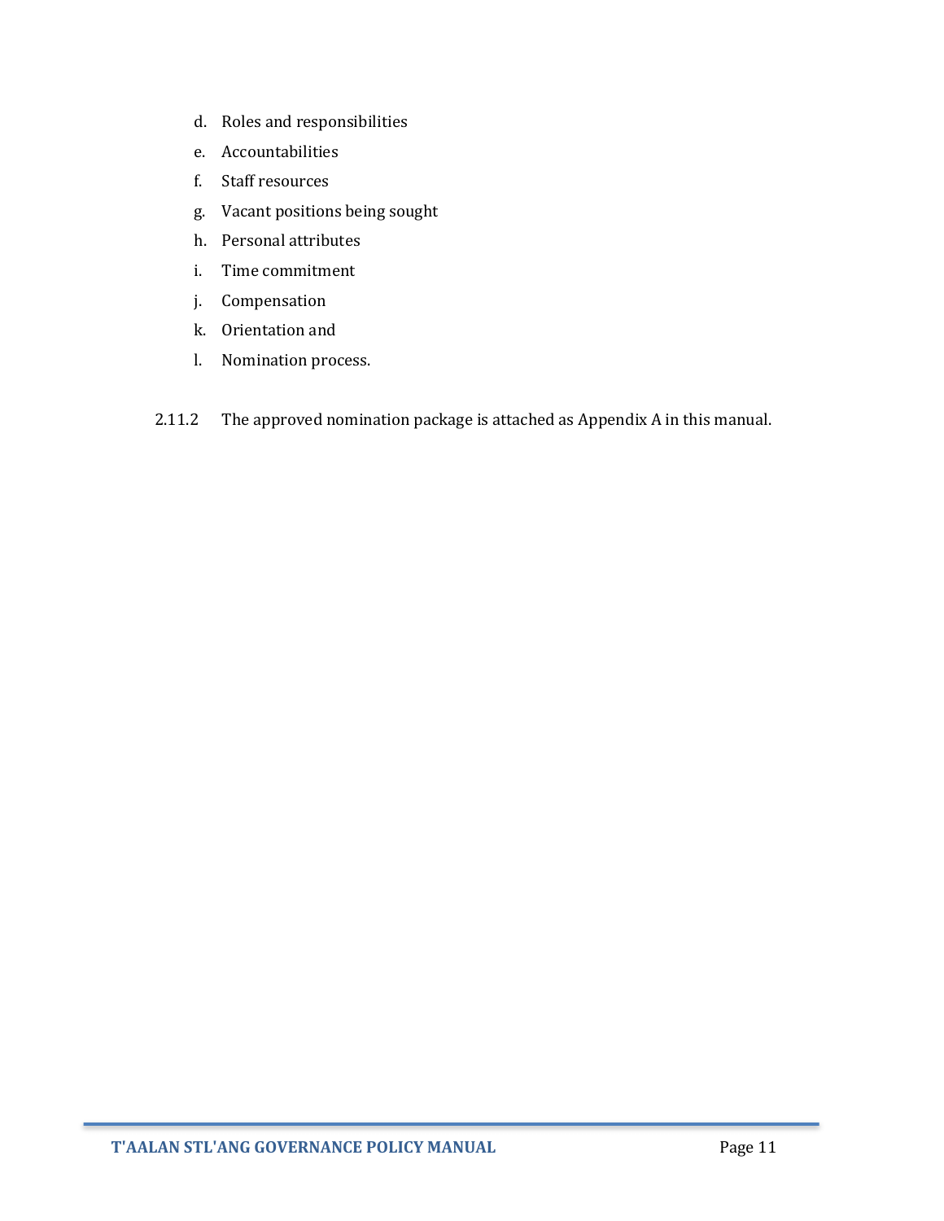d. Roles and responsibilities
e. Accountabilities
f. Staff resources
g. Vacant positions being sought
h. Personal attributes
i. Time commitment
j. Compensation
k. Orientation and
l. Nomination process.

2.11.2 The approved nomination package is attached as Appendix A in this manual.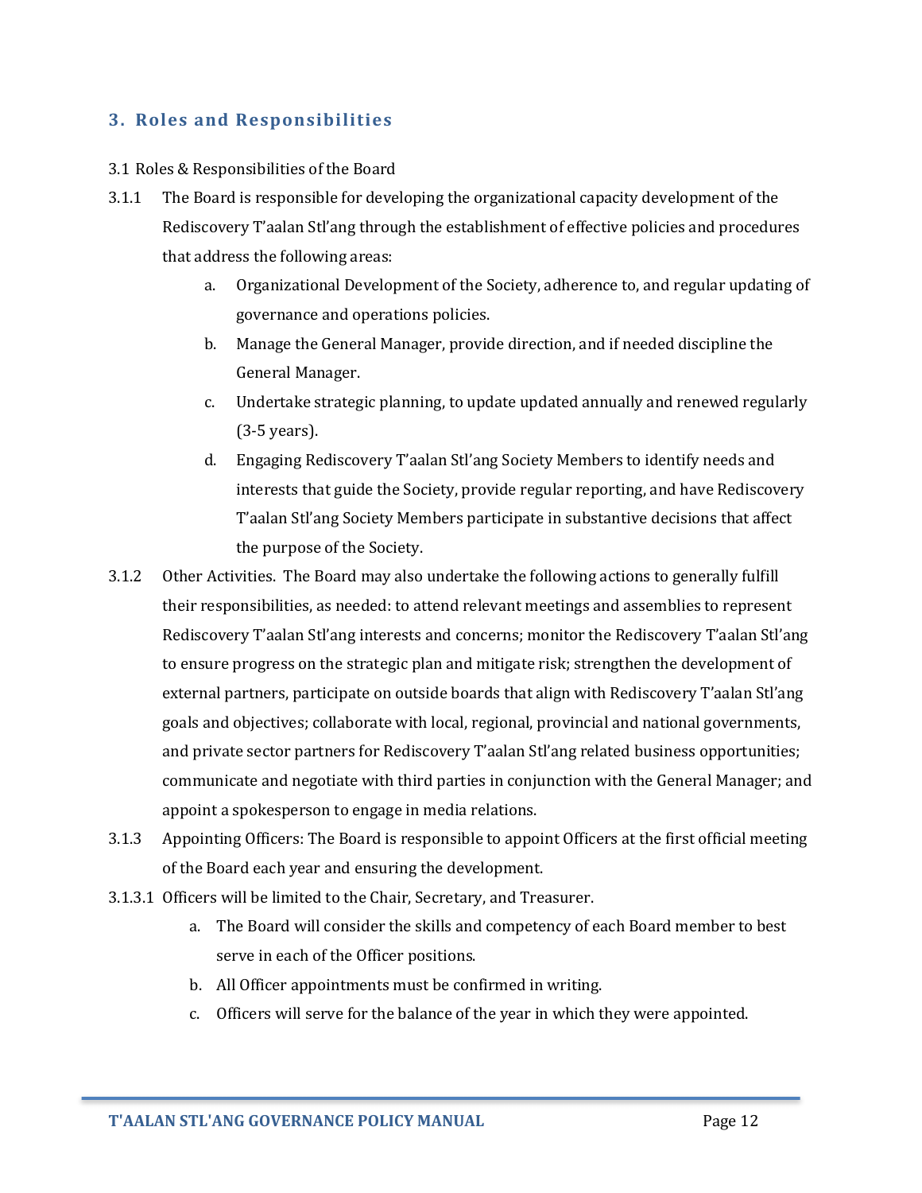## 3. Roles and Responsibilities

3.1 Roles & Responsibilities of the Board

3.1.1 The Board is responsible for developing the organizational capacity development of the Rediscovery T'aalan Stl'ang through the establishment of effective policies and procedures that address the following areas:

a. Organizational Development of the Society, adherence to, and regular updating of governance and operations policies.

b. Manage the General Manager, provide direction, and if needed discipline the General Manager.

c. Undertake strategic planning, to update updated annually and renewed regularly (3-5 years).

d. Engaging Rediscovery T'aalan Stl'ang Society Members to identify needs and interests that guide the Society, provide regular reporting, and have Rediscovery T'aalan Stl'ang Society Members participate in substantive decisions that affect the purpose of the Society.

3.1.2 Other Activities. The Board may also undertake the following actions to generally fulfill their responsibilities, as needed: to attend relevant meetings and assemblies to represent Rediscovery T'aalan Stl'ang interests and concerns; monitor the Rediscovery T'aalan Stl'ang to ensure progress on the strategic plan and mitigate risk; strengthen the development of external partners, participate on outside boards that align with Rediscovery T'aalan Stl'ang goals and objectives; collaborate with local, regional, provincial and national governments, and private sector partners for Rediscovery T'aalan Stl'ang related business opportunities; communicate and negotiate with third parties in conjunction with the General Manager; and appoint a spokesperson to engage in media relations.

3.1.3 Appointing Officers: The Board is responsible to appoint Officers at the first official meeting of the Board each year and ensuring the development.

3.1.3.1 Officers will be limited to the Chair, Secretary, and Treasurer.

a. The Board will consider the skills and competency of each Board member to best serve in each of the Officer positions.

b. All Officer appointments must be confirmed in writing.

c. Officers will serve for the balance of the year in which they were appointed.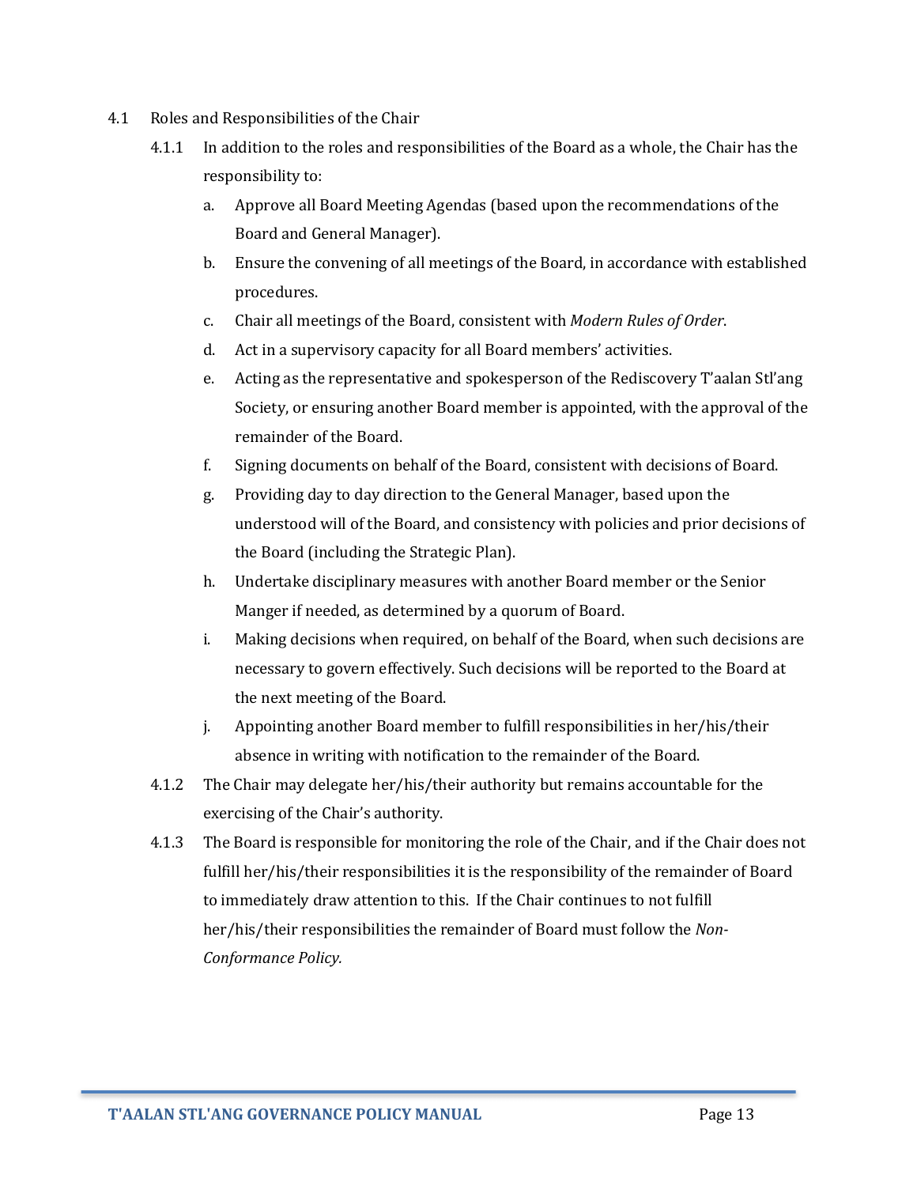4.1 Roles and Responsibilities of the Chair

4.1.1 In addition to the roles and responsibilities of the Board as a whole, the Chair has the responsibility to:

a. Approve all Board Meeting Agendas (based upon the recommendations of the Board and General Manager).

b. Ensure the convening of all meetings of the Board, in accordance with established procedures.

c. Chair all meetings of the Board, consistent with *Modern Rules of Order*.

d. Act in a supervisory capacity for all Board members' activities.

e. Acting as the representative and spokesperson of the Rediscovery T'aalan Stl'ang Society, or ensuring another Board member is appointed, with the approval of the remainder of the Board.

f. Signing documents on behalf of the Board, consistent with decisions of Board.

g. Providing day to day direction to the General Manager, based upon the understood will of the Board, and consistency with policies and prior decisions of the Board (including the Strategic Plan).

h. Undertake disciplinary measures with another Board member or the Senior Manger if needed, as determined by a quorum of Board.

i. Making decisions when required, on behalf of the Board, when such decisions are necessary to govern effectively. Such decisions will be reported to the Board at the next meeting of the Board.

j. Appointing another Board member to fulfill responsibilities in her/his/their absence in writing with notification to the remainder of the Board.

4.1.2 The Chair may delegate her/his/their authority but remains accountable for the exercising of the Chair's authority.

4.1.3 The Board is responsible for monitoring the role of the Chair, and if the Chair does not fulfill her/his/their responsibilities it is the responsibility of the remainder of Board to immediately draw attention to this. If the Chair continues to not fulfill her/his/their responsibilities the remainder of Board must follow the *Non-Conformance Policy.*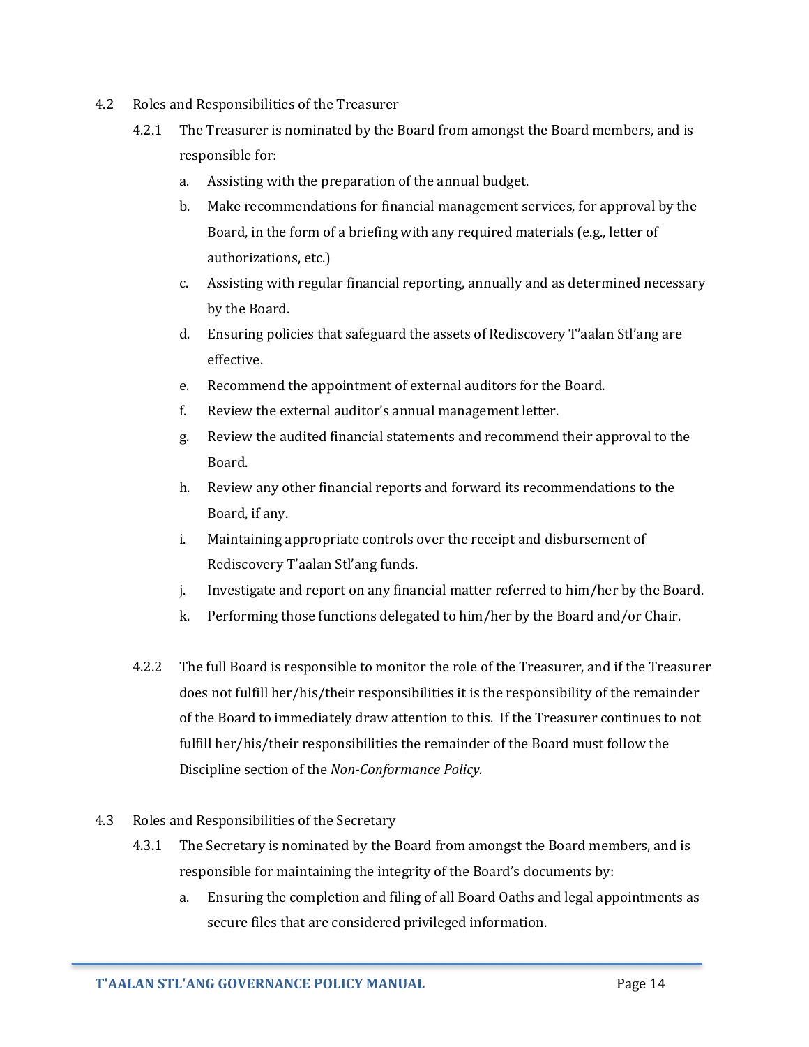### 4.2 Roles and Responsibilities of the Treasurer

4.2.1 The Treasurer is nominated by the Board from amongst the Board members, and is responsible for:

a. Assisting with the preparation of the annual budget.

b. Make recommendations for financial management services, for approval by the Board, in the form of a briefing with any required materials (e.g., letter of authorizations, etc.)

c. Assisting with regular financial reporting, annually and as determined necessary by the Board.

d. Ensuring policies that safeguard the assets of Rediscovery T'aalan Stl'ang are effective.

e. Recommend the appointment of external auditors for the Board.

f. Review the external auditor's annual management letter.

g. Review the audited financial statements and recommend their approval to the Board.

h. Review any other financial reports and forward its recommendations to the Board, if any.

i. Maintaining appropriate controls over the receipt and disbursement of Rediscovery T'aalan Stl'ang funds.

j. Investigate and report on any financial matter referred to him/her by the Board.

k. Performing those functions delegated to him/her by the Board and/or Chair.

4.2.2 The full Board is responsible to monitor the role of the Treasurer, and if the Treasurer does not fulfill her/his/their responsibilities it is the responsibility of the remainder of the Board to immediately draw attention to this. If the Treasurer continues to not fulfill her/his/their responsibilities the remainder of the Board must follow the Discipline section of the *Non-Conformance Policy.*

### 4.3 Roles and Responsibilities of the Secretary

4.3.1 The Secretary is nominated by the Board from amongst the Board members, and is responsible for maintaining the integrity of the Board's documents by:

a. Ensuring the completion and filing of all Board Oaths and legal appointments as secure files that are considered privileged information.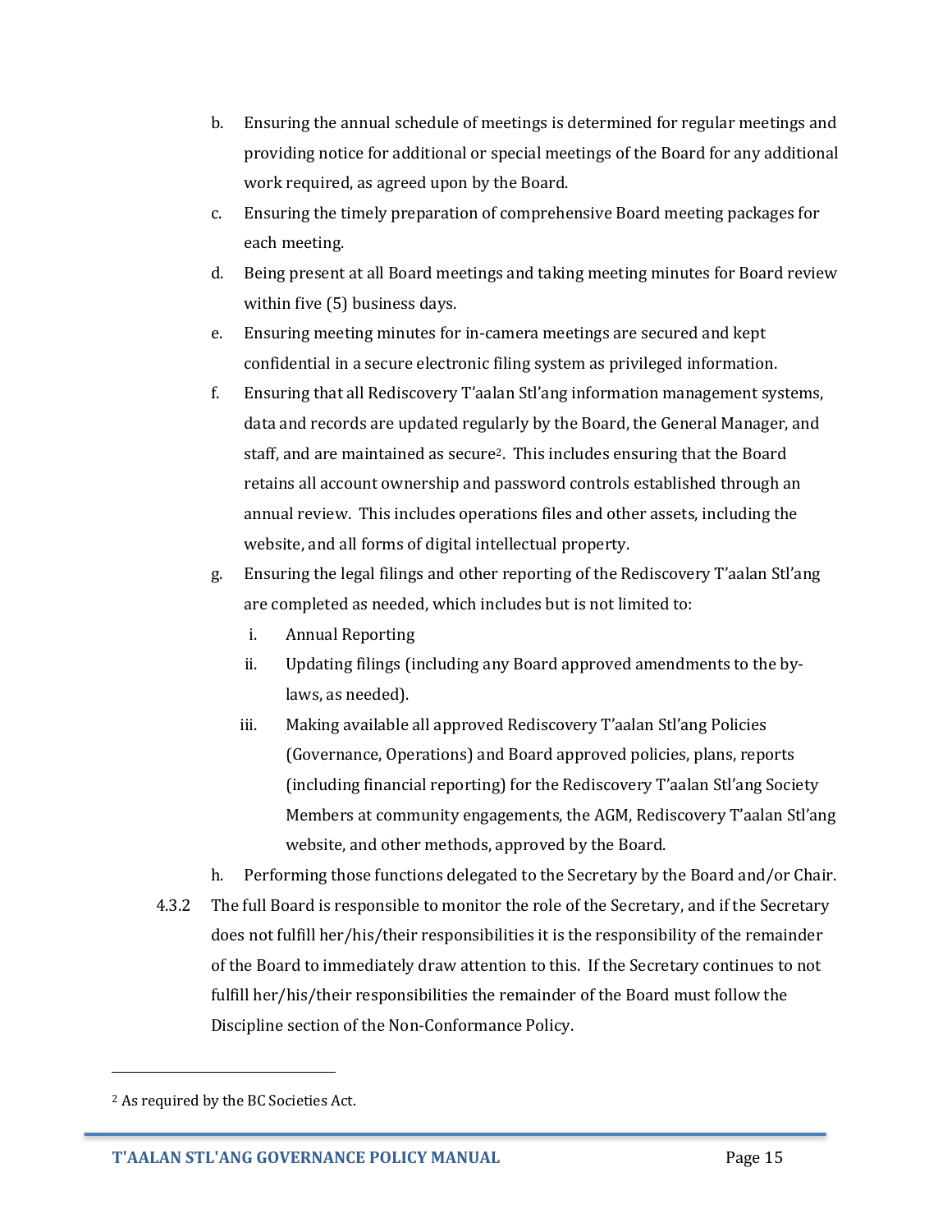b. Ensuring the annual schedule of meetings is determined for regular meetings and providing notice for additional or special meetings of the Board for any additional work required, as agreed upon by the Board.

c. Ensuring the timely preparation of comprehensive Board meeting packages for each meeting.

d. Being present at all Board meetings and taking meeting minutes for Board review within five (5) business days.

e. Ensuring meeting minutes for in-camera meetings are secured and kept confidential in a secure electronic filing system as privileged information.

f. Ensuring that all Rediscovery T'aalan Stl'ang information management systems, data and records are updated regularly by the Board, the General Manager, and staff, and are maintained as secure[2]. This includes ensuring that the Board retains all account ownership and password controls established through an annual review. This includes operations files and other assets, including the website, and all forms of digital intellectual property.

g. Ensuring the legal filings and other reporting of the Rediscovery T'aalan Stl'ang are completed as needed, which includes but is not limited to:

   i. Annual Reporting

   ii. Updating filings (including any Board approved amendments to the by-laws, as needed).

   iii. Making available all approved Rediscovery T'aalan Stl'ang Policies (Governance, Operations) and Board approved policies, plans, reports (including financial reporting) for the Rediscovery T'aalan Stl'ang Society Members at community engagements, the AGM, Rediscovery T'aalan Stl'ang website, and other methods, approved by the Board.

h. Performing those functions delegated to the Secretary by the Board and/or Chair.

4.3.2 The full Board is responsible to monitor the role of the Secretary, and if the Secretary does not fulfill her/his/their responsibilities it is the responsibility of the remainder of the Board to immediately draw attention to this. If the Secretary continues to not fulfill her/his/their responsibilities the remainder of the Board must follow the Discipline section of the Non-Conformance Policy.

---

[2] As required by the BC Societies Act.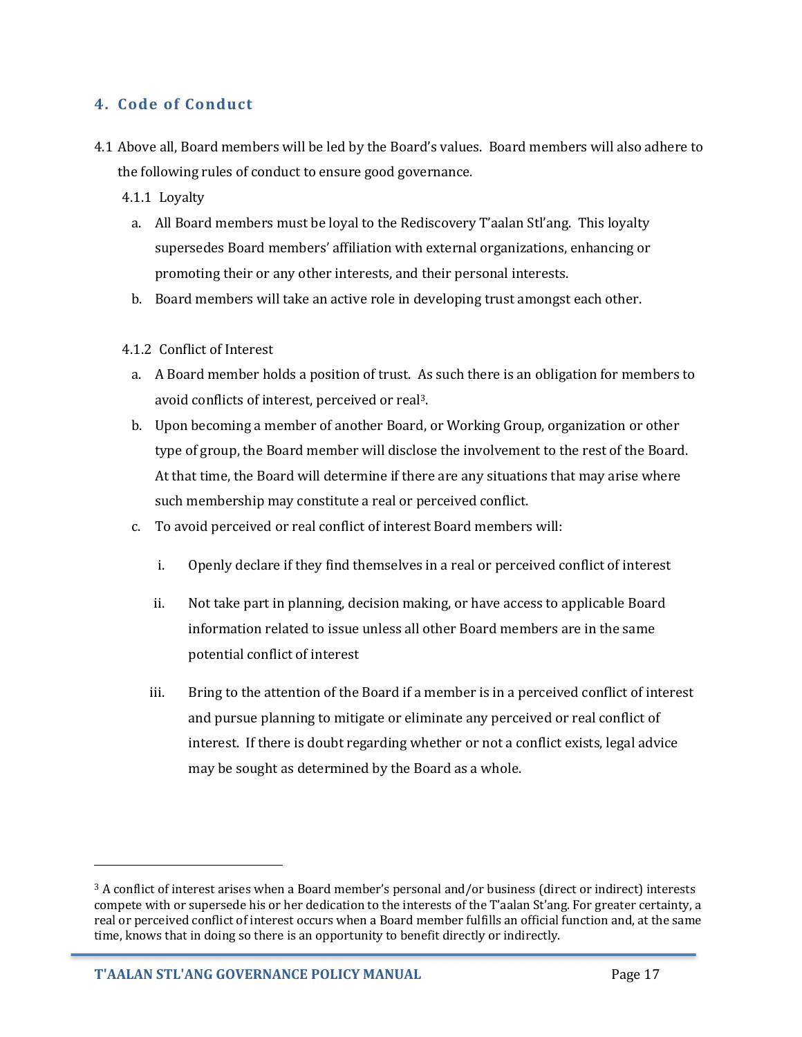## 4. Code of Conduct

4.1 Above all, Board members will be led by the Board's values. Board members will also adhere to the following rules of conduct to ensure good governance.

4.1.1 Loyalty

a. All Board members must be loyal to the Rediscovery T'aalan Stl'ang. This loyalty supersedes Board members' affiliation with external organizations, enhancing or promoting their or any other interests, and their personal interests.

b. Board members will take an active role in developing trust amongst each other.

4.1.2 Conflict of Interest

a. A Board member holds a position of trust. As such there is an obligation for members to avoid conflicts of interest, perceived or real[3].

b. Upon becoming a member of another Board, or Working Group, organization or other type of group, the Board member will disclose the involvement to the rest of the Board. At that time, the Board will determine if there are any situations that may arise where such membership may constitute a real or perceived conflict.

c. To avoid perceived or real conflict of interest Board members will:

   i. Openly declare if they find themselves in a real or perceived conflict of interest

   ii. Not take part in planning, decision making, or have access to applicable Board information related to issue unless all other Board members are in the same potential conflict of interest

   iii. Bring to the attention of the Board if a member is in a perceived conflict of interest and pursue planning to mitigate or eliminate any perceived or real conflict of interest. If there is doubt regarding whether or not a conflict exists, legal advice may be sought as determined by the Board as a whole.

---

[3] A conflict of interest arises when a Board member's personal and/or business (direct or indirect) interests compete with or supersede his or her dedication to the interests of the T'aalan St'ang. For greater certainty, a real or perceived conflict of interest occurs when a Board member fulfills an official function and, at the same time, knows that in doing so there is an opportunity to benefit directly or indirectly.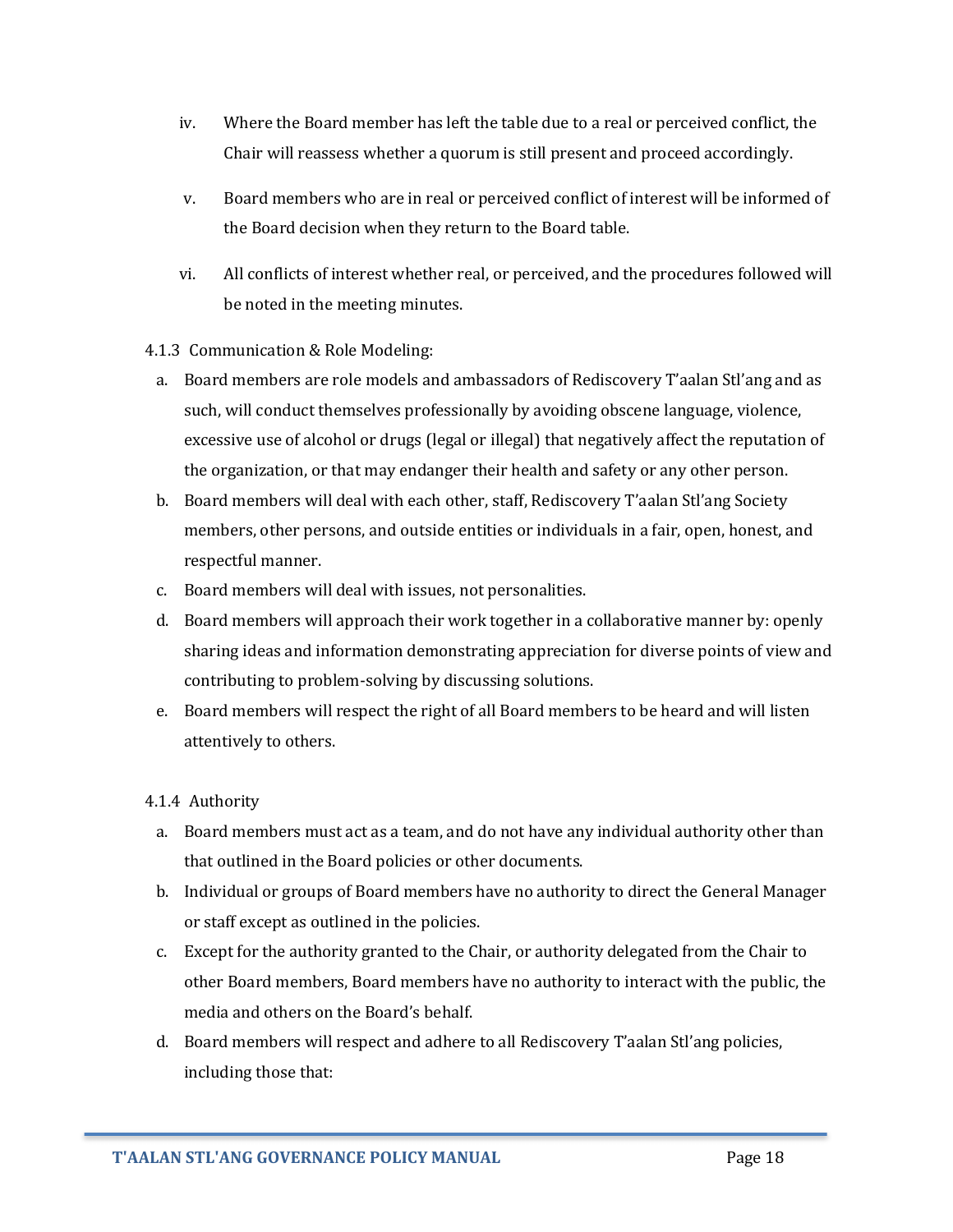iv. Where the Board member has left the table due to a real or perceived conflict, the Chair will reassess whether a quorum is still present and proceed accordingly.

v. Board members who are in real or perceived conflict of interest will be informed of the Board decision when they return to the Board table.

vi. All conflicts of interest whether real, or perceived, and the procedures followed will be noted in the meeting minutes.

4.1.3 Communication & Role Modeling:

a. Board members are role models and ambassadors of Rediscovery T'aalan Stl'ang and as such, will conduct themselves professionally by avoiding obscene language, violence, excessive use of alcohol or drugs (legal or illegal) that negatively affect the reputation of the organization, or that may endanger their health and safety or any other person.

b. Board members will deal with each other, staff, Rediscovery T'aalan Stl'ang Society members, other persons, and outside entities or individuals in a fair, open, honest, and respectful manner.

c. Board members will deal with issues, not personalities.

d. Board members will approach their work together in a collaborative manner by: openly sharing ideas and information demonstrating appreciation for diverse points of view and contributing to problem-solving by discussing solutions.

e. Board members will respect the right of all Board members to be heard and will listen attentively to others.

4.1.4 Authority

a. Board members must act as a team, and do not have any individual authority other than that outlined in the Board policies or other documents.

b. Individual or groups of Board members have no authority to direct the General Manager or staff except as outlined in the policies.

c. Except for the authority granted to the Chair, or authority delegated from the Chair to other Board members, Board members have no authority to interact with the public, the media and others on the Board's behalf.

d. Board members will respect and adhere to all Rediscovery T'aalan Stl'ang policies, including those that: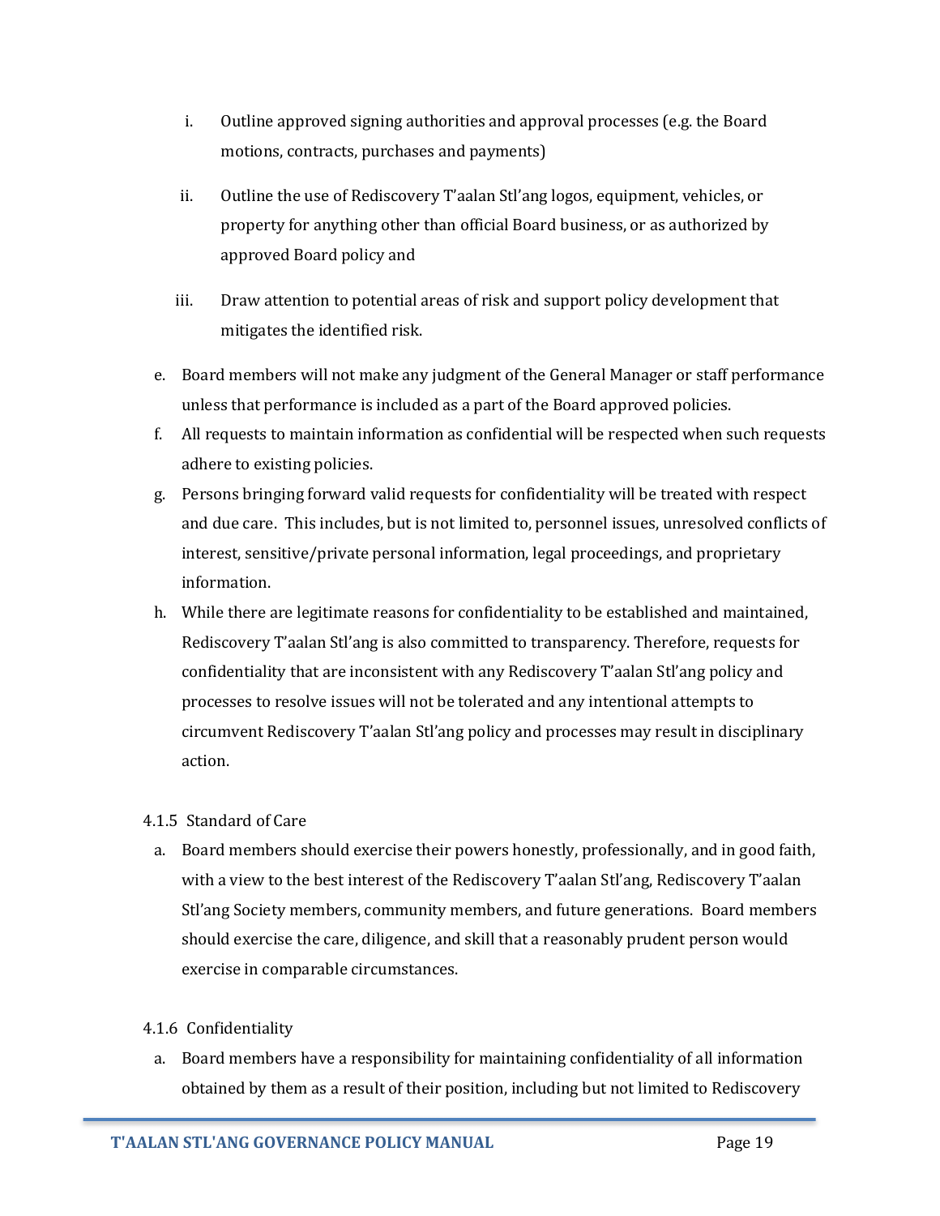i. Outline approved signing authorities and approval processes (e.g. the Board motions, contracts, purchases and payments)

   ii. Outline the use of Rediscovery T'aalan Stl'ang logos, equipment, vehicles, or property for anything other than official Board business, or as authorized by approved Board policy and

   iii. Draw attention to potential areas of risk and support policy development that mitigates the identified risk.

e. Board members will not make any judgment of the General Manager or staff performance unless that performance is included as a part of the Board approved policies.
f. All requests to maintain information as confidential will be respected when such requests adhere to existing policies.
g. Persons bringing forward valid requests for confidentiality will be treated with respect and due care. This includes, but is not limited to, personnel issues, unresolved conflicts of interest, sensitive/private personal information, legal proceedings, and proprietary information.
h. While there are legitimate reasons for confidentiality to be established and maintained, Rediscovery T'aalan Stl'ang is also committed to transparency. Therefore, requests for confidentiality that are inconsistent with any Rediscovery T'aalan Stl'ang policy and processes to resolve issues will not be tolerated and any intentional attempts to circumvent Rediscovery T'aalan Stl'ang policy and processes may result in disciplinary action.

4.1.5 Standard of Care

a. Board members should exercise their powers honestly, professionally, and in good faith, with a view to the best interest of the Rediscovery T'aalan Stl'ang, Rediscovery T'aalan Stl'ang Society members, community members, and future generations. Board members should exercise the care, diligence, and skill that a reasonably prudent person would exercise in comparable circumstances.

4.1.6 Confidentiality

a. Board members have a responsibility for maintaining confidentiality of all information obtained by them as a result of their position, including but not limited to Rediscovery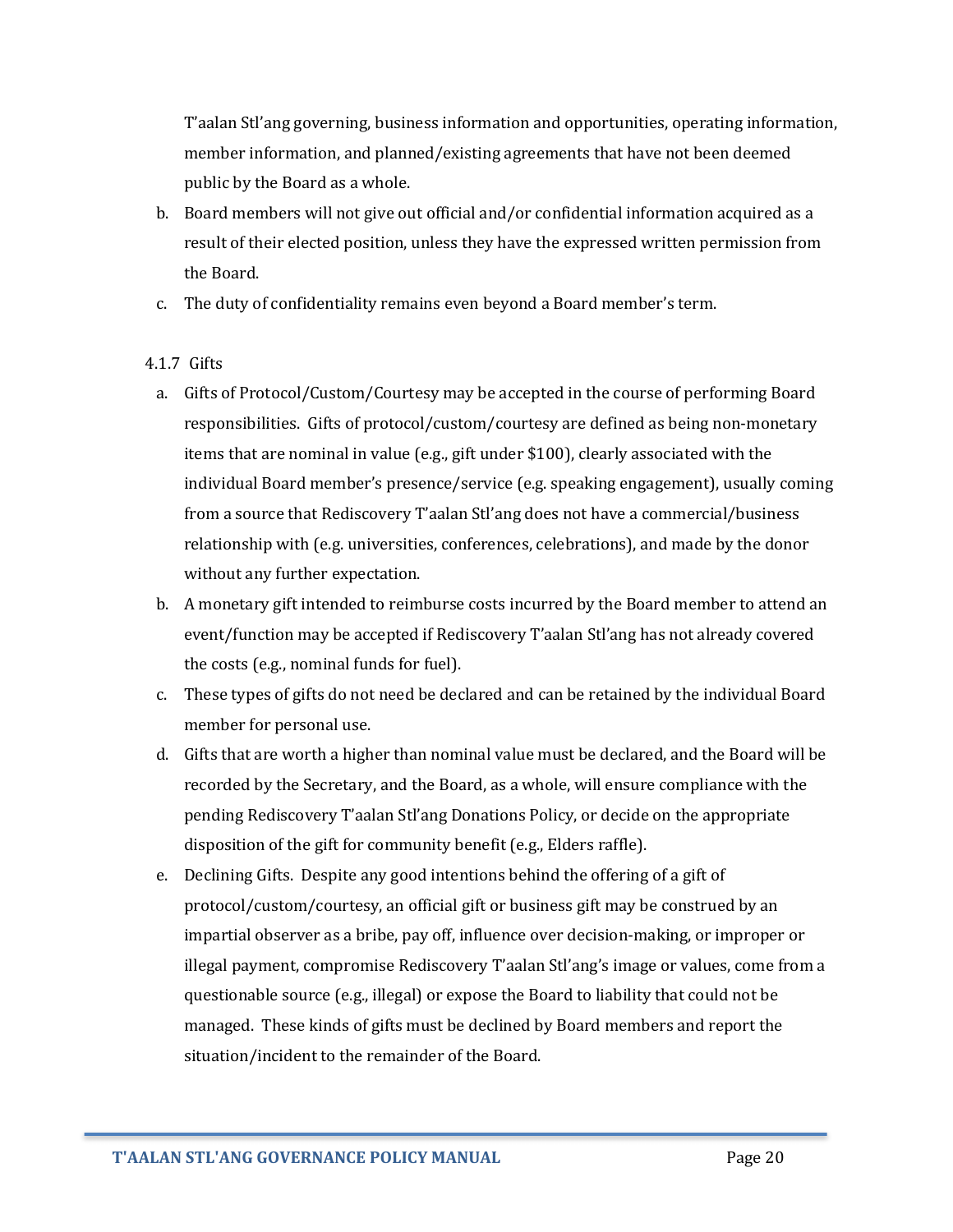T'aalan Stl'ang governing, business information and opportunities, operating information, member information, and planned/existing agreements that have not been deemed public by the Board as a whole.

b. Board members will not give out official and/or confidential information acquired as a result of their elected position, unless they have the expressed written permission from the Board.

c. The duty of confidentiality remains even beyond a Board member's term.

4.1.7 Gifts

a. Gifts of Protocol/Custom/Courtesy may be accepted in the course of performing Board responsibilities. Gifts of protocol/custom/courtesy are defined as being non-monetary items that are nominal in value (e.g., gift under $100), clearly associated with the individual Board member's presence/service (e.g. speaking engagement), usually coming from a source that Rediscovery T'aalan Stl'ang does not have a commercial/business relationship with (e.g. universities, conferences, celebrations), and made by the donor without any further expectation.

b. A monetary gift intended to reimburse costs incurred by the Board member to attend an event/function may be accepted if Rediscovery T'aalan Stl'ang has not already covered the costs (e.g., nominal funds for fuel).

c. These types of gifts do not need be declared and can be retained by the individual Board member for personal use.

d. Gifts that are worth a higher than nominal value must be declared, and the Board will be recorded by the Secretary, and the Board, as a whole, will ensure compliance with the pending Rediscovery T'aalan Stl'ang Donations Policy, or decide on the appropriate disposition of the gift for community benefit (e.g., Elders raffle).

e. Declining Gifts. Despite any good intentions behind the offering of a gift of protocol/custom/courtesy, an official gift or business gift may be construed by an impartial observer as a bribe, pay off, influence over decision-making, or improper or illegal payment, compromise Rediscovery T'aalan Stl'ang's image or values, come from a questionable source (e.g., illegal) or expose the Board to liability that could not be managed. These kinds of gifts must be declined by Board members and report the situation/incident to the remainder of the Board.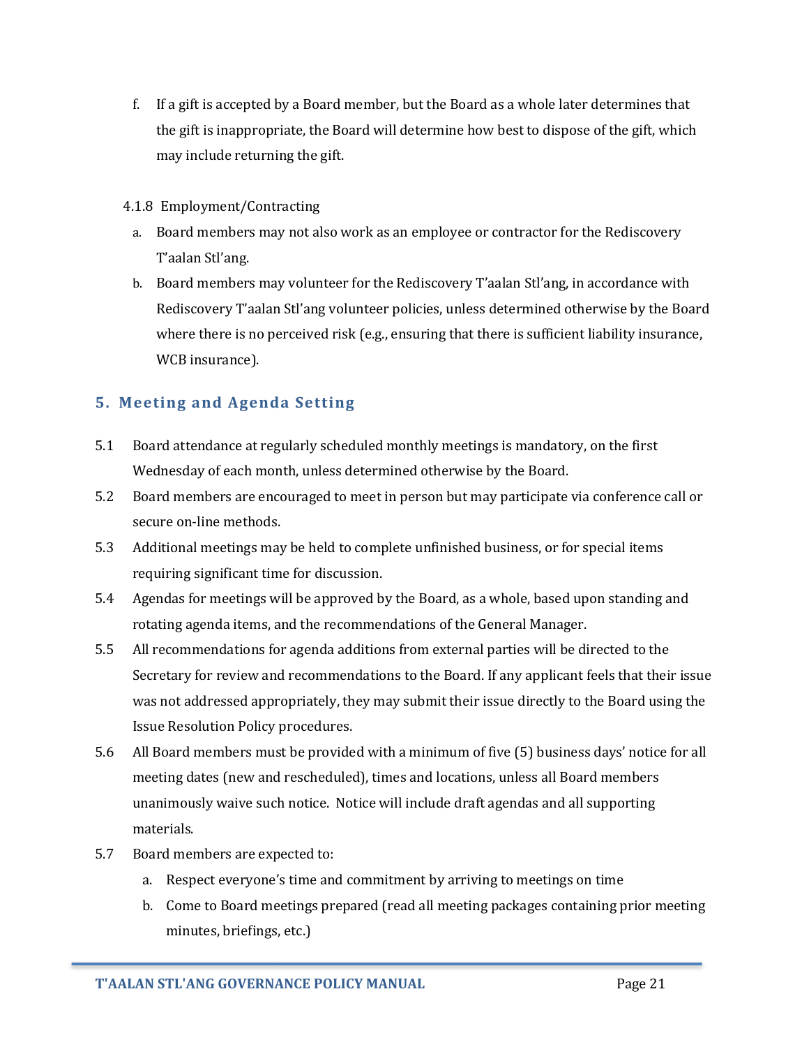f. If a gift is accepted by a Board member, but the Board as a whole later determines that the gift is inappropriate, the Board will determine how best to dispose of the gift, which may include returning the gift.

4.1.8 Employment/Contracting

a. Board members may not also work as an employee or contractor for the Rediscovery T'aalan Stl'ang.
b. Board members may volunteer for the Rediscovery T'aalan Stl'ang, in accordance with Rediscovery T'aalan Stl'ang volunteer policies, unless determined otherwise by the Board where there is no perceived risk (e.g., ensuring that there is sufficient liability insurance, WCB insurance).

## 5. Meeting and Agenda Setting

5.1 Board attendance at regularly scheduled monthly meetings is mandatory, on the first Wednesday of each month, unless determined otherwise by the Board.

5.2 Board members are encouraged to meet in person but may participate via conference call or secure on-line methods.

5.3 Additional meetings may be held to complete unfinished business, or for special items requiring significant time for discussion.

5.4 Agendas for meetings will be approved by the Board, as a whole, based upon standing and rotating agenda items, and the recommendations of the General Manager.

5.5 All recommendations for agenda additions from external parties will be directed to the Secretary for review and recommendations to the Board. If any applicant feels that their issue was not addressed appropriately, they may submit their issue directly to the Board using the Issue Resolution Policy procedures.

5.6 All Board members must be provided with a minimum of five (5) business days' notice for all meeting dates (new and rescheduled), times and locations, unless all Board members unanimously waive such notice. Notice will include draft agendas and all supporting materials.

5.7 Board members are expected to:

a. Respect everyone's time and commitment by arriving to meetings on time
b. Come to Board meetings prepared (read all meeting packages containing prior meeting minutes, briefings, etc.)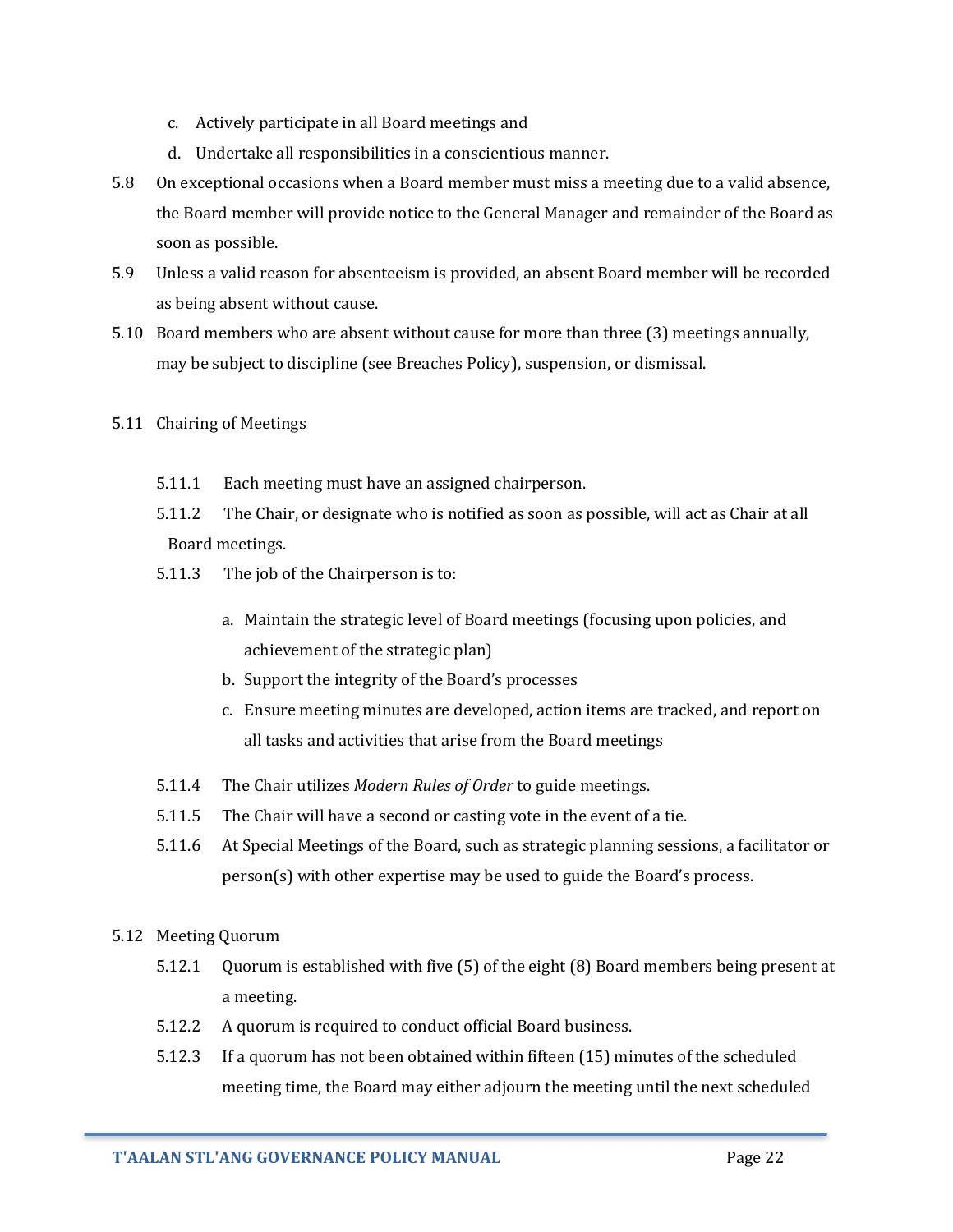c. Actively participate in all Board meetings and
d. Undertake all responsibilities in a conscientious manner.

5.8 On exceptional occasions when a Board member must miss a meeting due to a valid absence, the Board member will provide notice to the General Manager and remainder of the Board as soon as possible.

5.9 Unless a valid reason for absenteeism is provided, an absent Board member will be recorded as being absent without cause.

5.10 Board members who are absent without cause for more than three (3) meetings annually, may be subject to discipline (see Breaches Policy), suspension, or dismissal.

5.11 Chairing of Meetings

5.11.1 Each meeting must have an assigned chairperson.

5.11.2 The Chair, or designate who is notified as soon as possible, will act as Chair at all Board meetings.

5.11.3 The job of the Chairperson is to:

a. Maintain the strategic level of Board meetings (focusing upon policies, and achievement of the strategic plan)
b. Support the integrity of the Board's processes
c. Ensure meeting minutes are developed, action items are tracked, and report on all tasks and activities that arise from the Board meetings

5.11.4 The Chair utilizes *Modern Rules of Order* to guide meetings.

5.11.5 The Chair will have a second or casting vote in the event of a tie.

5.11.6 At Special Meetings of the Board, such as strategic planning sessions, a facilitator or person(s) with other expertise may be used to guide the Board's process.

5.12 Meeting Quorum

5.12.1 Quorum is established with five (5) of the eight (8) Board members being present at a meeting.

5.12.2 A quorum is required to conduct official Board business.

5.12.3 If a quorum has not been obtained within fifteen (15) minutes of the scheduled meeting time, the Board may either adjourn the meeting until the next scheduled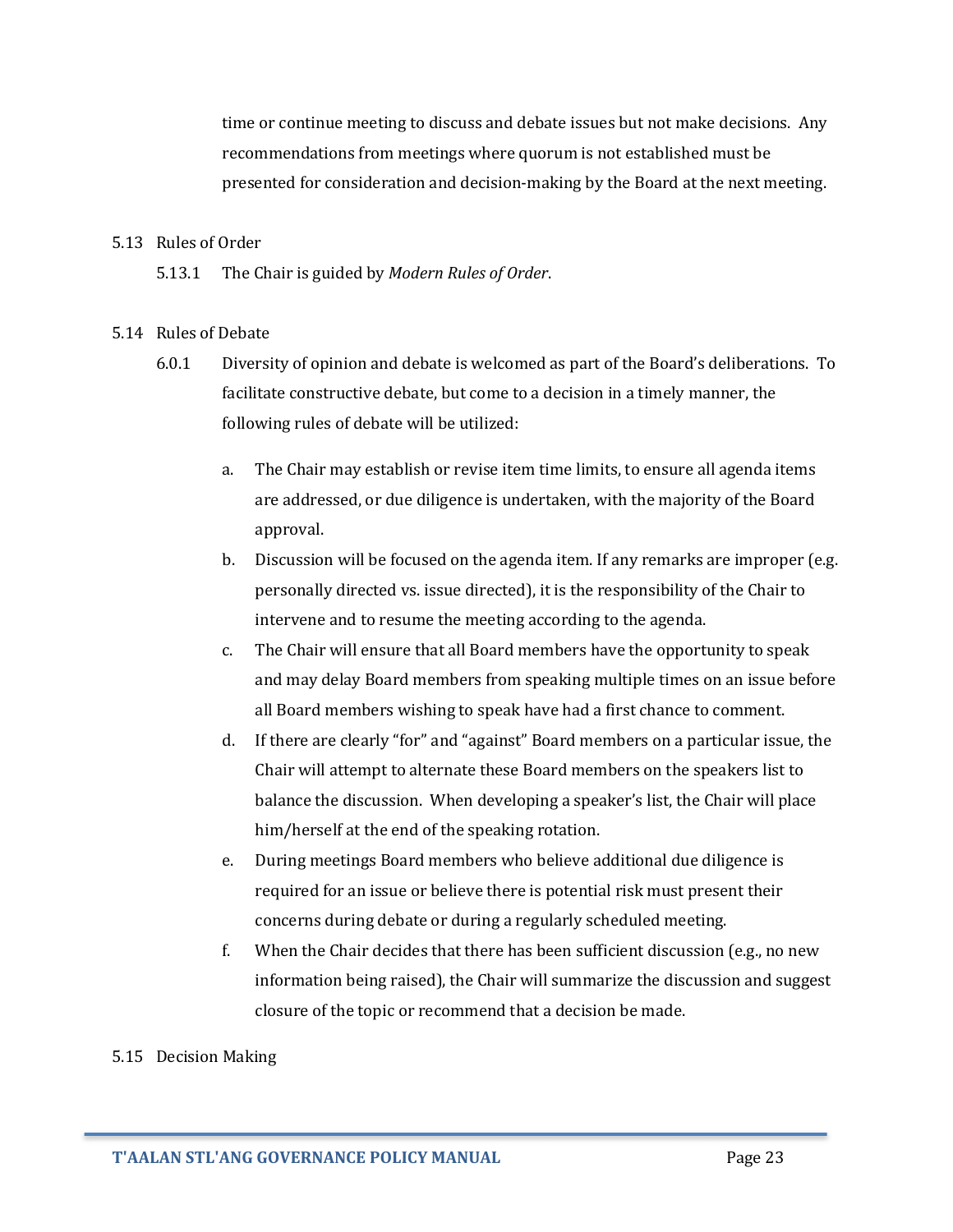time or continue meeting to discuss and debate issues but not make decisions. Any recommendations from meetings where quorum is not established must be presented for consideration and decision-making by the Board at the next meeting.

5.13 Rules of Order

5.13.1 The Chair is guided by *Modern Rules of Order*.

5.14 Rules of Debate

6.0.1 Diversity of opinion and debate is welcomed as part of the Board's deliberations. To facilitate constructive debate, but come to a decision in a timely manner, the following rules of debate will be utilized:

a. The Chair may establish or revise item time limits, to ensure all agenda items are addressed, or due diligence is undertaken, with the majority of the Board approval.

b. Discussion will be focused on the agenda item. If any remarks are improper (e.g. personally directed vs. issue directed), it is the responsibility of the Chair to intervene and to resume the meeting according to the agenda.

c. The Chair will ensure that all Board members have the opportunity to speak and may delay Board members from speaking multiple times on an issue before all Board members wishing to speak have had a first chance to comment.

d. If there are clearly "for" and "against" Board members on a particular issue, the Chair will attempt to alternate these Board members on the speakers list to balance the discussion. When developing a speaker's list, the Chair will place him/herself at the end of the speaking rotation.

e. During meetings Board members who believe additional due diligence is required for an issue or believe there is potential risk must present their concerns during debate or during a regularly scheduled meeting.

f. When the Chair decides that there has been sufficient discussion (e.g., no new information being raised), the Chair will summarize the discussion and suggest closure of the topic or recommend that a decision be made.

5.15 Decision Making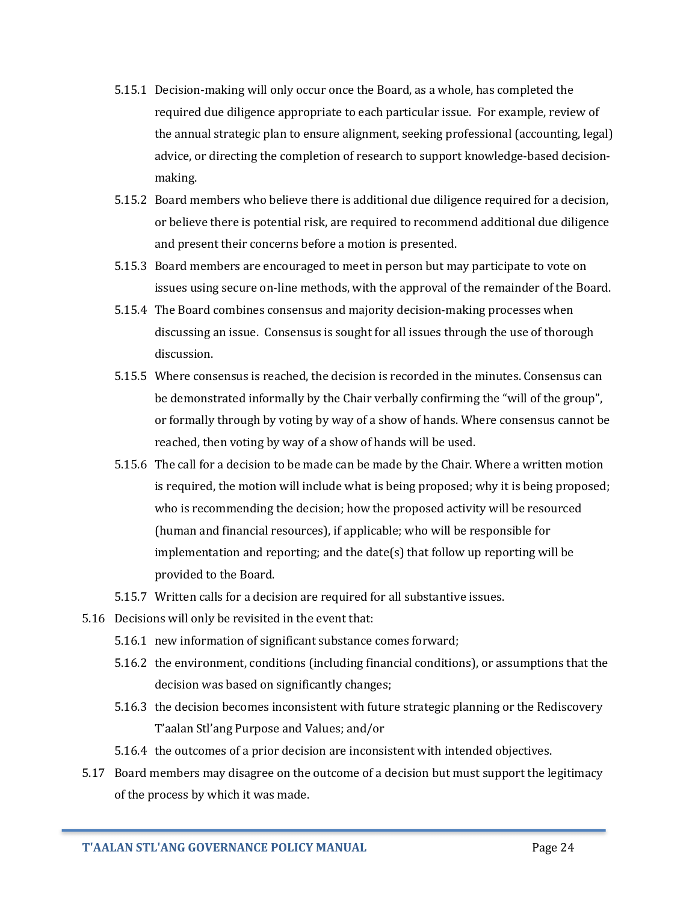5.15.1 Decision-making will only occur once the Board, as a whole, has completed the required due diligence appropriate to each particular issue. For example, review of the annual strategic plan to ensure alignment, seeking professional (accounting, legal) advice, or directing the completion of research to support knowledge-based decision-making.

5.15.2 Board members who believe there is additional due diligence required for a decision, or believe there is potential risk, are required to recommend additional due diligence and present their concerns before a motion is presented.

5.15.3 Board members are encouraged to meet in person but may participate to vote on issues using secure on-line methods, with the approval of the remainder of the Board.

5.15.4 The Board combines consensus and majority decision-making processes when discussing an issue. Consensus is sought for all issues through the use of thorough discussion.

5.15.5 Where consensus is reached, the decision is recorded in the minutes. Consensus can be demonstrated informally by the Chair verbally confirming the "will of the group", or formally through by voting by way of a show of hands. Where consensus cannot be reached, then voting by way of a show of hands will be used.

5.15.6 The call for a decision to be made can be made by the Chair. Where a written motion is required, the motion will include what is being proposed; why it is being proposed; who is recommending the decision; how the proposed activity will be resourced (human and financial resources), if applicable; who will be responsible for implementation and reporting; and the date(s) that follow up reporting will be provided to the Board.

5.15.7 Written calls for a decision are required for all substantive issues.

5.16 Decisions will only be revisited in the event that:

5.16.1 new information of significant substance comes forward;

5.16.2 the environment, conditions (including financial conditions), or assumptions that the decision was based on significantly changes;

5.16.3 the decision becomes inconsistent with future strategic planning or the Rediscovery T'aalan Stl'ang Purpose and Values; and/or

5.16.4 the outcomes of a prior decision are inconsistent with intended objectives.

5.17 Board members may disagree on the outcome of a decision but must support the legitimacy of the process by which it was made.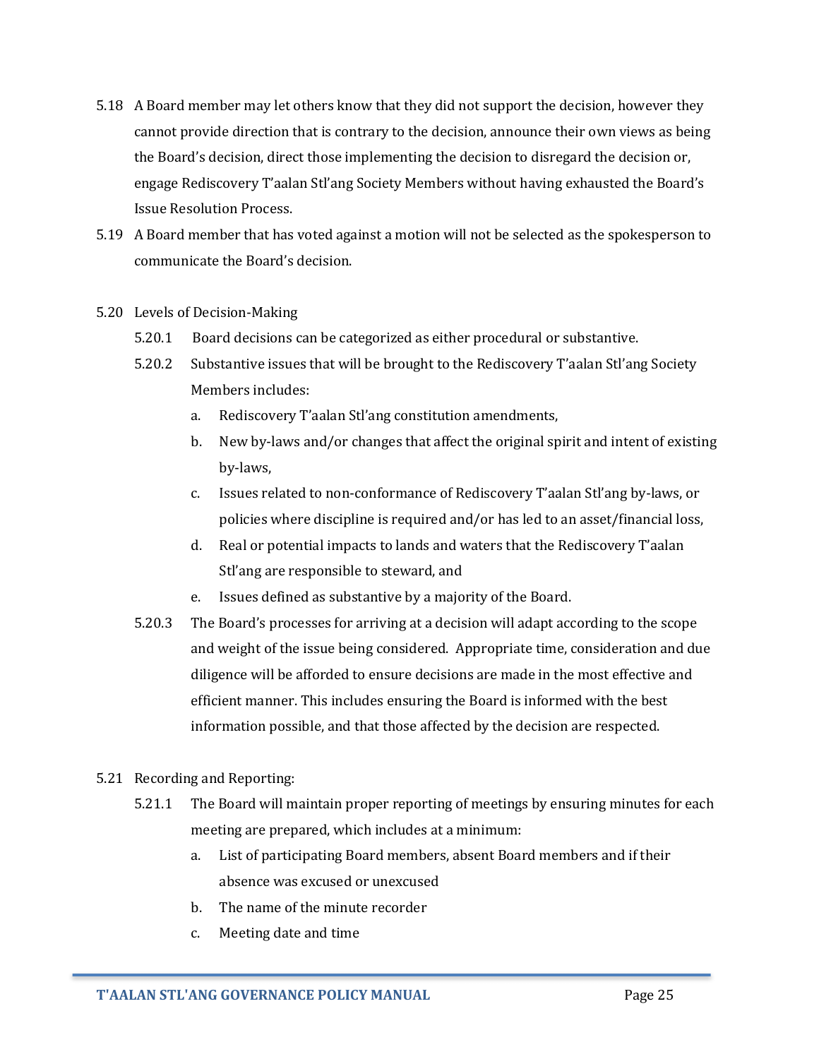5.18 A Board member may let others know that they did not support the decision, however they cannot provide direction that is contrary to the decision, announce their own views as being the Board's decision, direct those implementing the decision to disregard the decision or, engage Rediscovery T'aalan Stl'ang Society Members without having exhausted the Board's Issue Resolution Process.

5.19 A Board member that has voted against a motion will not be selected as the spokesperson to communicate the Board's decision.

5.20 Levels of Decision-Making

5.20.1 Board decisions can be categorized as either procedural or substantive.

5.20.2 Substantive issues that will be brought to the Rediscovery T'aalan Stl'ang Society Members includes:

a. Rediscovery T'aalan Stl'ang constitution amendments,

b. New by-laws and/or changes that affect the original spirit and intent of existing by-laws,

c. Issues related to non-conformance of Rediscovery T'aalan Stl'ang by-laws, or policies where discipline is required and/or has led to an asset/financial loss,

d. Real or potential impacts to lands and waters that the Rediscovery T'aalan Stl'ang are responsible to steward, and

e. Issues defined as substantive by a majority of the Board.

5.20.3 The Board's processes for arriving at a decision will adapt according to the scope and weight of the issue being considered. Appropriate time, consideration and due diligence will be afforded to ensure decisions are made in the most effective and efficient manner. This includes ensuring the Board is informed with the best information possible, and that those affected by the decision are respected.

5.21 Recording and Reporting:

5.21.1 The Board will maintain proper reporting of meetings by ensuring minutes for each meeting are prepared, which includes at a minimum:

a. List of participating Board members, absent Board members and if their absence was excused or unexcused

b. The name of the minute recorder

c. Meeting date and time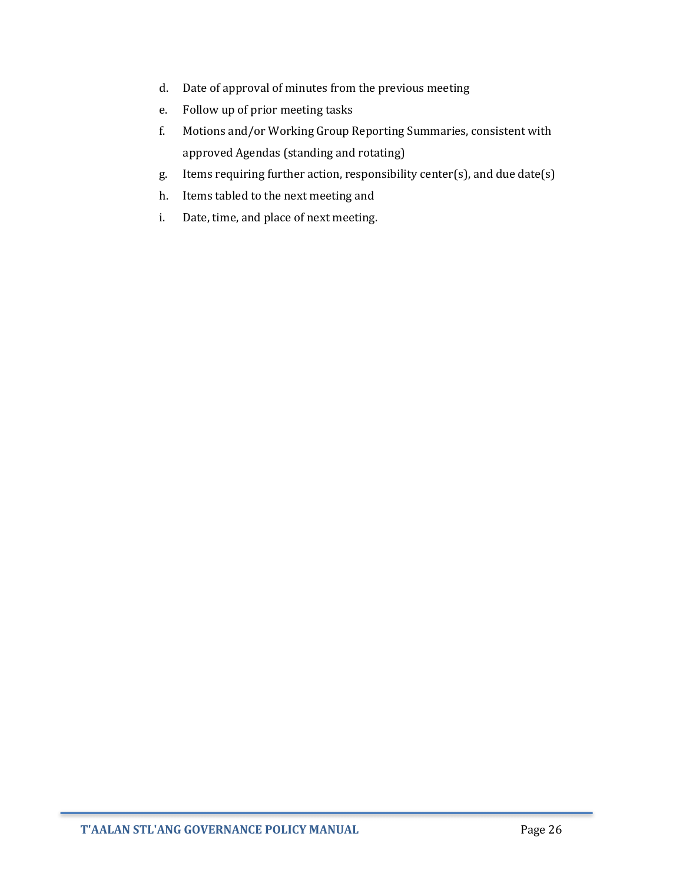d. Date of approval of minutes from the previous meeting
e. Follow up of prior meeting tasks
f. Motions and/or Working Group Reporting Summaries, consistent with approved Agendas (standing and rotating)
g. Items requiring further action, responsibility center(s), and due date(s)
h. Items tabled to the next meeting and
i. Date, time, and place of next meeting.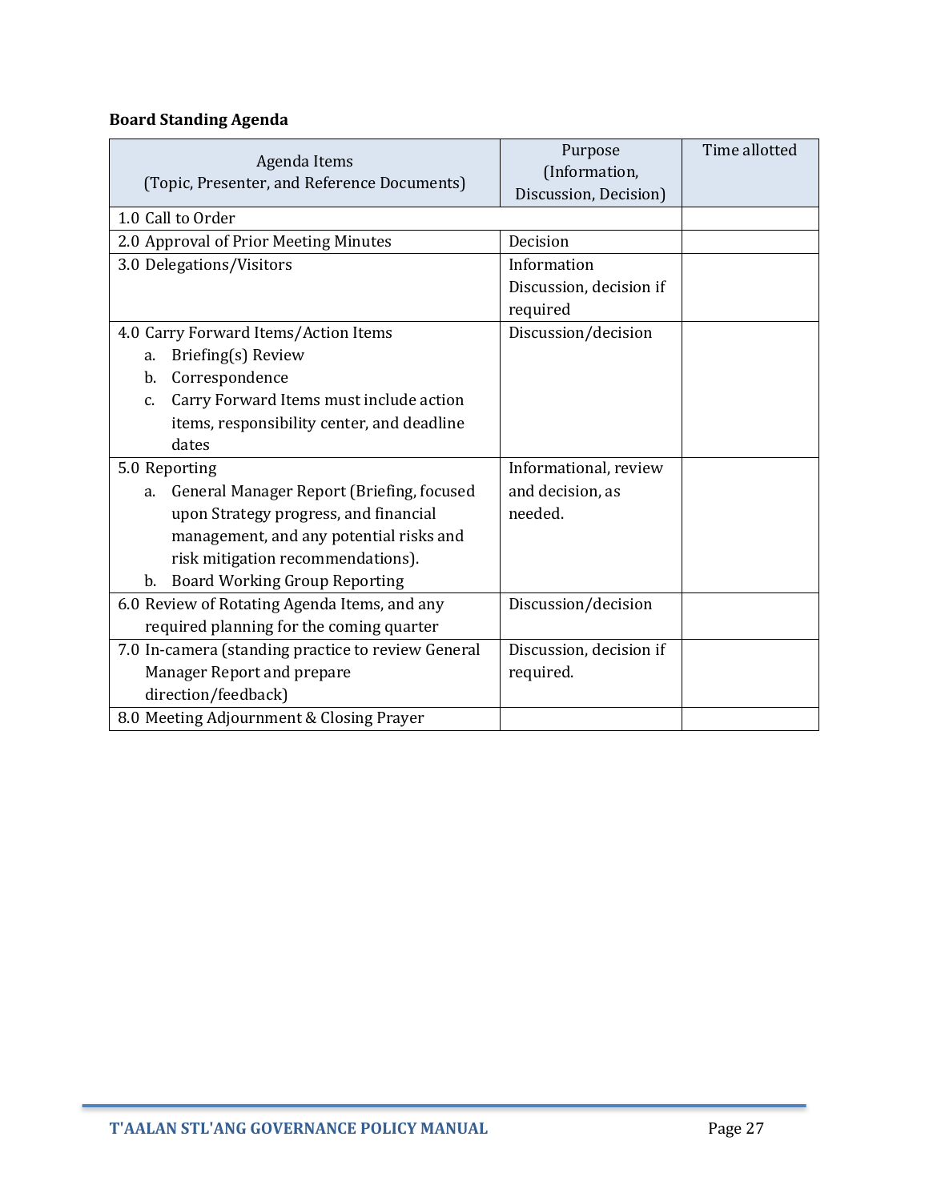**Board Standing Agenda**

| Agenda Items<br>(Topic, Presenter, and Reference Documents) | Purpose<br>(Information, Discussion, Decision) | Time allotted |
|---|---|---|
| 1.0 Call to Order | | |
| 2.0 Approval of Prior Meeting Minutes | Decision | |
| 3.0 Delegations/Visitors | Information<br>Discussion, decision if required | |
| 4.0 Carry Forward Items/Action Items<br>a. Briefing(s) Review<br>b. Correspondence<br>c. Carry Forward Items must include action items, responsibility center, and deadline dates | Discussion/decision | |
| 5.0 Reporting<br>a. General Manager Report (Briefing, focused upon Strategy progress, and financial management, and any potential risks and risk mitigation recommendations).<br>b. Board Working Group Reporting | Informational, review and decision, as needed. | |
| 6.0 Review of Rotating Agenda Items, and any required planning for the coming quarter | Discussion/decision | |
| 7.0 In-camera (standing practice to review General Manager Report and prepare direction/feedback) | Discussion, decision if required. | |
| 8.0 Meeting Adjournment & Closing Prayer | | |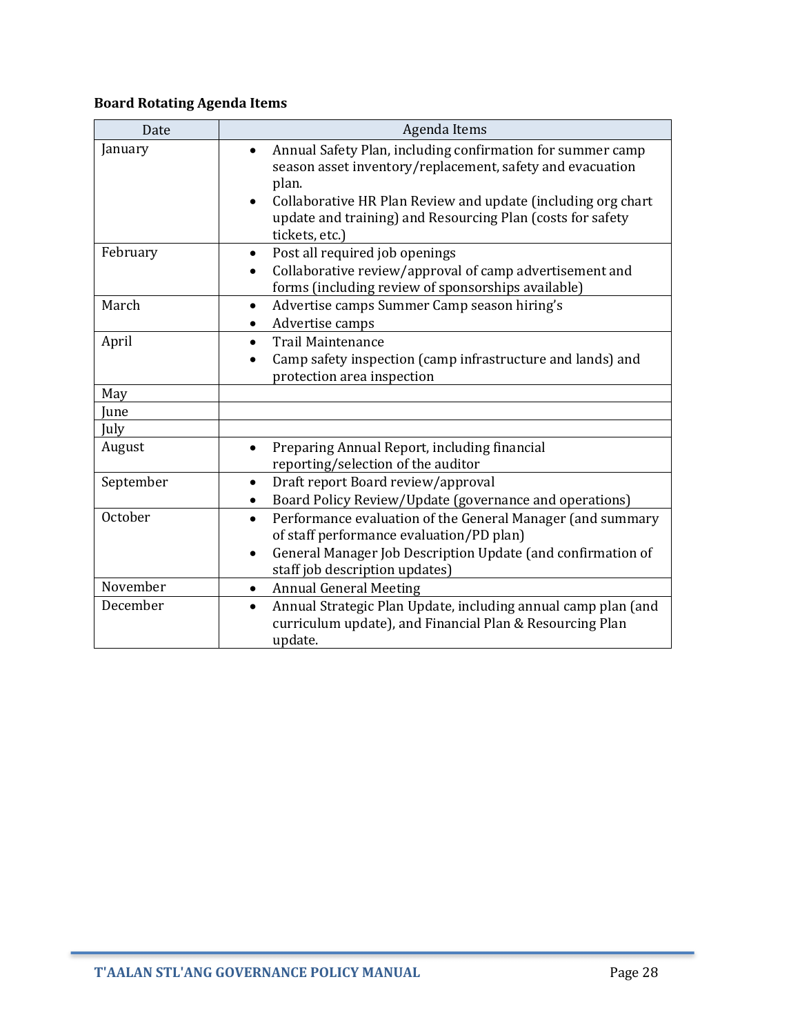**Board Rotating Agenda Items**

| Date | Agenda Items |
|---|---|
| January | • Annual Safety Plan, including confirmation for summer camp season asset inventory/replacement, safety and evacuation plan.<br>• Collaborative HR Plan Review and update (including org chart update and training) and Resourcing Plan (costs for safety tickets, etc.) |
| February | • Post all required job openings<br>• Collaborative review/approval of camp advertisement and forms (including review of sponsorships available) |
| March | • Advertise camps Summer Camp season hiring's<br>• Advertise camps |
| April | • Trail Maintenance<br>• Camp safety inspection (camp infrastructure and lands) and protection area inspection |
| May | |
| June | |
| July | |
| August | • Preparing Annual Report, including financial reporting/selection of the auditor |
| September | • Draft report Board review/approval<br>• Board Policy Review/Update (governance and operations) |
| October | • Performance evaluation of the General Manager (and summary of staff performance evaluation/PD plan)<br>• General Manager Job Description Update (and confirmation of staff job description updates) |
| November | • Annual General Meeting |
| December | • Annual Strategic Plan Update, including annual camp plan (and curriculum update), and Financial Plan & Resourcing Plan update. |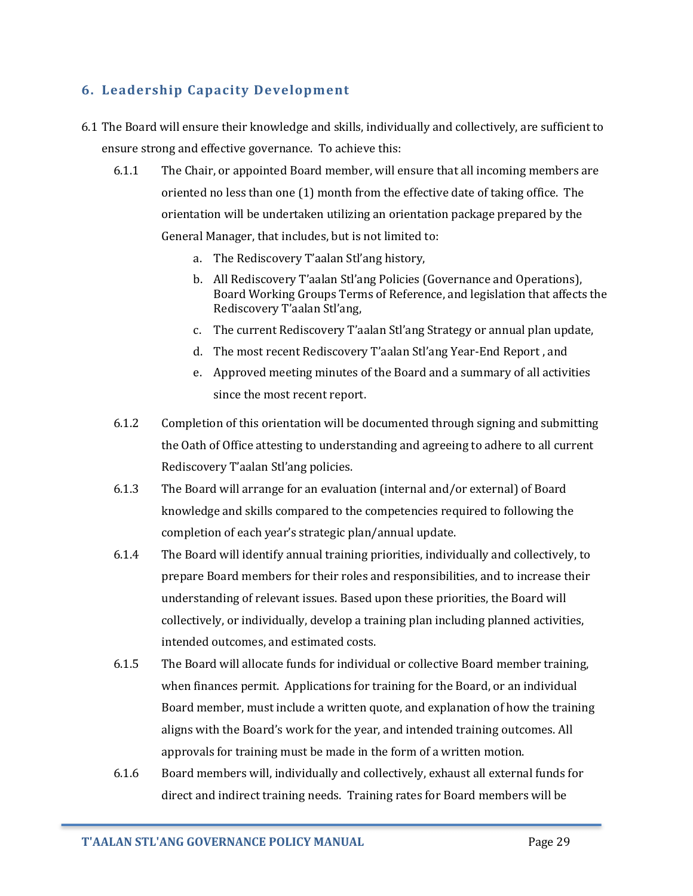## 6. Leadership Capacity Development

6.1 The Board will ensure their knowledge and skills, individually and collectively, are sufficient to ensure strong and effective governance. To achieve this:

- 6.1.1 The Chair, or appointed Board member, will ensure that all incoming members are oriented no less than one (1) month from the effective date of taking office. The orientation will be undertaken utilizing an orientation package prepared by the General Manager, that includes, but is not limited to:
  - a. The Rediscovery T'aalan Stl'ang history,
  - b. All Rediscovery T'aalan Stl'ang Policies (Governance and Operations), Board Working Groups Terms of Reference, and legislation that affects the Rediscovery T'aalan Stl'ang,
  - c. The current Rediscovery T'aalan Stl'ang Strategy or annual plan update,
  - d. The most recent Rediscovery T'aalan Stl'ang Year-End Report , and
  - e. Approved meeting minutes of the Board and a summary of all activities since the most recent report.
- 6.1.2 Completion of this orientation will be documented through signing and submitting the Oath of Office attesting to understanding and agreeing to adhere to all current Rediscovery T'aalan Stl'ang policies.
- 6.1.3 The Board will arrange for an evaluation (internal and/or external) of Board knowledge and skills compared to the competencies required to following the completion of each year's strategic plan/annual update.
- 6.1.4 The Board will identify annual training priorities, individually and collectively, to prepare Board members for their roles and responsibilities, and to increase their understanding of relevant issues. Based upon these priorities, the Board will collectively, or individually, develop a training plan including planned activities, intended outcomes, and estimated costs.
- 6.1.5 The Board will allocate funds for individual or collective Board member training, when finances permit. Applications for training for the Board, or an individual Board member, must include a written quote, and explanation of how the training aligns with the Board's work for the year, and intended training outcomes. All approvals for training must be made in the form of a written motion.
- 6.1.6 Board members will, individually and collectively, exhaust all external funds for direct and indirect training needs. Training rates for Board members will be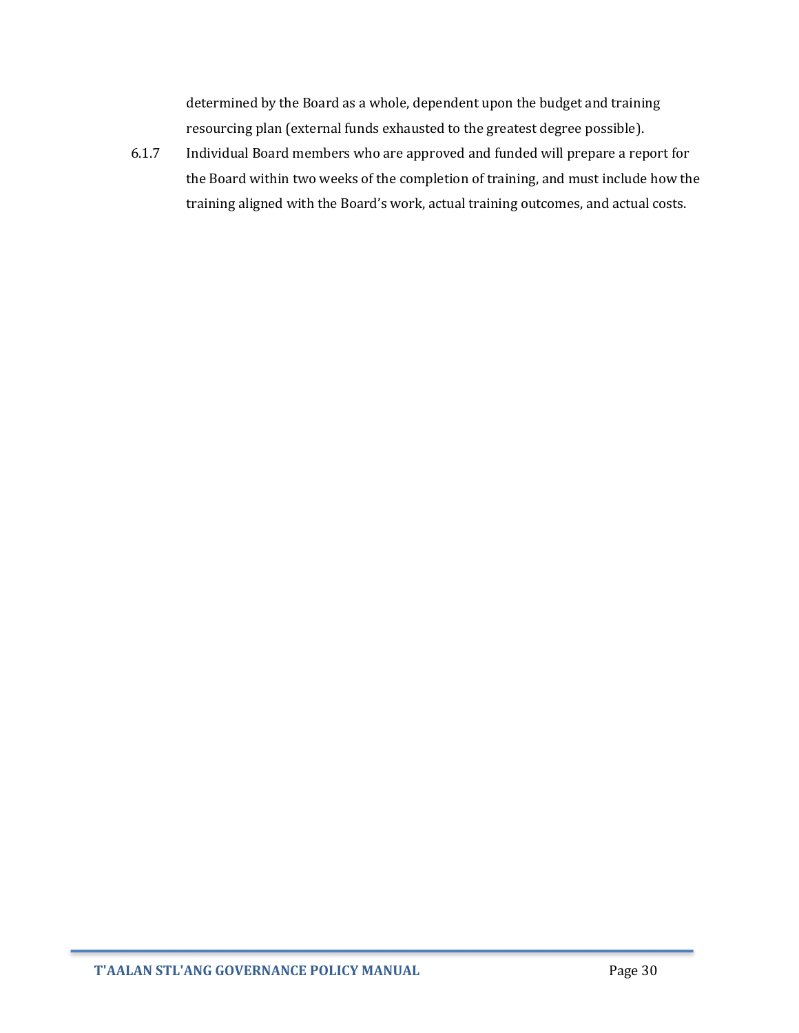determined by the Board as a whole, dependent upon the budget and training resourcing plan (external funds exhausted to the greatest degree possible).

6.1.7 Individual Board members who are approved and funded will prepare a report for the Board within two weeks of the completion of training, and must include how the training aligned with the Board's work, actual training outcomes, and actual costs.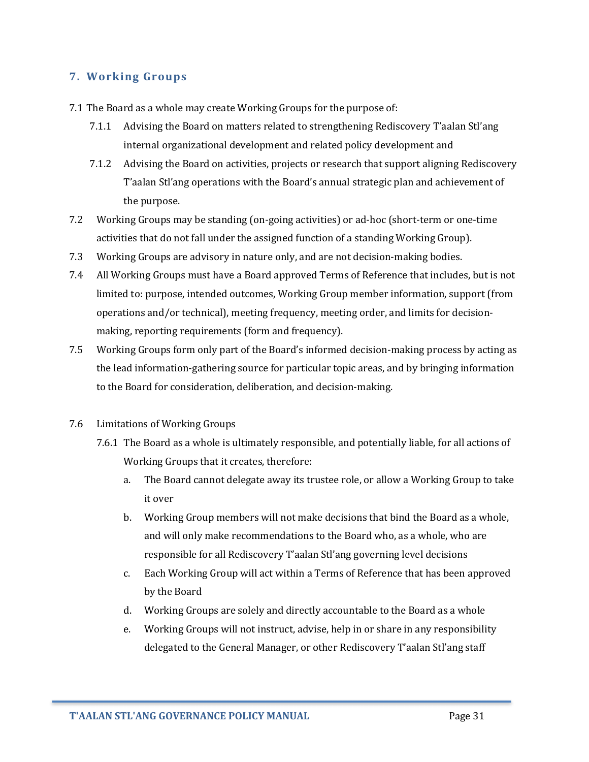## 7. Working Groups

7.1 The Board as a whole may create Working Groups for the purpose of:

- 7.1.1 Advising the Board on matters related to strengthening Rediscovery T'aalan Stl'ang internal organizational development and related policy development and
- 7.1.2 Advising the Board on activities, projects or research that support aligning Rediscovery T'aalan Stl'ang operations with the Board's annual strategic plan and achievement of the purpose.

7.2 Working Groups may be standing (on-going activities) or ad-hoc (short-term or one-time activities that do not fall under the assigned function of a standing Working Group).

7.3 Working Groups are advisory in nature only, and are not decision-making bodies.

7.4 All Working Groups must have a Board approved Terms of Reference that includes, but is not limited to: purpose, intended outcomes, Working Group member information, support (from operations and/or technical), meeting frequency, meeting order, and limits for decision-making, reporting requirements (form and frequency).

7.5 Working Groups form only part of the Board's informed decision-making process by acting as the lead information-gathering source for particular topic areas, and by bringing information to the Board for consideration, deliberation, and decision-making.

7.6 Limitations of Working Groups

- 7.6.1 The Board as a whole is ultimately responsible, and potentially liable, for all actions of Working Groups that it creates, therefore:
  - a. The Board cannot delegate away its trustee role, or allow a Working Group to take it over
  - b. Working Group members will not make decisions that bind the Board as a whole, and will only make recommendations to the Board who, as a whole, who are responsible for all Rediscovery T'aalan Stl'ang governing level decisions
  - c. Each Working Group will act within a Terms of Reference that has been approved by the Board
  - d. Working Groups are solely and directly accountable to the Board as a whole
  - e. Working Groups will not instruct, advise, help in or share in any responsibility delegated to the General Manager, or other Rediscovery T'aalan Stl'ang staff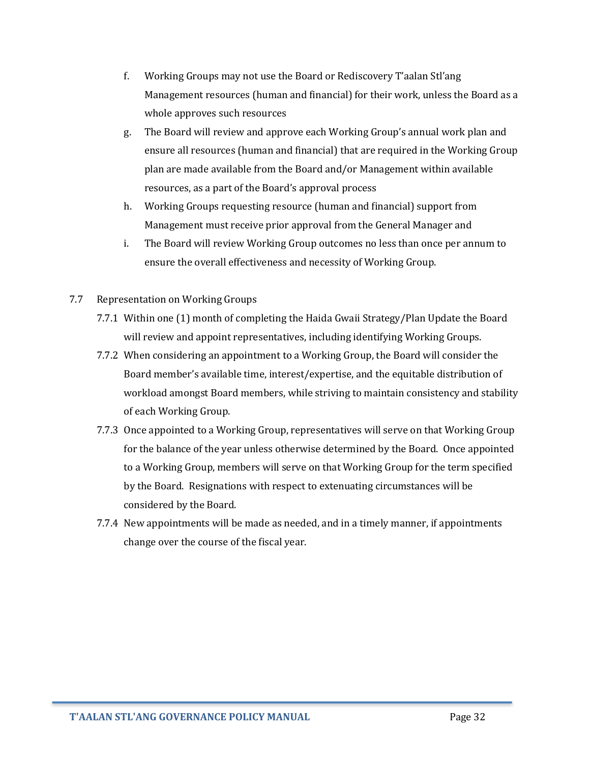f. Working Groups may not use the Board or Rediscovery T'aalan Stl'ang Management resources (human and financial) for their work, unless the Board as a whole approves such resources

g. The Board will review and approve each Working Group's annual work plan and ensure all resources (human and financial) that are required in the Working Group plan are made available from the Board and/or Management within available resources, as a part of the Board's approval process

h. Working Groups requesting resource (human and financial) support from Management must receive prior approval from the General Manager and

i. The Board will review Working Group outcomes no less than once per annum to ensure the overall effectiveness and necessity of Working Group.

7.7 Representation on Working Groups

7.7.1 Within one (1) month of completing the Haida Gwaii Strategy/Plan Update the Board will review and appoint representatives, including identifying Working Groups.

7.7.2 When considering an appointment to a Working Group, the Board will consider the Board member's available time, interest/expertise, and the equitable distribution of workload amongst Board members, while striving to maintain consistency and stability of each Working Group.

7.7.3 Once appointed to a Working Group, representatives will serve on that Working Group for the balance of the year unless otherwise determined by the Board. Once appointed to a Working Group, members will serve on that Working Group for the term specified by the Board. Resignations with respect to extenuating circumstances will be considered by the Board.

7.7.4 New appointments will be made as needed, and in a timely manner, if appointments change over the course of the fiscal year.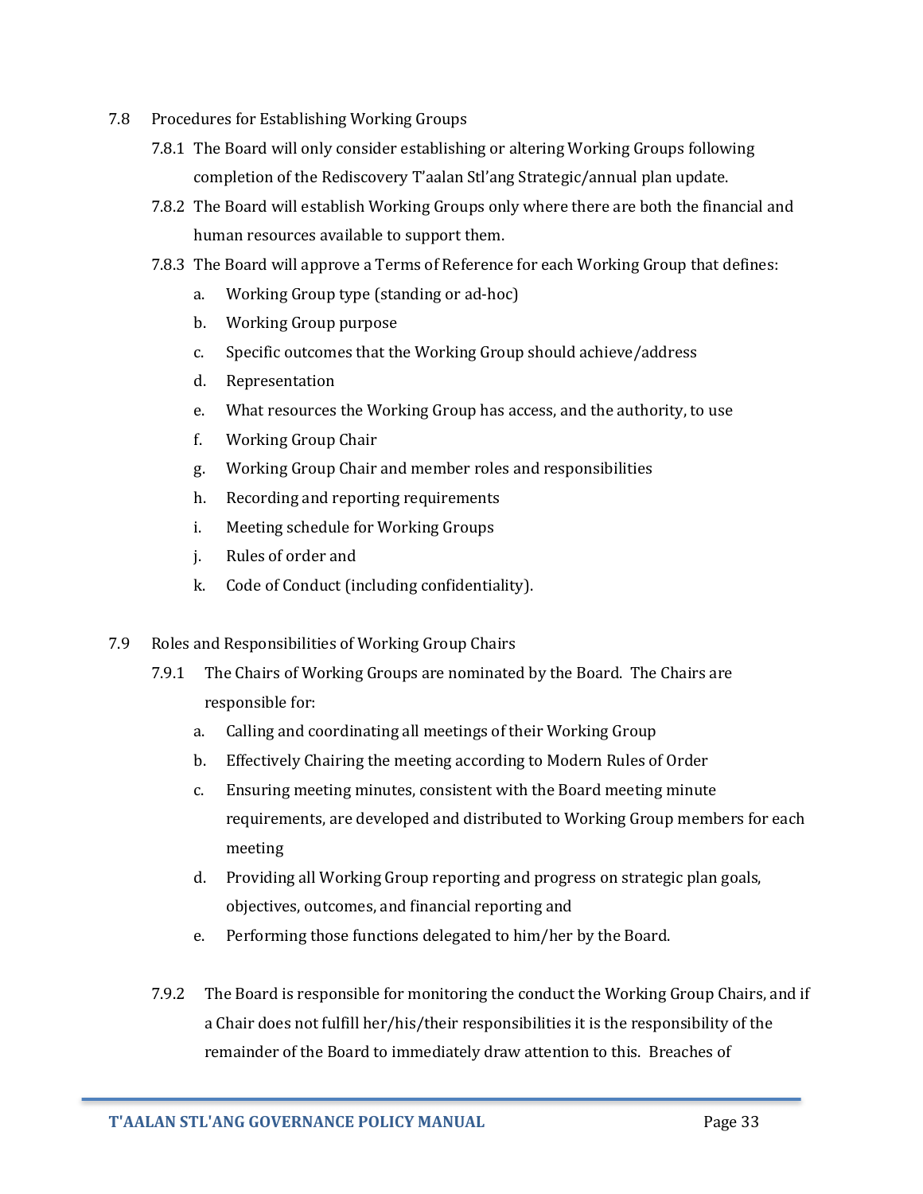7.8 Procedures for Establishing Working Groups

7.8.1 The Board will only consider establishing or altering Working Groups following completion of the Rediscovery T'aalan Stl'ang Strategic/annual plan update.

7.8.2 The Board will establish Working Groups only where there are both the financial and human resources available to support them.

7.8.3 The Board will approve a Terms of Reference for each Working Group that defines:

a. Working Group type (standing or ad-hoc)
b. Working Group purpose
c. Specific outcomes that the Working Group should achieve/address
d. Representation
e. What resources the Working Group has access, and the authority, to use
f. Working Group Chair
g. Working Group Chair and member roles and responsibilities
h. Recording and reporting requirements
i. Meeting schedule for Working Groups
j. Rules of order and
k. Code of Conduct (including confidentiality).

7.9 Roles and Responsibilities of Working Group Chairs

7.9.1 The Chairs of Working Groups are nominated by the Board. The Chairs are responsible for:

a. Calling and coordinating all meetings of their Working Group
b. Effectively Chairing the meeting according to Modern Rules of Order
c. Ensuring meeting minutes, consistent with the Board meeting minute requirements, are developed and distributed to Working Group members for each meeting
d. Providing all Working Group reporting and progress on strategic plan goals, objectives, outcomes, and financial reporting and
e. Performing those functions delegated to him/her by the Board.

7.9.2 The Board is responsible for monitoring the conduct the Working Group Chairs, and if a Chair does not fulfill her/his/their responsibilities it is the responsibility of the remainder of the Board to immediately draw attention to this. Breaches of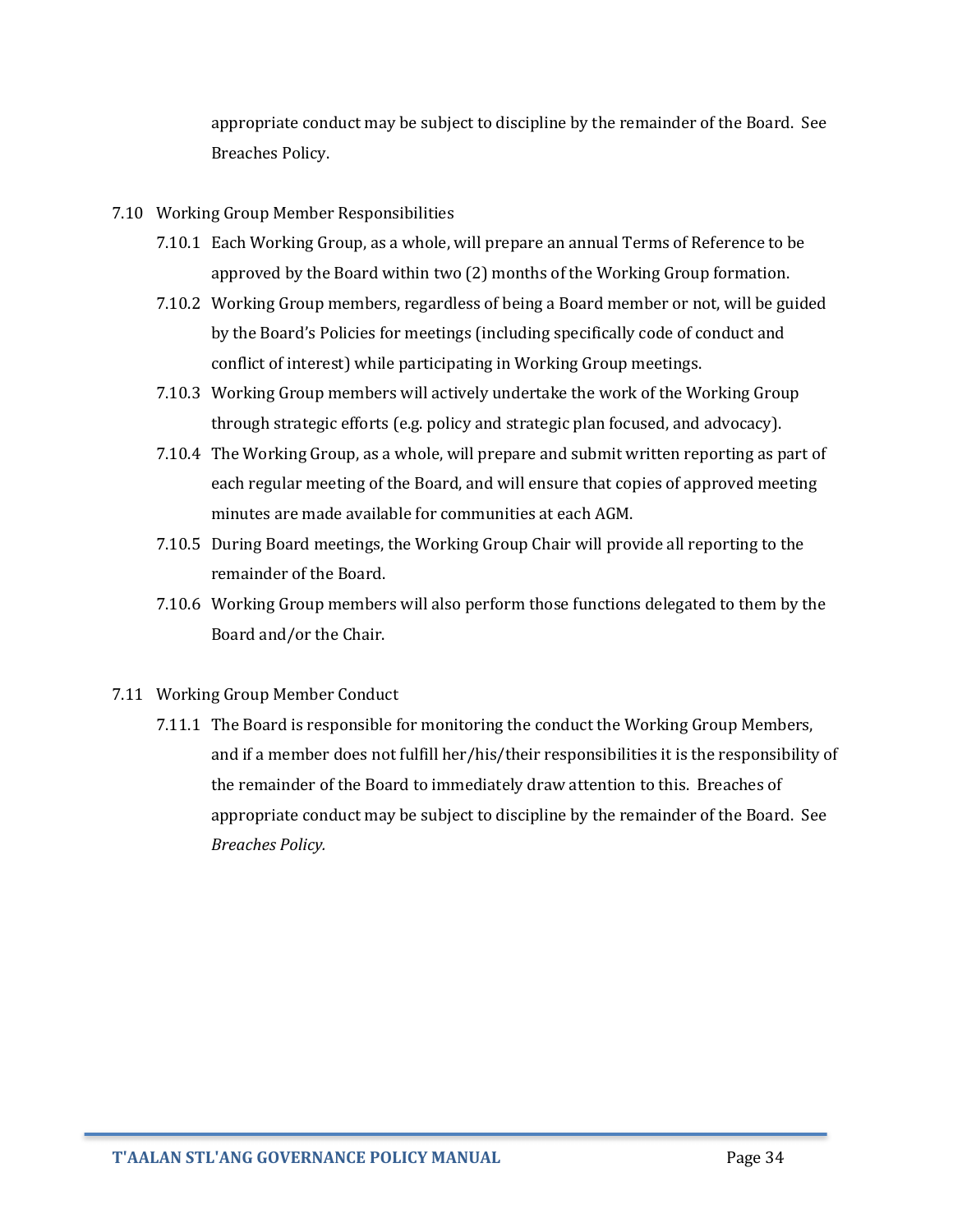appropriate conduct may be subject to discipline by the remainder of the Board. See Breaches Policy.

7.10 Working Group Member Responsibilities

7.10.1 Each Working Group, as a whole, will prepare an annual Terms of Reference to be approved by the Board within two (2) months of the Working Group formation.

7.10.2 Working Group members, regardless of being a Board member or not, will be guided by the Board's Policies for meetings (including specifically code of conduct and conflict of interest) while participating in Working Group meetings.

7.10.3 Working Group members will actively undertake the work of the Working Group through strategic efforts (e.g. policy and strategic plan focused, and advocacy).

7.10.4 The Working Group, as a whole, will prepare and submit written reporting as part of each regular meeting of the Board, and will ensure that copies of approved meeting minutes are made available for communities at each AGM.

7.10.5 During Board meetings, the Working Group Chair will provide all reporting to the remainder of the Board.

7.10.6 Working Group members will also perform those functions delegated to them by the Board and/or the Chair.

7.11 Working Group Member Conduct

7.11.1 The Board is responsible for monitoring the conduct the Working Group Members, and if a member does not fulfill her/his/their responsibilities it is the responsibility of the remainder of the Board to immediately draw attention to this. Breaches of appropriate conduct may be subject to discipline by the remainder of the Board. See *Breaches Policy.*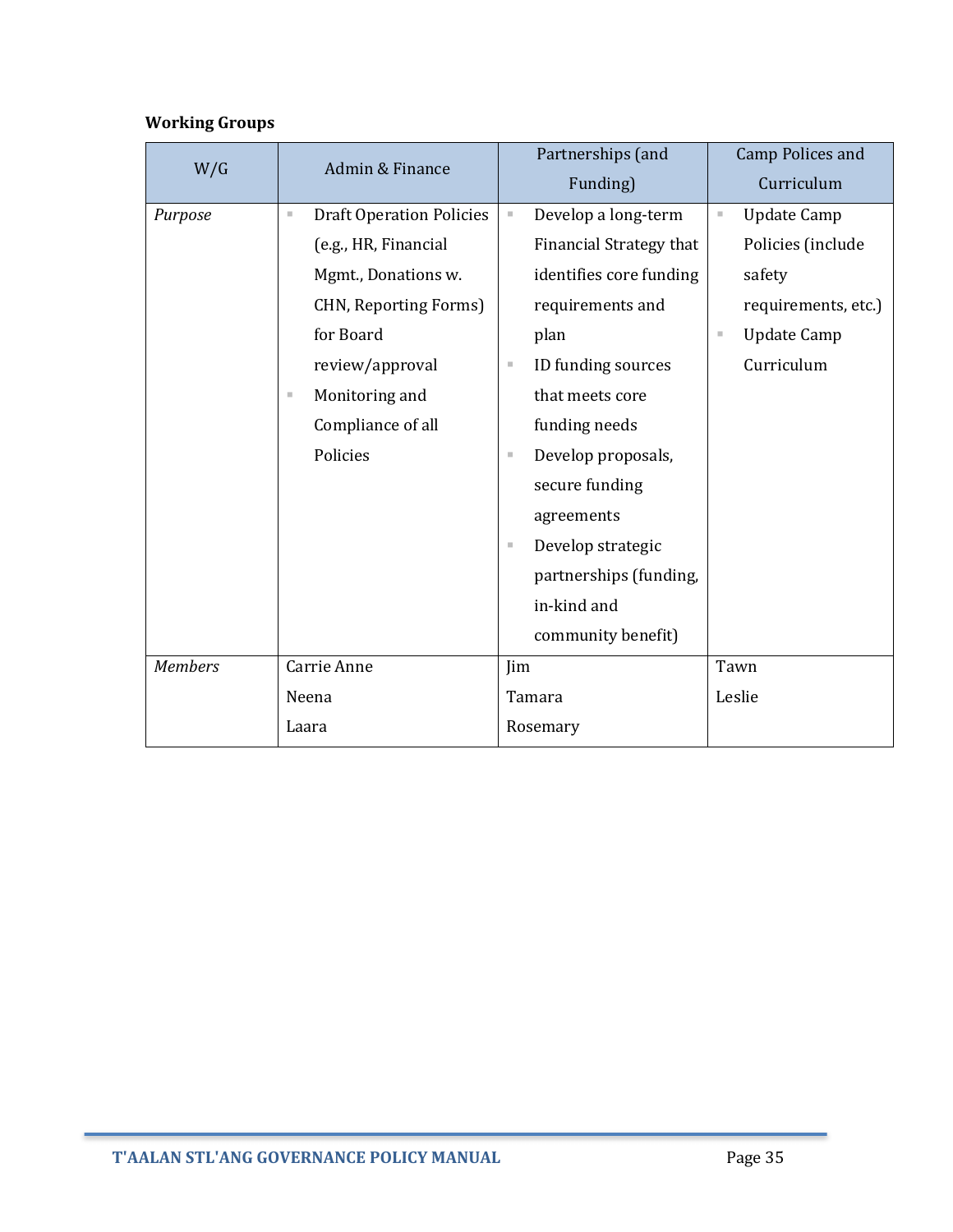**Working Groups**

| W/G | Admin & Finance | Partnerships (and Funding) | Camp Polices and Curriculum |
|---|---|---|---|
| *Purpose* | ▪ Draft Operation Policies (e.g., HR, Financial Mgmt., Donations w. CHN, Reporting Forms) for Board review/approval<br>▪ Monitoring and Compliance of all Policies | ▪ Develop a long-term Financial Strategy that identifies core funding requirements and plan<br>▪ ID funding sources that meets core funding needs<br>▪ Develop proposals, secure funding agreements<br>▪ Develop strategic partnerships (funding, in-kind and community benefit) | ▪ Update Camp Policies (include safety requirements, etc.)<br>▪ Update Camp Curriculum |
| *Members* | Carrie Anne<br>Neena<br>Laara | Jim<br>Tamara<br>Rosemary | Tawn<br>Leslie |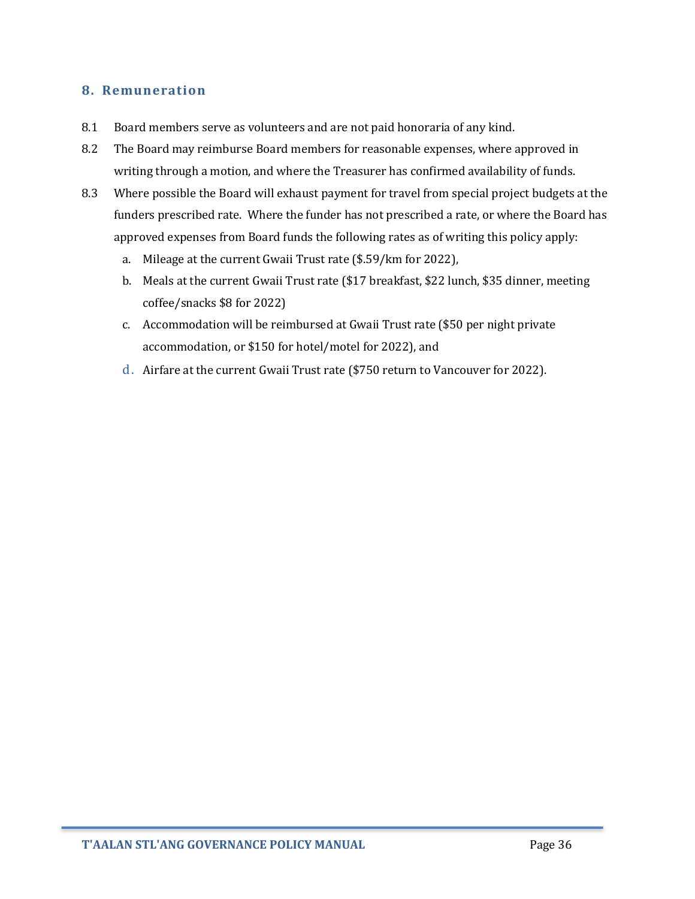## 8. Remuneration

8.1 Board members serve as volunteers and are not paid honoraria of any kind.

8.2 The Board may reimburse Board members for reasonable expenses, where approved in writing through a motion, and where the Treasurer has confirmed availability of funds.

8.3 Where possible the Board will exhaust payment for travel from special project budgets at the funders prescribed rate. Where the funder has not prescribed a rate, or where the Board has approved expenses from Board funds the following rates as of writing this policy apply:

  a. Mileage at the current Gwaii Trust rate ($.59/km for 2022),
  b. Meals at the current Gwaii Trust rate ($17 breakfast, $22 lunch, $35 dinner, meeting coffee/snacks $8 for 2022)
  c. Accommodation will be reimbursed at Gwaii Trust rate ($50 per night private accommodation, or $150 for hotel/motel for 2022), and
  d. Airfare at the current Gwaii Trust rate ($750 return to Vancouver for 2022).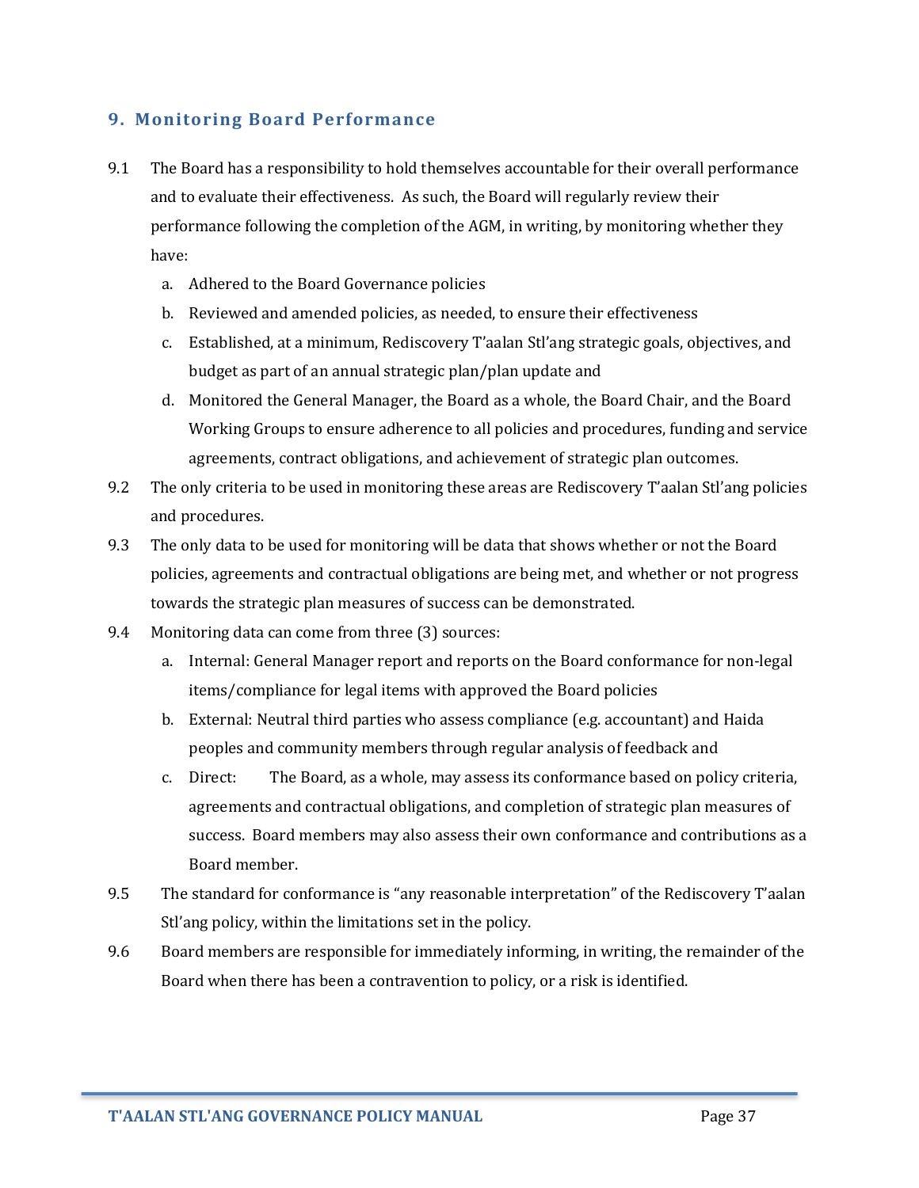## 9. Monitoring Board Performance

9.1 The Board has a responsibility to hold themselves accountable for their overall performance and to evaluate their effectiveness. As such, the Board will regularly review their performance following the completion of the AGM, in writing, by monitoring whether they have:

   a. Adhered to the Board Governance policies
   b. Reviewed and amended policies, as needed, to ensure their effectiveness
   c. Established, at a minimum, Rediscovery T'aalan Stl'ang strategic goals, objectives, and budget as part of an annual strategic plan/plan update and
   d. Monitored the General Manager, the Board as a whole, the Board Chair, and the Board Working Groups to ensure adherence to all policies and procedures, funding and service agreements, contract obligations, and achievement of strategic plan outcomes.

9.2 The only criteria to be used in monitoring these areas are Rediscovery T'aalan Stl'ang policies and procedures.

9.3 The only data to be used for monitoring will be data that shows whether or not the Board policies, agreements and contractual obligations are being met, and whether or not progress towards the strategic plan measures of success can be demonstrated.

9.4 Monitoring data can come from three (3) sources:

   a. Internal: General Manager report and reports on the Board conformance for non-legal items/compliance for legal items with approved the Board policies
   b. External: Neutral third parties who assess compliance (e.g. accountant) and Haida peoples and community members through regular analysis of feedback and
   c. Direct: The Board, as a whole, may assess its conformance based on policy criteria, agreements and contractual obligations, and completion of strategic plan measures of success. Board members may also assess their own conformance and contributions as a Board member.

9.5 The standard for conformance is "any reasonable interpretation" of the Rediscovery T'aalan Stl'ang policy, within the limitations set in the policy.

9.6 Board members are responsible for immediately informing, in writing, the remainder of the Board when there has been a contravention to policy, or a risk is identified.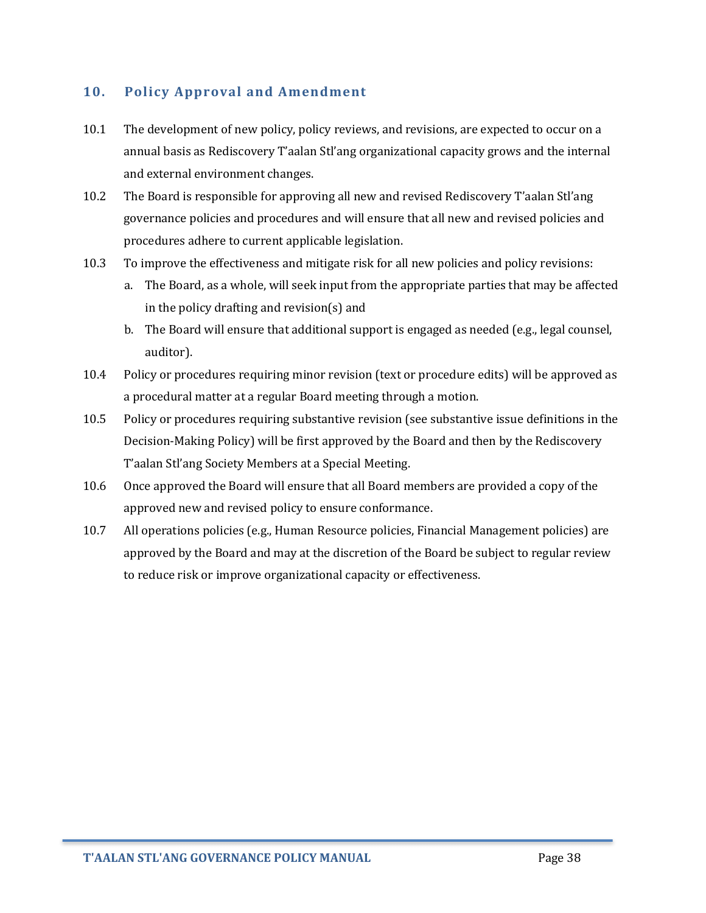## 10. Policy Approval and Amendment

10.1 The development of new policy, policy reviews, and revisions, are expected to occur on a annual basis as Rediscovery T'aalan Stl'ang organizational capacity grows and the internal and external environment changes.

10.2 The Board is responsible for approving all new and revised Rediscovery T'aalan Stl'ang governance policies and procedures and will ensure that all new and revised policies and procedures adhere to current applicable legislation.

10.3 To improve the effectiveness and mitigate risk for all new policies and policy revisions:

a. The Board, as a whole, will seek input from the appropriate parties that may be affected in the policy drafting and revision(s) and

b. The Board will ensure that additional support is engaged as needed (e.g., legal counsel, auditor).

10.4 Policy or procedures requiring minor revision (text or procedure edits) will be approved as a procedural matter at a regular Board meeting through a motion.

10.5 Policy or procedures requiring substantive revision (see substantive issue definitions in the Decision-Making Policy) will be first approved by the Board and then by the Rediscovery T'aalan Stl'ang Society Members at a Special Meeting.

10.6 Once approved the Board will ensure that all Board members are provided a copy of the approved new and revised policy to ensure conformance.

10.7 All operations policies (e.g., Human Resource policies, Financial Management policies) are approved by the Board and may at the discretion of the Board be subject to regular review to reduce risk or improve organizational capacity or effectiveness.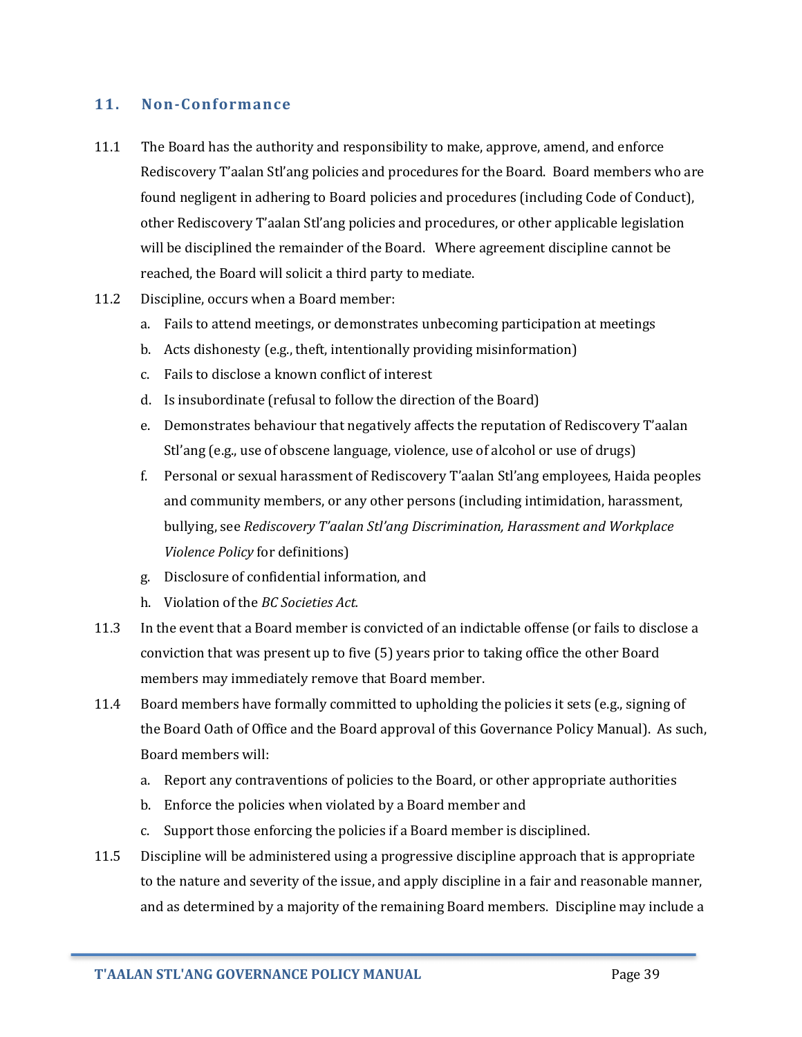## 11. Non-Conformance

11.1 The Board has the authority and responsibility to make, approve, amend, and enforce Rediscovery T'aalan Stl'ang policies and procedures for the Board. Board members who are found negligent in adhering to Board policies and procedures (including Code of Conduct), other Rediscovery T'aalan Stl'ang policies and procedures, or other applicable legislation will be disciplined the remainder of the Board. Where agreement discipline cannot be reached, the Board will solicit a third party to mediate.

11.2 Discipline, occurs when a Board member:

   a. Fails to attend meetings, or demonstrates unbecoming participation at meetings
   b. Acts dishonesty (e.g., theft, intentionally providing misinformation)
   c. Fails to disclose a known conflict of interest
   d. Is insubordinate (refusal to follow the direction of the Board)
   e. Demonstrates behaviour that negatively affects the reputation of Rediscovery T'aalan Stl'ang (e.g., use of obscene language, violence, use of alcohol or use of drugs)
   f. Personal or sexual harassment of Rediscovery T'aalan Stl'ang employees, Haida peoples and community members, or any other persons (including intimidation, harassment, bullying, see *Rediscovery T'aalan Stl'ang Discrimination, Harassment and Workplace Violence Policy* for definitions)
   g. Disclosure of confidential information, and
   h. Violation of the *BC Societies Act.*

11.3 In the event that a Board member is convicted of an indictable offense (or fails to disclose a conviction that was present up to five (5) years prior to taking office the other Board members may immediately remove that Board member.

11.4 Board members have formally committed to upholding the policies it sets (e.g., signing of the Board Oath of Office and the Board approval of this Governance Policy Manual). As such, Board members will:

   a. Report any contraventions of policies to the Board, or other appropriate authorities
   b. Enforce the policies when violated by a Board member and
   c. Support those enforcing the policies if a Board member is disciplined.

11.5 Discipline will be administered using a progressive discipline approach that is appropriate to the nature and severity of the issue, and apply discipline in a fair and reasonable manner, and as determined by a majority of the remaining Board members. Discipline may include a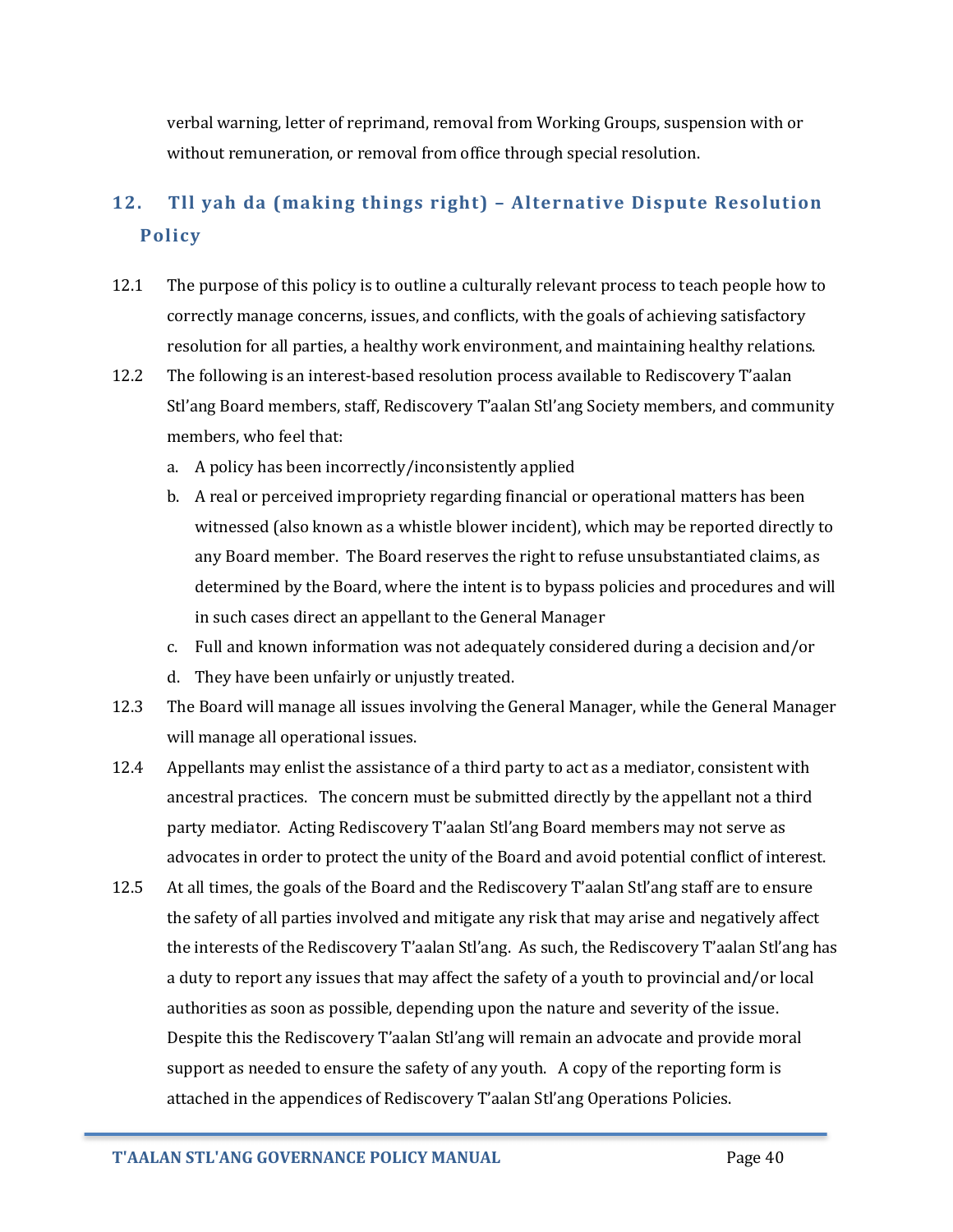verbal warning, letter of reprimand, removal from Working Groups, suspension with or without remuneration, or removal from office through special resolution.

## 12. Tll yah da (making things right) – Alternative Dispute Resolution Policy

12.1 The purpose of this policy is to outline a culturally relevant process to teach people how to correctly manage concerns, issues, and conflicts, with the goals of achieving satisfactory resolution for all parties, a healthy work environment, and maintaining healthy relations.

12.2 The following is an interest-based resolution process available to Rediscovery T'aalan Stl'ang Board members, staff, Rediscovery T'aalan Stl'ang Society members, and community members, who feel that:

a. A policy has been incorrectly/inconsistently applied
b. A real or perceived impropriety regarding financial or operational matters has been witnessed (also known as a whistle blower incident), which may be reported directly to any Board member. The Board reserves the right to refuse unsubstantiated claims, as determined by the Board, where the intent is to bypass policies and procedures and will in such cases direct an appellant to the General Manager
c. Full and known information was not adequately considered during a decision and/or
d. They have been unfairly or unjustly treated.

12.3 The Board will manage all issues involving the General Manager, while the General Manager will manage all operational issues.

12.4 Appellants may enlist the assistance of a third party to act as a mediator, consistent with ancestral practices. The concern must be submitted directly by the appellant not a third party mediator. Acting Rediscovery T'aalan Stl'ang Board members may not serve as advocates in order to protect the unity of the Board and avoid potential conflict of interest.

12.5 At all times, the goals of the Board and the Rediscovery T'aalan Stl'ang staff are to ensure the safety of all parties involved and mitigate any risk that may arise and negatively affect the interests of the Rediscovery T'aalan Stl'ang. As such, the Rediscovery T'aalan Stl'ang has a duty to report any issues that may affect the safety of a youth to provincial and/or local authorities as soon as possible, depending upon the nature and severity of the issue. Despite this the Rediscovery T'aalan Stl'ang will remain an advocate and provide moral support as needed to ensure the safety of any youth. A copy of the reporting form is attached in the appendices of Rediscovery T'aalan Stl'ang Operations Policies.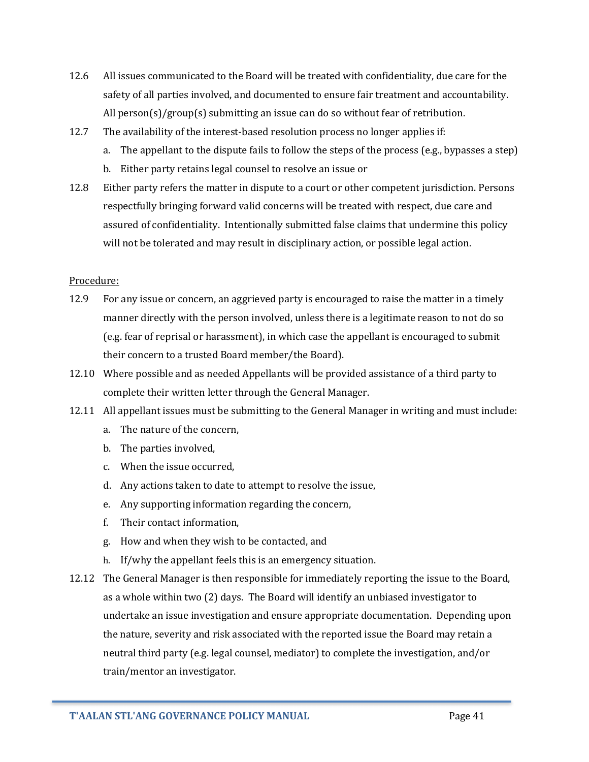12.6 All issues communicated to the Board will be treated with confidentiality, due care for the safety of all parties involved, and documented to ensure fair treatment and accountability. All person(s)/group(s) submitting an issue can do so without fear of retribution.

12.7 The availability of the interest-based resolution process no longer applies if:

a. The appellant to the dispute fails to follow the steps of the process (e.g., bypasses a step)
b. Either party retains legal counsel to resolve an issue or

12.8 Either party refers the matter in dispute to a court or other competent jurisdiction. Persons respectfully bringing forward valid concerns will be treated with respect, due care and assured of confidentiality. Intentionally submitted false claims that undermine this policy will not be tolerated and may result in disciplinary action, or possible legal action.

<u>Procedure:</u>

12.9 For any issue or concern, an aggrieved party is encouraged to raise the matter in a timely manner directly with the person involved, unless there is a legitimate reason to not do so (e.g. fear of reprisal or harassment), in which case the appellant is encouraged to submit their concern to a trusted Board member/the Board).

12.10 Where possible and as needed Appellants will be provided assistance of a third party to complete their written letter through the General Manager.

12.11 All appellant issues must be submitting to the General Manager in writing and must include:

a. The nature of the concern,
b. The parties involved,
c. When the issue occurred,
d. Any actions taken to date to attempt to resolve the issue,
e. Any supporting information regarding the concern,
f. Their contact information,
g. How and when they wish to be contacted, and
h. If/why the appellant feels this is an emergency situation.

12.12 The General Manager is then responsible for immediately reporting the issue to the Board, as a whole within two (2) days. The Board will identify an unbiased investigator to undertake an issue investigation and ensure appropriate documentation. Depending upon the nature, severity and risk associated with the reported issue the Board may retain a neutral third party (e.g. legal counsel, mediator) to complete the investigation, and/or train/mentor an investigator.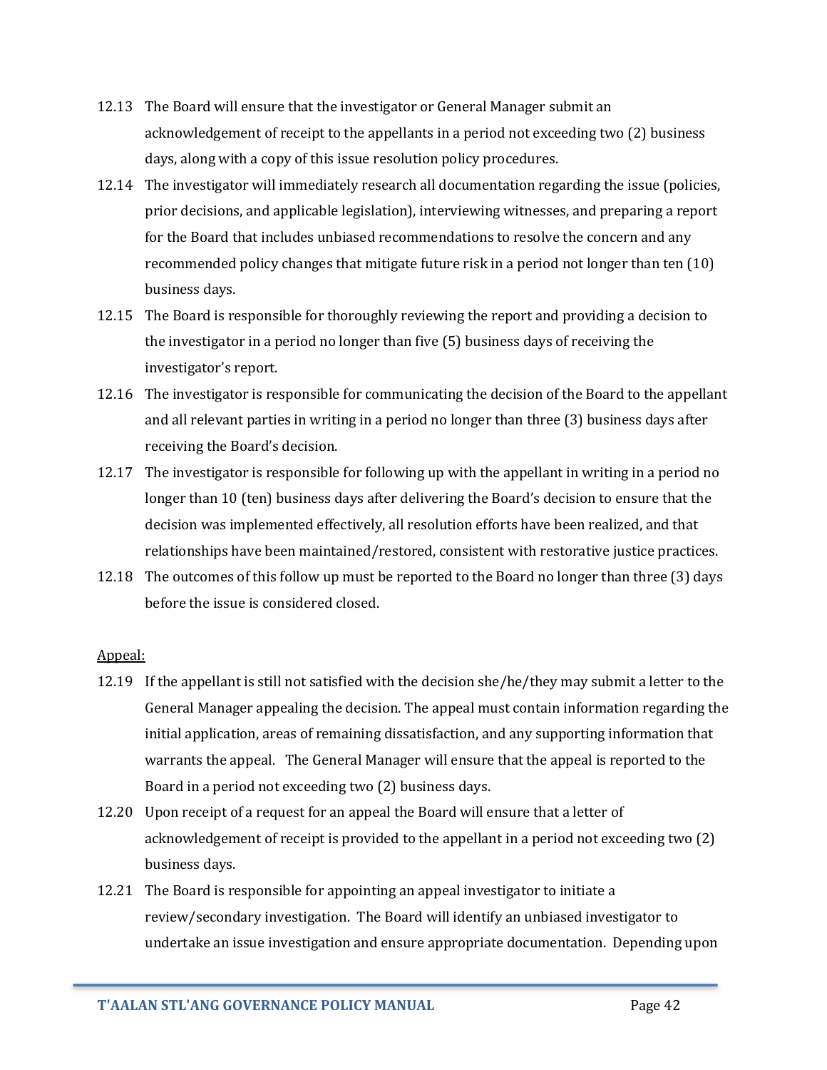12.13 The Board will ensure that the investigator or General Manager submit an acknowledgement of receipt to the appellants in a period not exceeding two (2) business days, along with a copy of this issue resolution policy procedures.

12.14 The investigator will immediately research all documentation regarding the issue (policies, prior decisions, and applicable legislation), interviewing witnesses, and preparing a report for the Board that includes unbiased recommendations to resolve the concern and any recommended policy changes that mitigate future risk in a period not longer than ten (10) business days.

12.15 The Board is responsible for thoroughly reviewing the report and providing a decision to the investigator in a period no longer than five (5) business days of receiving the investigator's report.

12.16 The investigator is responsible for communicating the decision of the Board to the appellant and all relevant parties in writing in a period no longer than three (3) business days after receiving the Board's decision.

12.17 The investigator is responsible for following up with the appellant in writing in a period no longer than 10 (ten) business days after delivering the Board's decision to ensure that the decision was implemented effectively, all resolution efforts have been realized, and that relationships have been maintained/restored, consistent with restorative justice practices.

12.18 The outcomes of this follow up must be reported to the Board no longer than three (3) days before the issue is considered closed.

<u>Appeal:</u>

12.19 If the appellant is still not satisfied with the decision she/he/they may submit a letter to the General Manager appealing the decision. The appeal must contain information regarding the initial application, areas of remaining dissatisfaction, and any supporting information that warrants the appeal. The General Manager will ensure that the appeal is reported to the Board in a period not exceeding two (2) business days.

12.20 Upon receipt of a request for an appeal the Board will ensure that a letter of acknowledgement of receipt is provided to the appellant in a period not exceeding two (2) business days.

12.21 The Board is responsible for appointing an appeal investigator to initiate a review/secondary investigation. The Board will identify an unbiased investigator to undertake an issue investigation and ensure appropriate documentation. Depending upon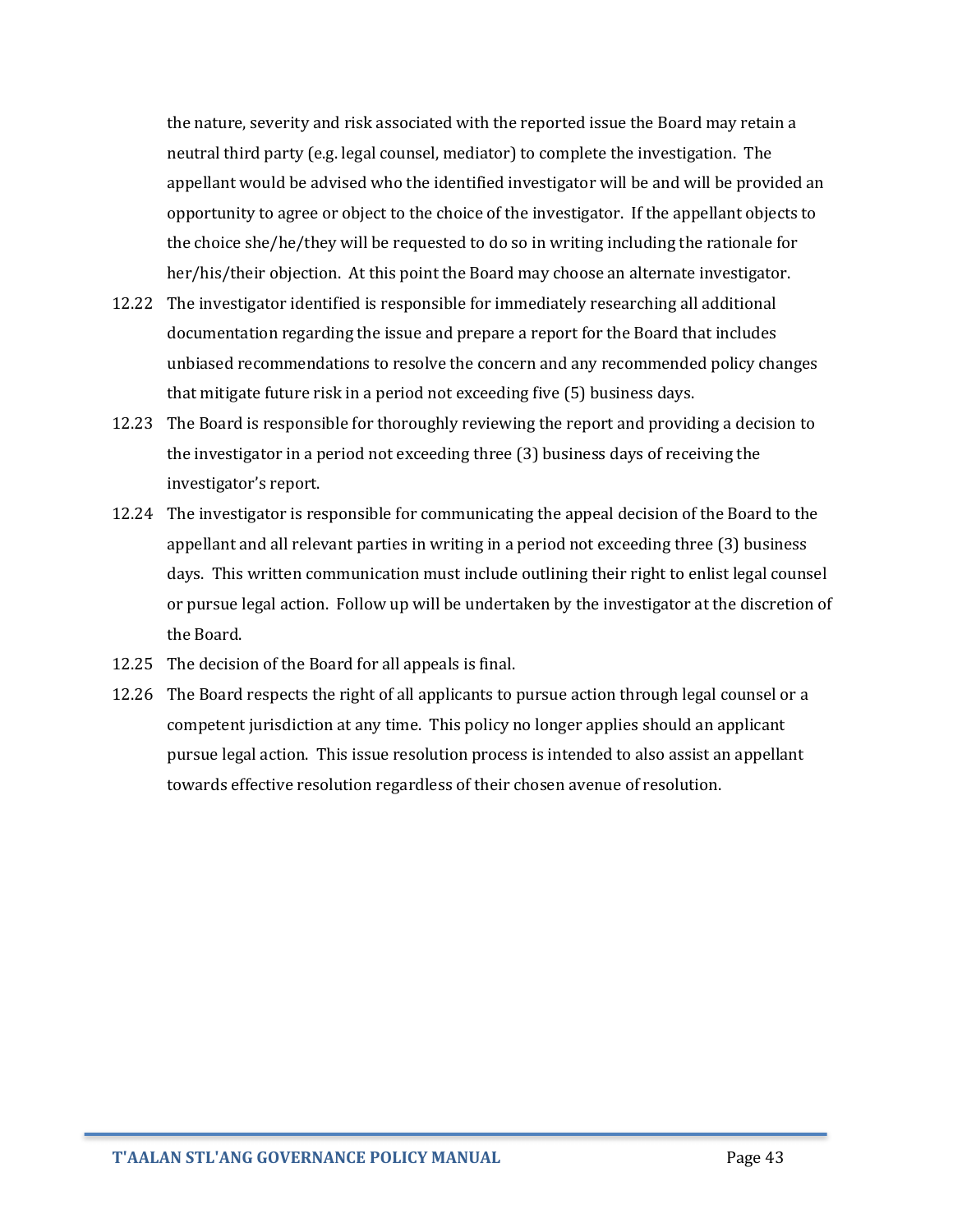the nature, severity and risk associated with the reported issue the Board may retain a neutral third party (e.g. legal counsel, mediator) to complete the investigation. The appellant would be advised who the identified investigator will be and will be provided an opportunity to agree or object to the choice of the investigator. If the appellant objects to the choice she/he/they will be requested to do so in writing including the rationale for her/his/their objection. At this point the Board may choose an alternate investigator.

12.22 The investigator identified is responsible for immediately researching all additional documentation regarding the issue and prepare a report for the Board that includes unbiased recommendations to resolve the concern and any recommended policy changes that mitigate future risk in a period not exceeding five (5) business days.

12.23 The Board is responsible for thoroughly reviewing the report and providing a decision to the investigator in a period not exceeding three (3) business days of receiving the investigator's report.

12.24 The investigator is responsible for communicating the appeal decision of the Board to the appellant and all relevant parties in writing in a period not exceeding three (3) business days. This written communication must include outlining their right to enlist legal counsel or pursue legal action. Follow up will be undertaken by the investigator at the discretion of the Board.

12.25 The decision of the Board for all appeals is final.

12.26 The Board respects the right of all applicants to pursue action through legal counsel or a competent jurisdiction at any time. This policy no longer applies should an applicant pursue legal action. This issue resolution process is intended to also assist an appellant towards effective resolution regardless of their chosen avenue of resolution.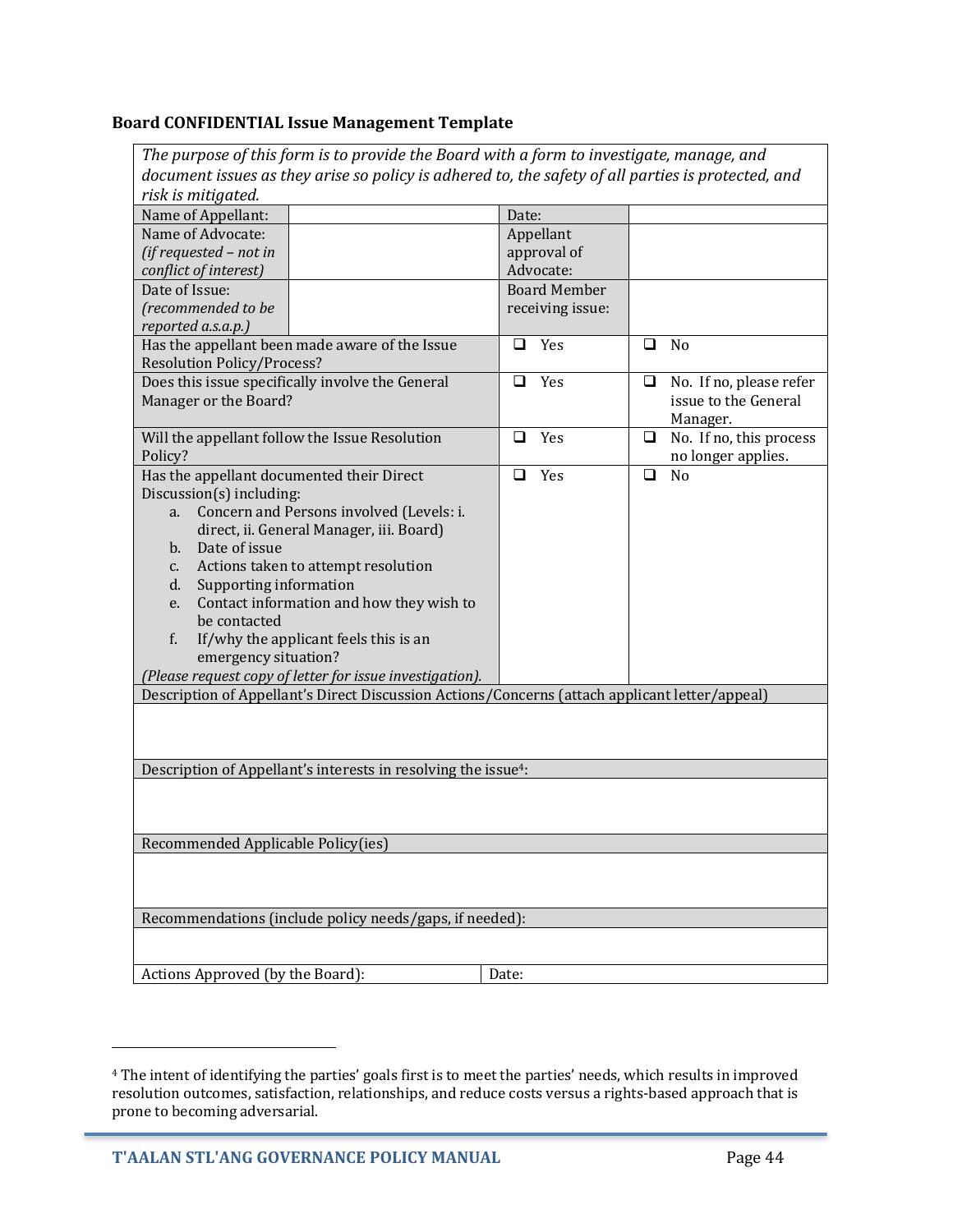**Board CONFIDENTIAL Issue Management Template**

| *The purpose of this form is to provide the Board with a form to investigate, manage, and document issues as they arise so policy is adhered to, the safety of all parties is protected, and risk is mitigated.* | | | |
|---|---|---|---|
| Name of Appellant: | | Date: | |
| Name of Advocate: *(if requested – not in conflict of interest)* | | Appellant approval of Advocate: | |
| Date of Issue: *(recommended to be reported a.s.a.p.)* | | Board Member receiving issue: | |
| Has the appellant been made aware of the Issue Resolution Policy/Process? | | ❑ Yes | ❑ No |
| Does this issue specifically involve the General Manager or the Board? | | ❑ Yes | ❑ No. If no, please refer issue to the General Manager. |
| Will the appellant follow the Issue Resolution Policy? | | ❑ Yes | ❑ No. If no, this process no longer applies. |
| Has the appellant documented their Direct Discussion(s) including:<br>a. Concern and Persons involved (Levels: i. direct, ii. General Manager, iii. Board)<br>b. Date of issue<br>c. Actions taken to attempt resolution<br>d. Supporting information<br>e. Contact information and how they wish to be contacted<br>f. If/why the applicant feels this is an emergency situation?<br>*(Please request copy of letter for issue investigation).* | | ❑ Yes | ❑ No |
| Description of Appellant's Direct Discussion Actions/Concerns (attach applicant letter/appeal) | | | |
| | | | |
| Description of Appellant's interests in resolving the issue[4]: | | | |
| | | | |
| Recommended Applicable Policy(ies) | | | |
| | | | |
| Recommendations (include policy needs/gaps, if needed): | | | |
| | | | |
| Actions Approved (by the Board): | | Date: | |

[4] The intent of identifying the parties' goals first is to meet the parties' needs, which results in improved resolution outcomes, satisfaction, relationships, and reduce costs versus a rights-based approach that is prone to becoming adversarial.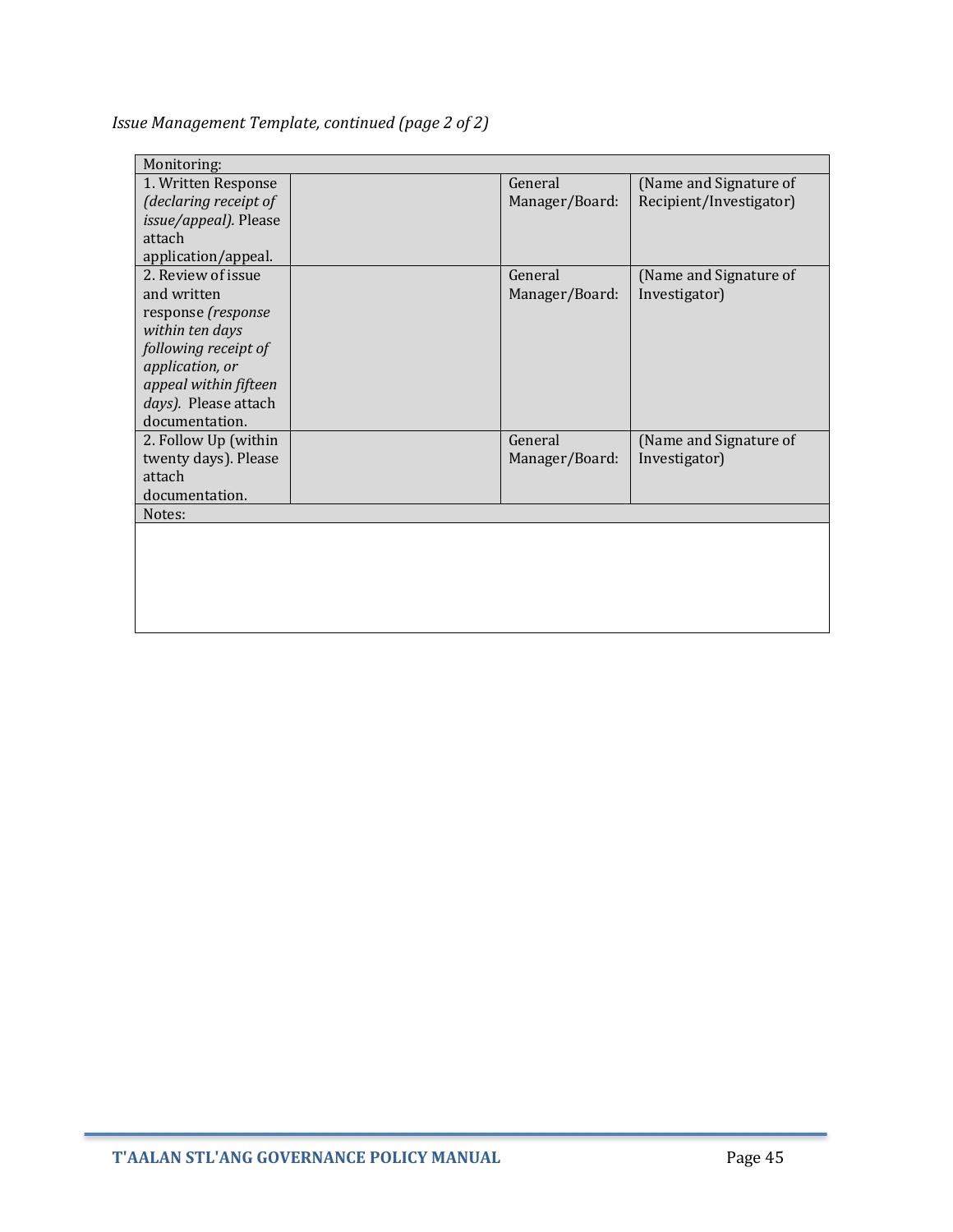*Issue Management Template, continued (page 2 of 2)*

| Monitoring: | | | |
|---|---|---|---|
| 1. Written Response *(declaring receipt of issue/appeal).* Please attach application/appeal. | | General Manager/Board: | (Name and Signature of Recipient/Investigator) |
| 2. Review of issue and written response *(response within ten days following receipt of application, or appeal within fifteen days).* Please attach documentation. | | General Manager/Board: | (Name and Signature of Investigator) |
| 2. Follow Up (within twenty days). Please attach documentation. | | General Manager/Board: | (Name and Signature of Investigator) |
| Notes: | | | |
| | | | |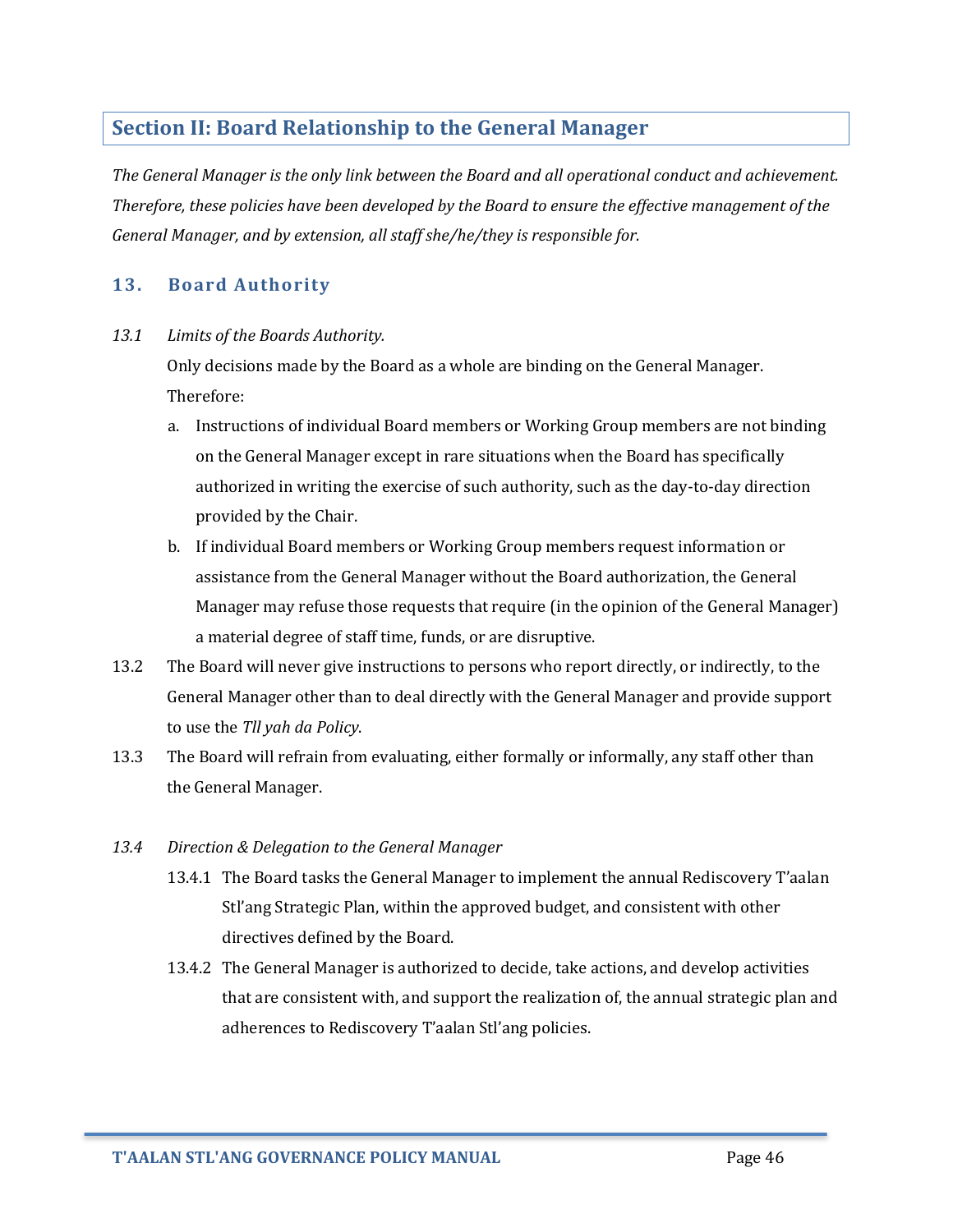## Section II: Board Relationship to the General Manager

*The General Manager is the only link between the Board and all operational conduct and achievement. Therefore, these policies have been developed by the Board to ensure the effective management of the General Manager, and by extension, all staff she/he/they is responsible for.*

### 13. Board Authority

*13.1 Limits of the Boards Authority.*

Only decisions made by the Board as a whole are binding on the General Manager. Therefore:

a. Instructions of individual Board members or Working Group members are not binding on the General Manager except in rare situations when the Board has specifically authorized in writing the exercise of such authority, such as the day-to-day direction provided by the Chair.

b. If individual Board members or Working Group members request information or assistance from the General Manager without the Board authorization, the General Manager may refuse those requests that require (in the opinion of the General Manager) a material degree of staff time, funds, or are disruptive.

13.2 The Board will never give instructions to persons who report directly, or indirectly, to the General Manager other than to deal directly with the General Manager and provide support to use the *Tll yah da Policy*.

13.3 The Board will refrain from evaluating, either formally or informally, any staff other than the General Manager.

*13.4 Direction & Delegation to the General Manager*

13.4.1 The Board tasks the General Manager to implement the annual Rediscovery T'aalan Stl'ang Strategic Plan, within the approved budget, and consistent with other directives defined by the Board.

13.4.2 The General Manager is authorized to decide, take actions, and develop activities that are consistent with, and support the realization of, the annual strategic plan and adherences to Rediscovery T'aalan Stl'ang policies.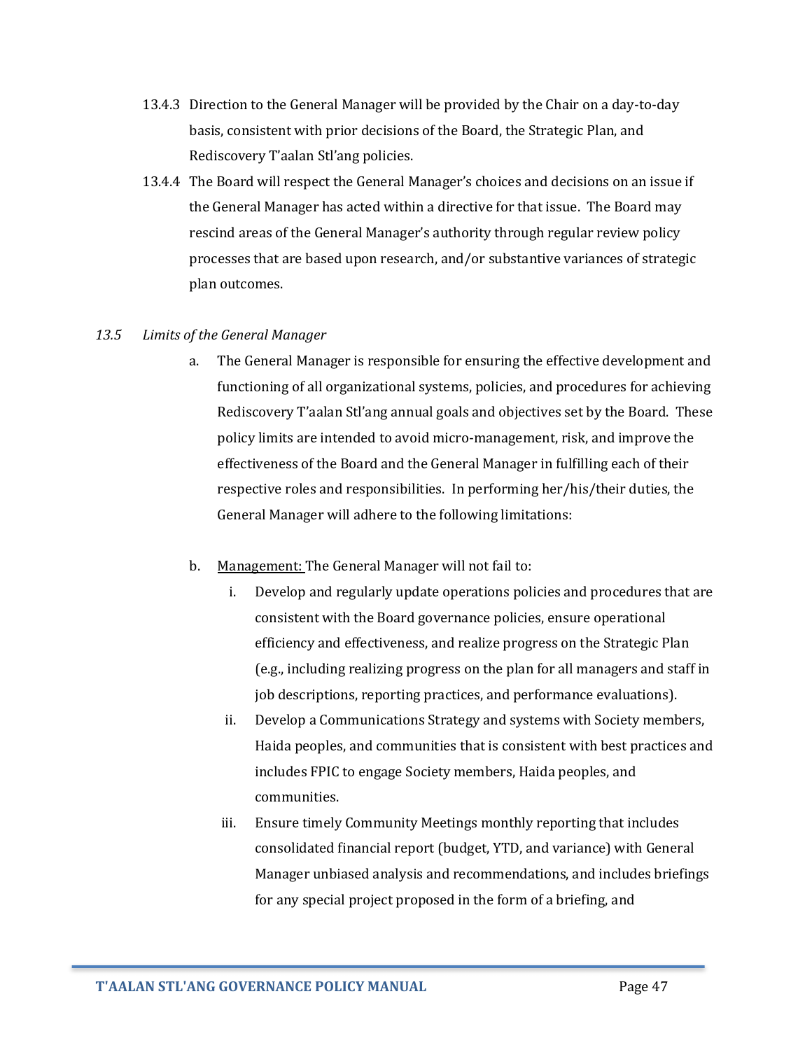13.4.3 Direction to the General Manager will be provided by the Chair on a day-to-day basis, consistent with prior decisions of the Board, the Strategic Plan, and Rediscovery T'aalan Stl'ang policies.

13.4.4 The Board will respect the General Manager's choices and decisions on an issue if the General Manager has acted within a directive for that issue. The Board may rescind areas of the General Manager's authority through regular review policy processes that are based upon research, and/or substantive variances of strategic plan outcomes.

*13.5 Limits of the General Manager*

a. The General Manager is responsible for ensuring the effective development and functioning of all organizational systems, policies, and procedures for achieving Rediscovery T'aalan Stl'ang annual goals and objectives set by the Board. These policy limits are intended to avoid micro-management, risk, and improve the effectiveness of the Board and the General Manager in fulfilling each of their respective roles and responsibilities. In performing her/his/their duties, the General Manager will adhere to the following limitations:

b. <u>Management:</u> The General Manager will not fail to:

   i. Develop and regularly update operations policies and procedures that are consistent with the Board governance policies, ensure operational efficiency and effectiveness, and realize progress on the Strategic Plan (e.g., including realizing progress on the plan for all managers and staff in job descriptions, reporting practices, and performance evaluations).

   ii. Develop a Communications Strategy and systems with Society members, Haida peoples, and communities that is consistent with best practices and includes FPIC to engage Society members, Haida peoples, and communities.

   iii. Ensure timely Community Meetings monthly reporting that includes consolidated financial report (budget, YTD, and variance) with General Manager unbiased analysis and recommendations, and includes briefings for any special project proposed in the form of a briefing, and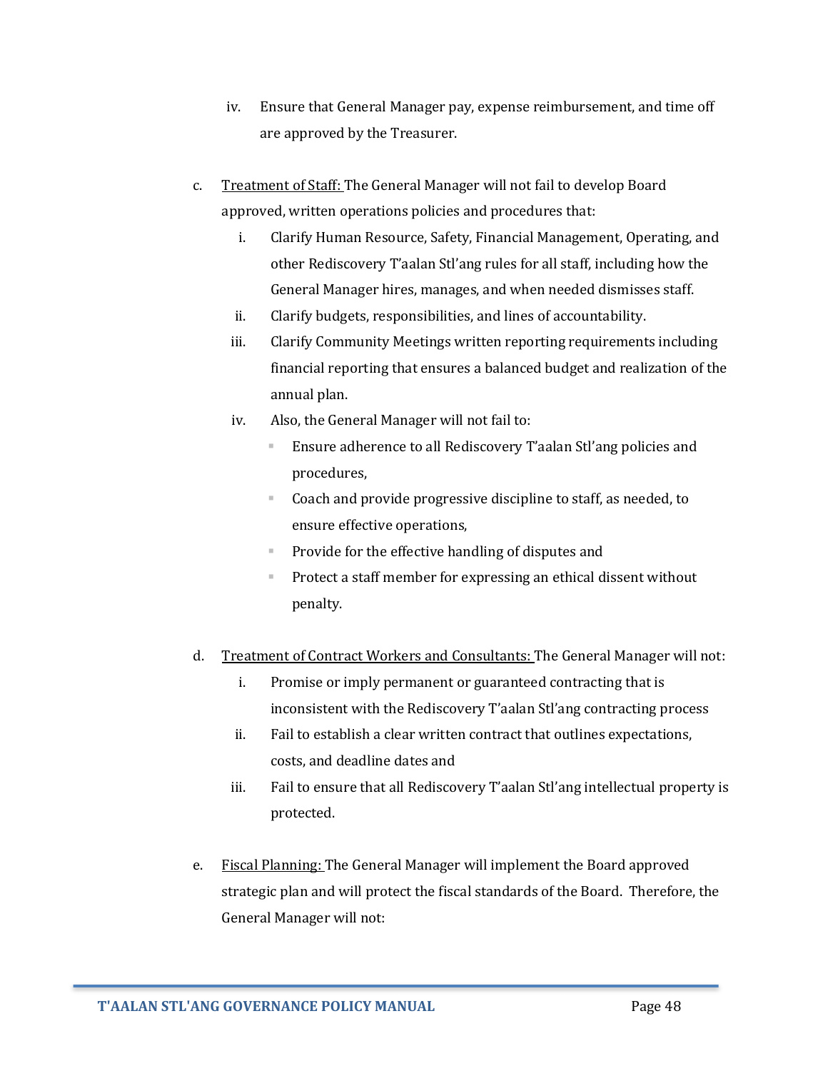iv. Ensure that General Manager pay, expense reimbursement, and time off are approved by the Treasurer.

c. <u>Treatment of Staff:</u> The General Manager will not fail to develop Board approved, written operations policies and procedures that:

  i. Clarify Human Resource, Safety, Financial Management, Operating, and other Rediscovery T'aalan Stl'ang rules for all staff, including how the General Manager hires, manages, and when needed dismisses staff.

  ii. Clarify budgets, responsibilities, and lines of accountability.

  iii. Clarify Community Meetings written reporting requirements including financial reporting that ensures a balanced budget and realization of the annual plan.

  iv. Also, the General Manager will not fail to:
   - Ensure adherence to all Rediscovery T'aalan Stl'ang policies and procedures,
   - Coach and provide progressive discipline to staff, as needed, to ensure effective operations,
   - Provide for the effective handling of disputes and
   - Protect a staff member for expressing an ethical dissent without penalty.

d. <u>Treatment of Contract Workers and Consultants:</u> The General Manager will not:

  i. Promise or imply permanent or guaranteed contracting that is inconsistent with the Rediscovery T'aalan Stl'ang contracting process

  ii. Fail to establish a clear written contract that outlines expectations, costs, and deadline dates and

  iii. Fail to ensure that all Rediscovery T'aalan Stl'ang intellectual property is protected.

e. <u>Fiscal Planning:</u> The General Manager will implement the Board approved strategic plan and will protect the fiscal standards of the Board. Therefore, the General Manager will not: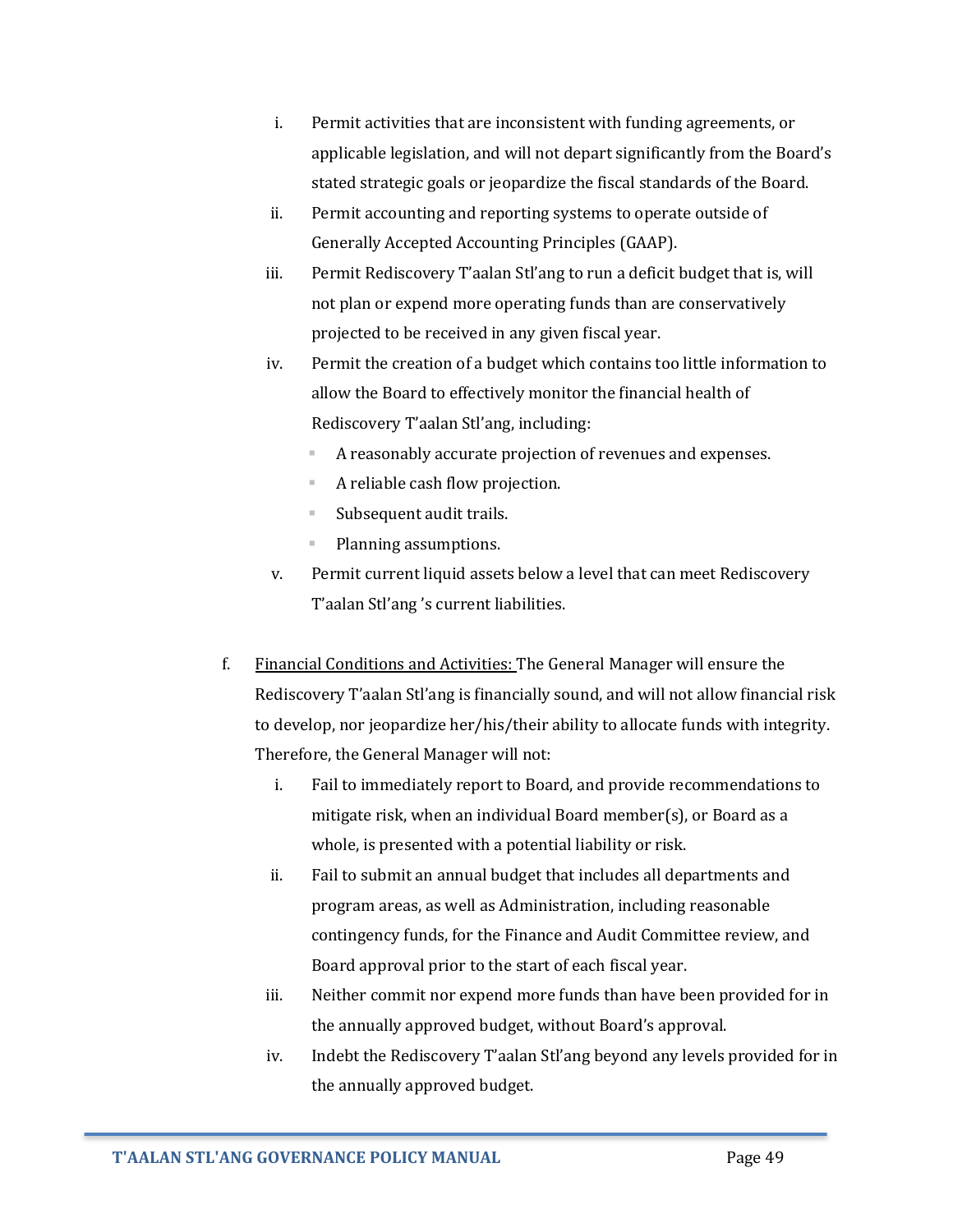i. Permit activities that are inconsistent with funding agreements, or applicable legislation, and will not depart significantly from the Board's stated strategic goals or jeopardize the fiscal standards of the Board.

ii. Permit accounting and reporting systems to operate outside of Generally Accepted Accounting Principles (GAAP).

iii. Permit Rediscovery T'aalan Stl'ang to run a deficit budget that is, will not plan or expend more operating funds than are conservatively projected to be received in any given fiscal year.

iv. Permit the creation of a budget which contains too little information to allow the Board to effectively monitor the financial health of Rediscovery T'aalan Stl'ang, including:

- A reasonably accurate projection of revenues and expenses.
- A reliable cash flow projection.
- Subsequent audit trails.
- Planning assumptions.

v. Permit current liquid assets below a level that can meet Rediscovery T'aalan Stl'ang 's current liabilities.

f. <u>Financial Conditions and Activities:</u> The General Manager will ensure the Rediscovery T'aalan Stl'ang is financially sound, and will not allow financial risk to develop, nor jeopardize her/his/their ability to allocate funds with integrity. Therefore, the General Manager will not:

i. Fail to immediately report to Board, and provide recommendations to mitigate risk, when an individual Board member(s), or Board as a whole, is presented with a potential liability or risk.

ii. Fail to submit an annual budget that includes all departments and program areas, as well as Administration, including reasonable contingency funds, for the Finance and Audit Committee review, and Board approval prior to the start of each fiscal year.

iii. Neither commit nor expend more funds than have been provided for in the annually approved budget, without Board's approval.

iv. Indebt the Rediscovery T'aalan Stl'ang beyond any levels provided for in the annually approved budget.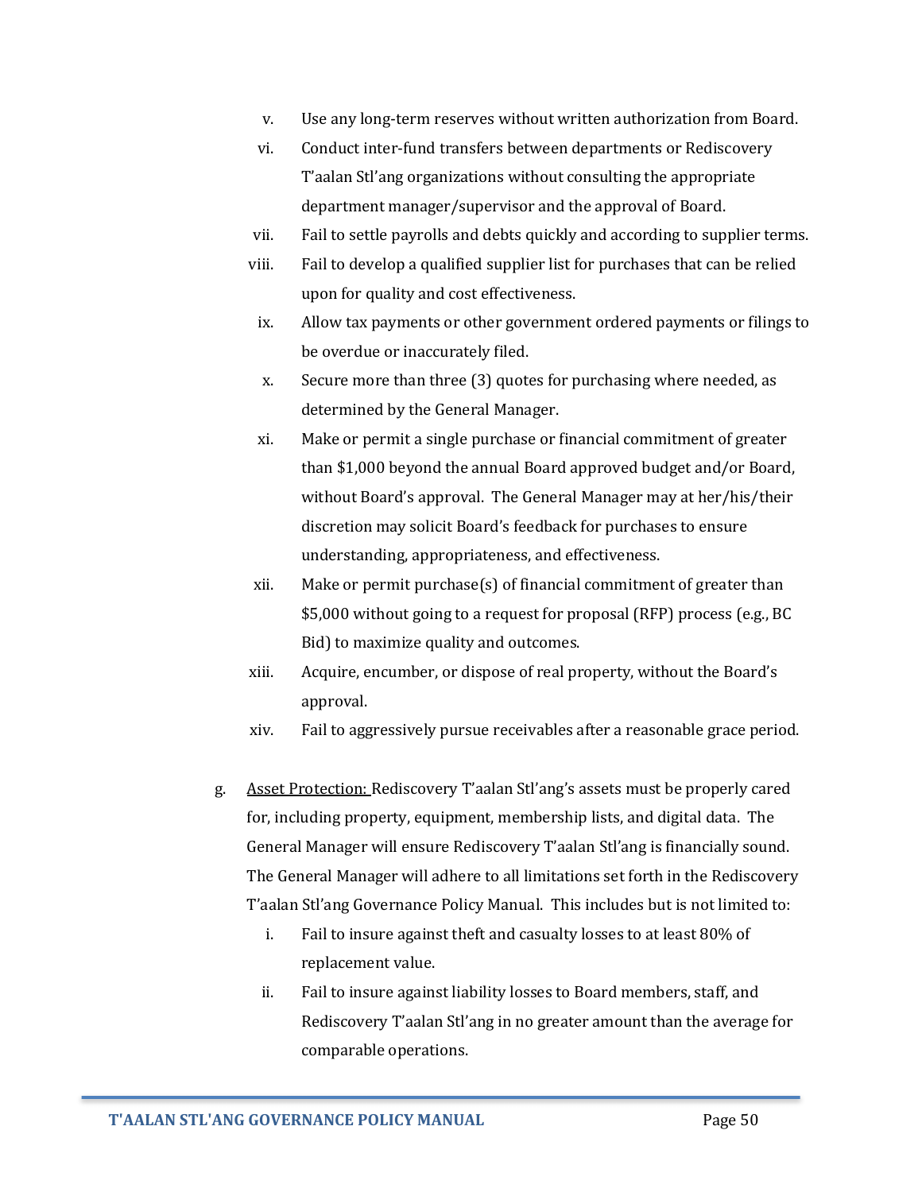v. Use any long-term reserves without written authorization from Board.

vi. Conduct inter-fund transfers between departments or Rediscovery T'aalan Stl'ang organizations without consulting the appropriate department manager/supervisor and the approval of Board.

vii. Fail to settle payrolls and debts quickly and according to supplier terms.

viii. Fail to develop a qualified supplier list for purchases that can be relied upon for quality and cost effectiveness.

ix. Allow tax payments or other government ordered payments or filings to be overdue or inaccurately filed.

x. Secure more than three (3) quotes for purchasing where needed, as determined by the General Manager.

xi. Make or permit a single purchase or financial commitment of greater than $1,000 beyond the annual Board approved budget and/or Board, without Board's approval. The General Manager may at her/his/their discretion may solicit Board's feedback for purchases to ensure understanding, appropriateness, and effectiveness.

xii. Make or permit purchase(s) of financial commitment of greater than $5,000 without going to a request for proposal (RFP) process (e.g., BC Bid) to maximize quality and outcomes.

xiii. Acquire, encumber, or dispose of real property, without the Board's approval.

xiv. Fail to aggressively pursue receivables after a reasonable grace period.

g. Asset Protection: Rediscovery T'aalan Stl'ang's assets must be properly cared for, including property, equipment, membership lists, and digital data. The General Manager will ensure Rediscovery T'aalan Stl'ang is financially sound. The General Manager will adhere to all limitations set forth in the Rediscovery T'aalan Stl'ang Governance Policy Manual. This includes but is not limited to:

i. Fail to insure against theft and casualty losses to at least 80% of replacement value.

ii. Fail to insure against liability losses to Board members, staff, and Rediscovery T'aalan Stl'ang in no greater amount than the average for comparable operations.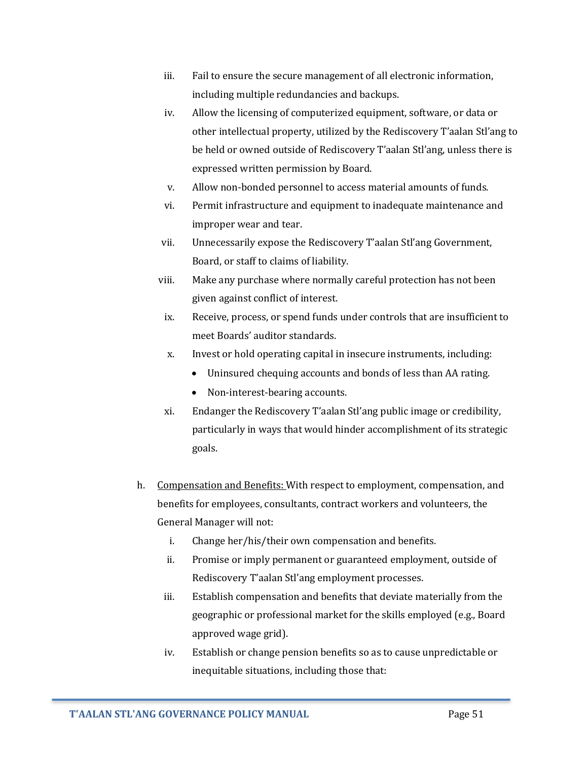iii. Fail to ensure the secure management of all electronic information, including multiple redundancies and backups.

iv. Allow the licensing of computerized equipment, software, or data or other intellectual property, utilized by the Rediscovery T'aalan Stl'ang to be held or owned outside of Rediscovery T'aalan Stl'ang, unless there is expressed written permission by Board.

v. Allow non-bonded personnel to access material amounts of funds.

vi. Permit infrastructure and equipment to inadequate maintenance and improper wear and tear.

vii. Unnecessarily expose the Rediscovery T'aalan Stl'ang Government, Board, or staff to claims of liability.

viii. Make any purchase where normally careful protection has not been given against conflict of interest.

ix. Receive, process, or spend funds under controls that are insufficient to meet Boards' auditor standards.

x. Invest or hold operating capital in insecure instruments, including:
   - Uninsured chequing accounts and bonds of less than AA rating.
   - Non-interest-bearing accounts.

xi. Endanger the Rediscovery T'aalan Stl'ang public image or credibility, particularly in ways that would hinder accomplishment of its strategic goals.

h. Compensation and Benefits: With respect to employment, compensation, and benefits for employees, consultants, contract workers and volunteers, the General Manager will not:

i. Change her/his/their own compensation and benefits.

ii. Promise or imply permanent or guaranteed employment, outside of Rediscovery T'aalan Stl'ang employment processes.

iii. Establish compensation and benefits that deviate materially from the geographic or professional market for the skills employed (e.g., Board approved wage grid).

iv. Establish or change pension benefits so as to cause unpredictable or inequitable situations, including those that: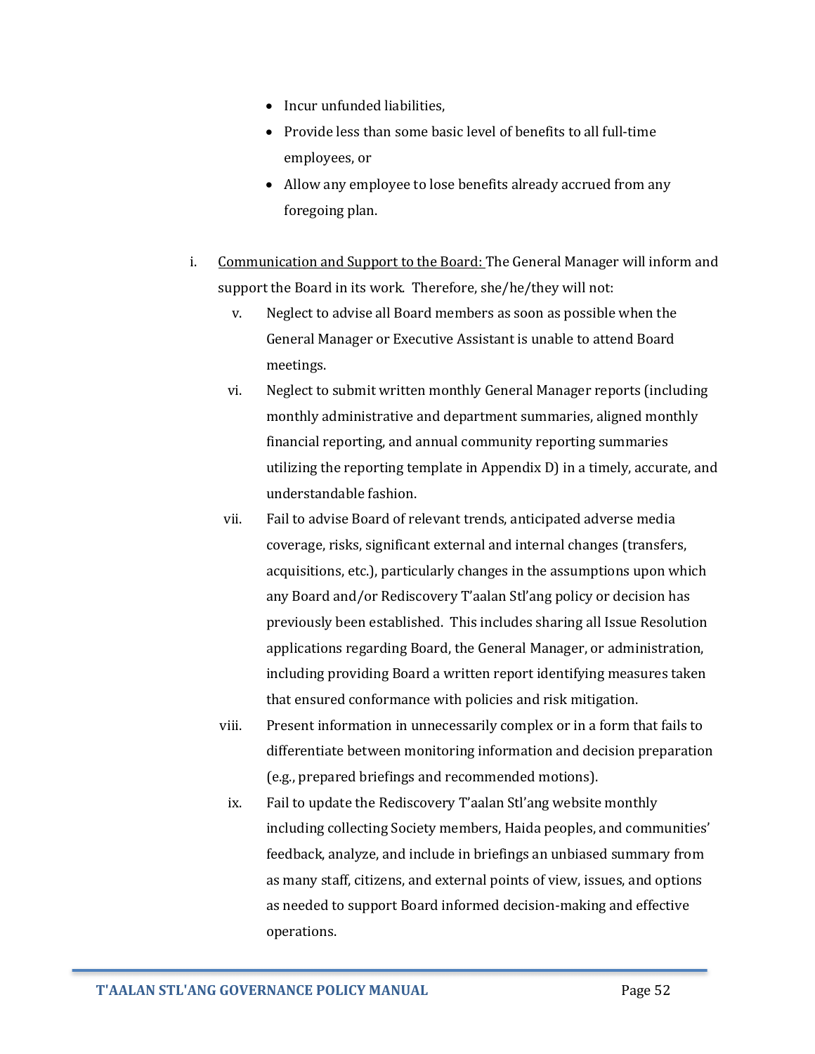- Incur unfunded liabilities,
- Provide less than some basic level of benefits to all full-time employees, or
- Allow any employee to lose benefits already accrued from any foregoing plan.

i. <u>Communication and Support to the Board:</u> The General Manager will inform and support the Board in its work. Therefore, she/he/they will not:

   v. Neglect to advise all Board members as soon as possible when the General Manager or Executive Assistant is unable to attend Board meetings.

   vi. Neglect to submit written monthly General Manager reports (including monthly administrative and department summaries, aligned monthly financial reporting, and annual community reporting summaries utilizing the reporting template in Appendix D) in a timely, accurate, and understandable fashion.

   vii. Fail to advise Board of relevant trends, anticipated adverse media coverage, risks, significant external and internal changes (transfers, acquisitions, etc.), particularly changes in the assumptions upon which any Board and/or Rediscovery T'aalan Stl'ang policy or decision has previously been established. This includes sharing all Issue Resolution applications regarding Board, the General Manager, or administration, including providing Board a written report identifying measures taken that ensured conformance with policies and risk mitigation.

   viii. Present information in unnecessarily complex or in a form that fails to differentiate between monitoring information and decision preparation (e.g., prepared briefings and recommended motions).

   ix. Fail to update the Rediscovery T'aalan Stl'ang website monthly including collecting Society members, Haida peoples, and communities' feedback, analyze, and include in briefings an unbiased summary from as many staff, citizens, and external points of view, issues, and options as needed to support Board informed decision-making and effective operations.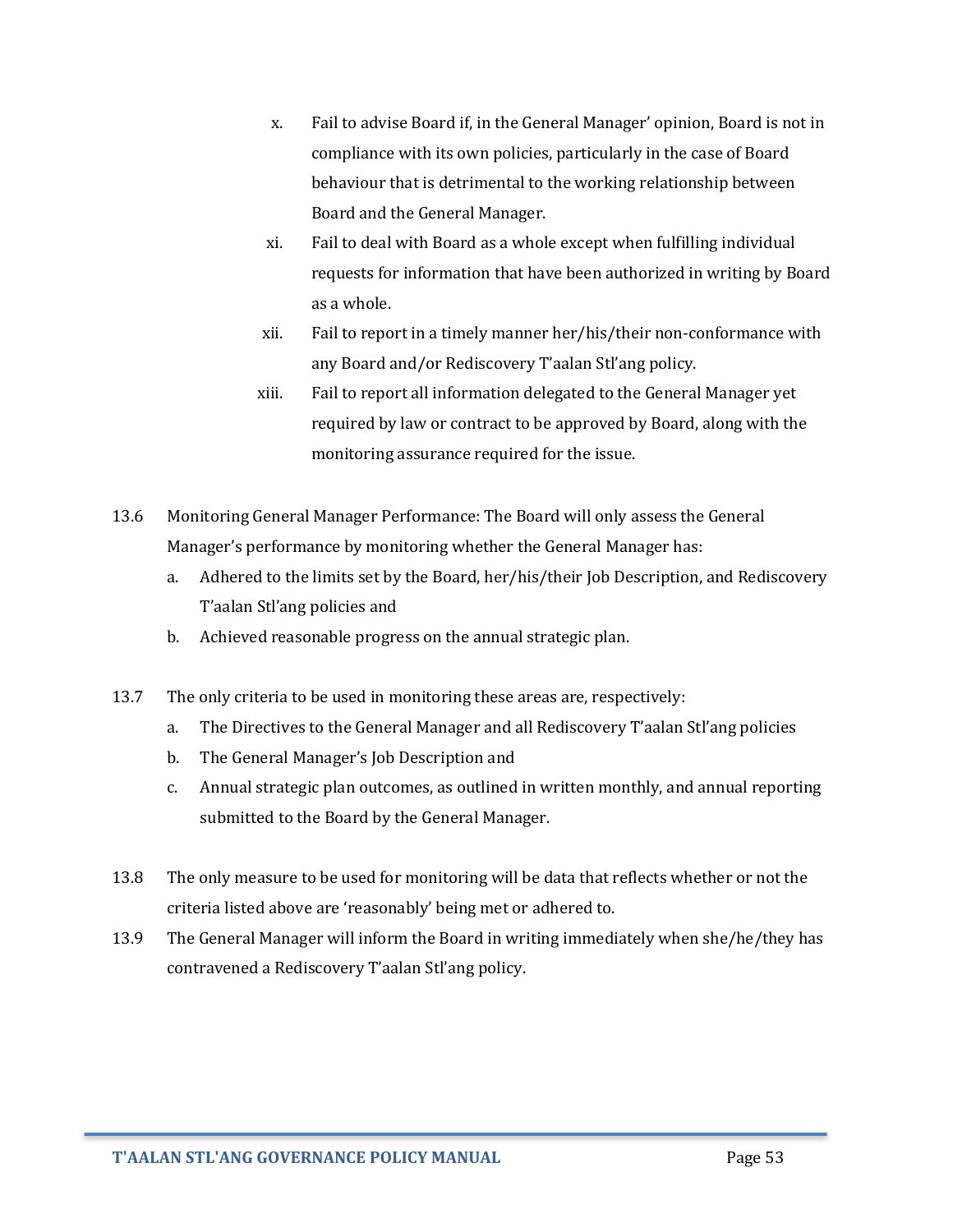x. Fail to advise Board if, in the General Manager' opinion, Board is not in compliance with its own policies, particularly in the case of Board behaviour that is detrimental to the working relationship between Board and the General Manager.

xi. Fail to deal with Board as a whole except when fulfilling individual requests for information that have been authorized in writing by Board as a whole.

xii. Fail to report in a timely manner her/his/their non-conformance with any Board and/or Rediscovery T'aalan Stl'ang policy.

xiii. Fail to report all information delegated to the General Manager yet required by law or contract to be approved by Board, along with the monitoring assurance required for the issue.

13.6 Monitoring General Manager Performance: The Board will only assess the General Manager's performance by monitoring whether the General Manager has:

a. Adhered to the limits set by the Board, her/his/their Job Description, and Rediscovery T'aalan Stl'ang policies and
b. Achieved reasonable progress on the annual strategic plan.

13.7 The only criteria to be used in monitoring these areas are, respectively:

a. The Directives to the General Manager and all Rediscovery T'aalan Stl'ang policies
b. The General Manager's Job Description and
c. Annual strategic plan outcomes, as outlined in written monthly, and annual reporting submitted to the Board by the General Manager.

13.8 The only measure to be used for monitoring will be data that reflects whether or not the criteria listed above are 'reasonably' being met or adhered to.

13.9 The General Manager will inform the Board in writing immediately when she/he/they has contravened a Rediscovery T'aalan Stl'ang policy.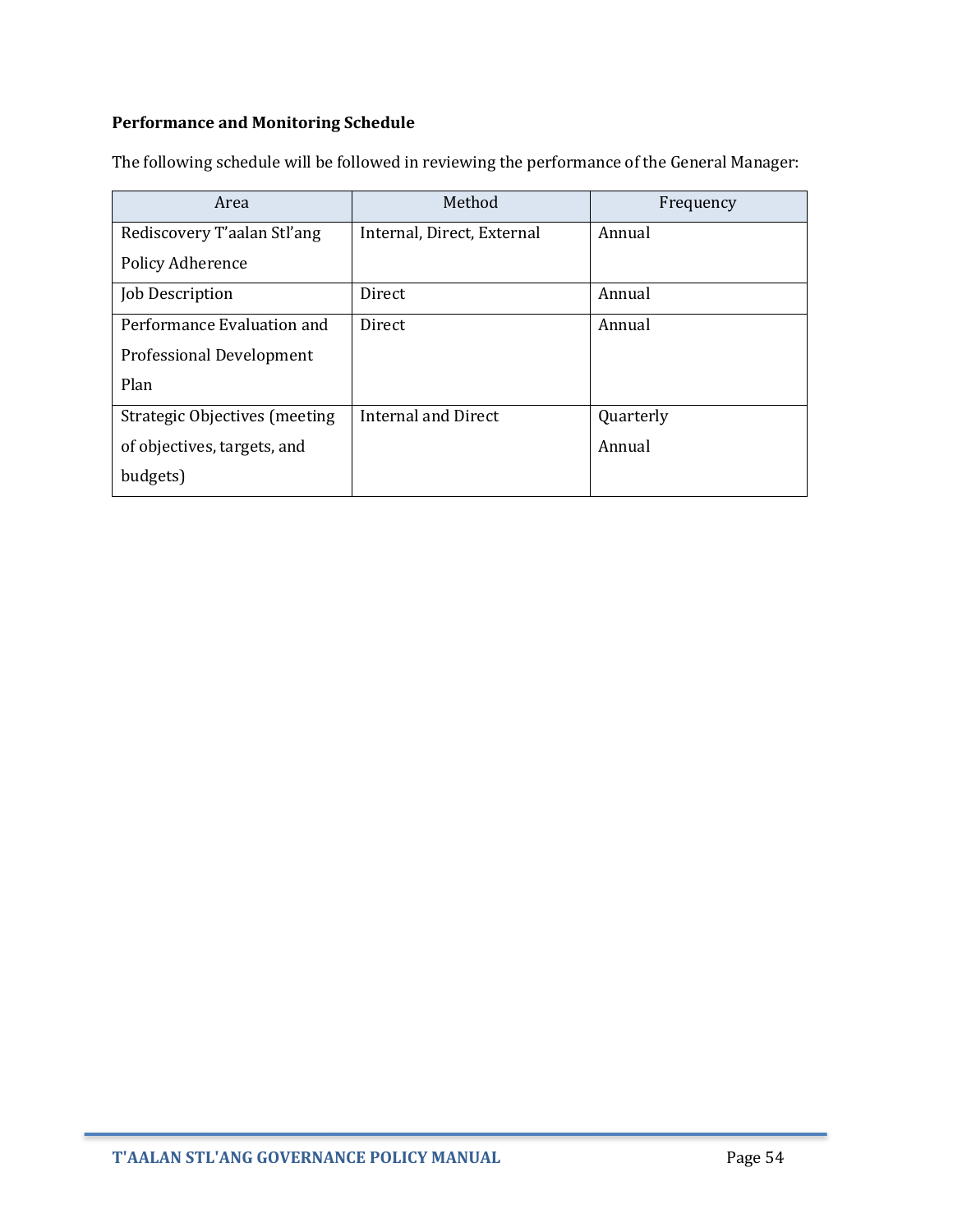**Performance and Monitoring Schedule**

The following schedule will be followed in reviewing the performance of the General Manager:

| Area | Method | Frequency |
|---|---|---|
| Rediscovery T'aalan Stl'ang Policy Adherence | Internal, Direct, External | Annual |
| Job Description | Direct | Annual |
| Performance Evaluation and Professional Development Plan | Direct | Annual |
| Strategic Objectives (meeting of objectives, targets, and budgets) | Internal and Direct | Quarterly<br>Annual |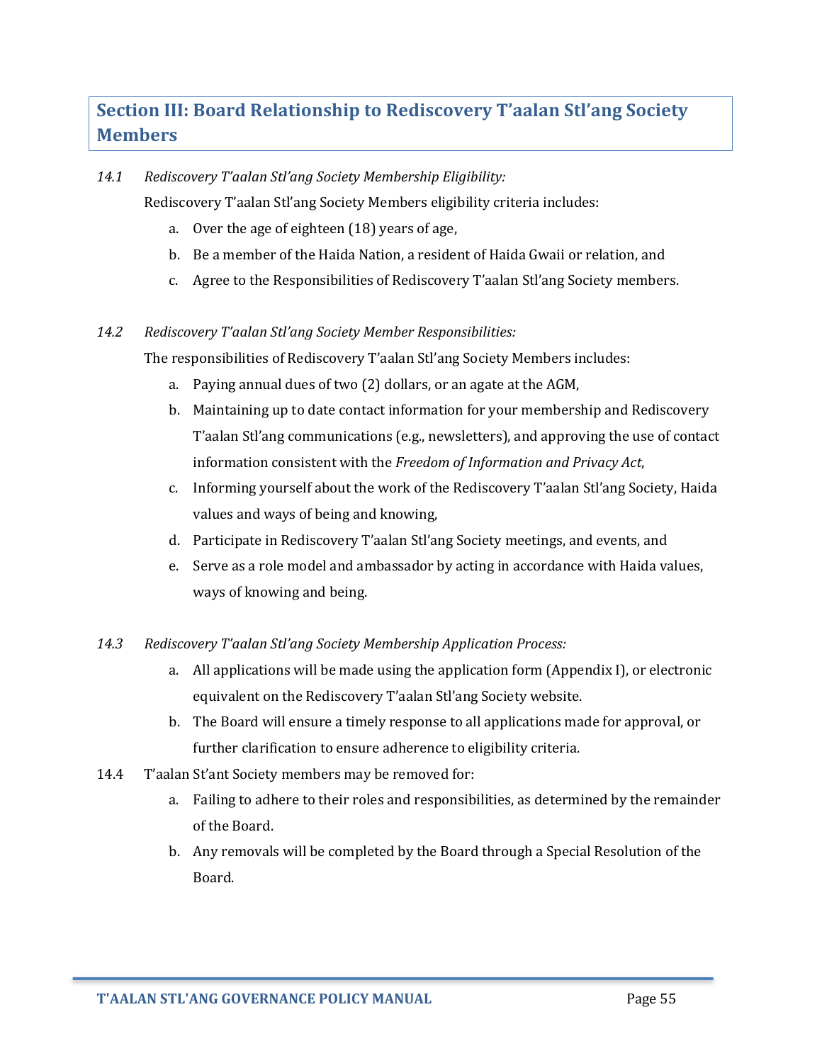## Section III: Board Relationship to Rediscovery T'aalan Stl'ang Society Members

*14.1 Rediscovery T'aalan Stl'ang Society Membership Eligibility:*

Rediscovery T'aalan Stl'ang Society Members eligibility criteria includes:

a. Over the age of eighteen (18) years of age,
b. Be a member of the Haida Nation, a resident of Haida Gwaii or relation, and
c. Agree to the Responsibilities of Rediscovery T'aalan Stl'ang Society members.

*14.2 Rediscovery T'aalan Stl'ang Society Member Responsibilities:*

The responsibilities of Rediscovery T'aalan Stl'ang Society Members includes:

a. Paying annual dues of two (2) dollars, or an agate at the AGM,
b. Maintaining up to date contact information for your membership and Rediscovery T'aalan Stl'ang communications (e.g., newsletters), and approving the use of contact information consistent with the *Freedom of Information and Privacy Act*,
c. Informing yourself about the work of the Rediscovery T'aalan Stl'ang Society, Haida values and ways of being and knowing,
d. Participate in Rediscovery T'aalan Stl'ang Society meetings, and events, and
e. Serve as a role model and ambassador by acting in accordance with Haida values, ways of knowing and being.

*14.3 Rediscovery T'aalan Stl'ang Society Membership Application Process:*

a. All applications will be made using the application form (Appendix I), or electronic equivalent on the Rediscovery T'aalan Stl'ang Society website.
b. The Board will ensure a timely response to all applications made for approval, or further clarification to ensure adherence to eligibility criteria.

14.4 T'aalan St'ant Society members may be removed for:

a. Failing to adhere to their roles and responsibilities, as determined by the remainder of the Board.
b. Any removals will be completed by the Board through a Special Resolution of the Board.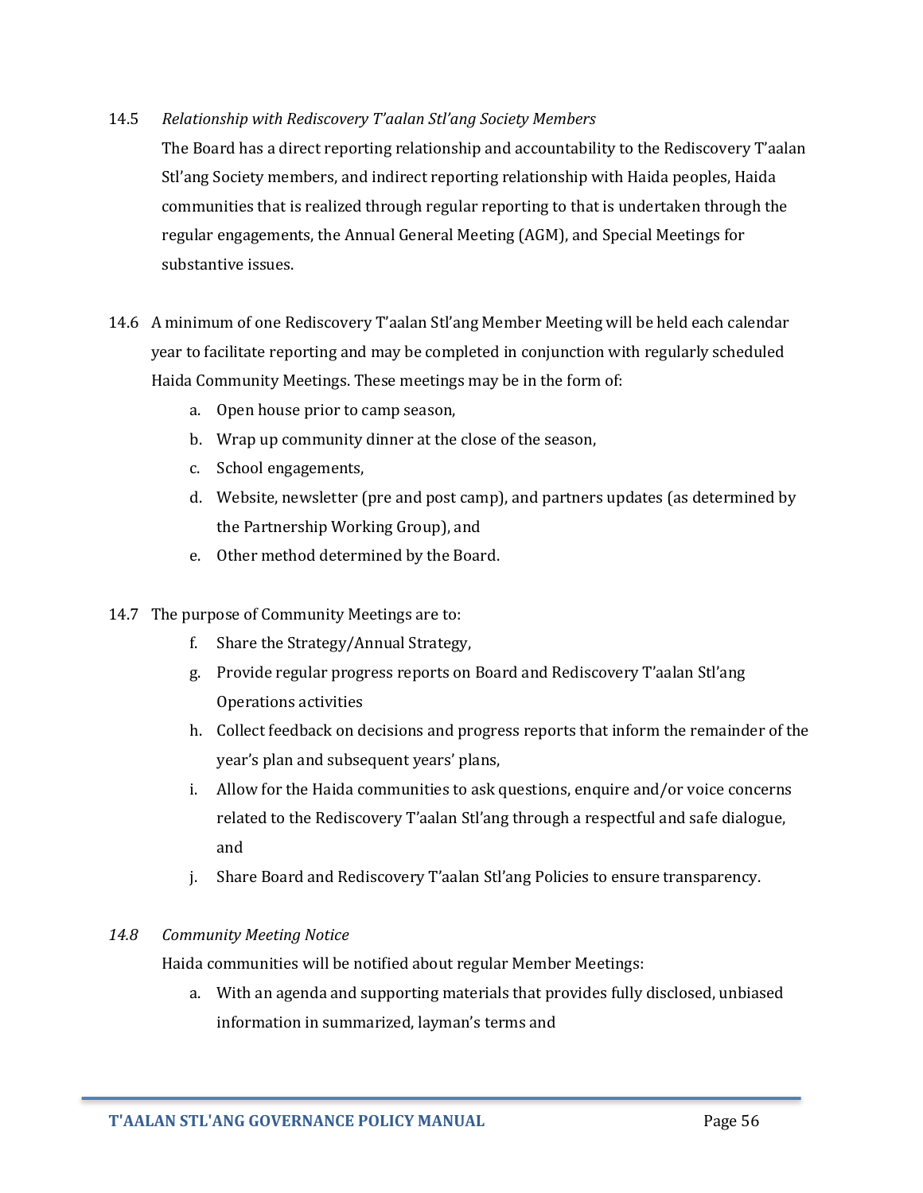14.5 *Relationship with Rediscovery T'aalan Stl'ang Society Members*

The Board has a direct reporting relationship and accountability to the Rediscovery T'aalan Stl'ang Society members, and indirect reporting relationship with Haida peoples, Haida communities that is realized through regular reporting to that is undertaken through the regular engagements, the Annual General Meeting (AGM), and Special Meetings for substantive issues.

14.6 A minimum of one Rediscovery T'aalan Stl'ang Member Meeting will be held each calendar year to facilitate reporting and may be completed in conjunction with regularly scheduled Haida Community Meetings. These meetings may be in the form of:

a. Open house prior to camp season,
b. Wrap up community dinner at the close of the season,
c. School engagements,
d. Website, newsletter (pre and post camp), and partners updates (as determined by the Partnership Working Group), and
e. Other method determined by the Board.

14.7 The purpose of Community Meetings are to:

f. Share the Strategy/Annual Strategy,
g. Provide regular progress reports on Board and Rediscovery T'aalan Stl'ang Operations activities
h. Collect feedback on decisions and progress reports that inform the remainder of the year's plan and subsequent years' plans,
i. Allow for the Haida communities to ask questions, enquire and/or voice concerns related to the Rediscovery T'aalan Stl'ang through a respectful and safe dialogue, and
j. Share Board and Rediscovery T'aalan Stl'ang Policies to ensure transparency.

*14.8 Community Meeting Notice*

Haida communities will be notified about regular Member Meetings:

a. With an agenda and supporting materials that provides fully disclosed, unbiased information in summarized, layman's terms and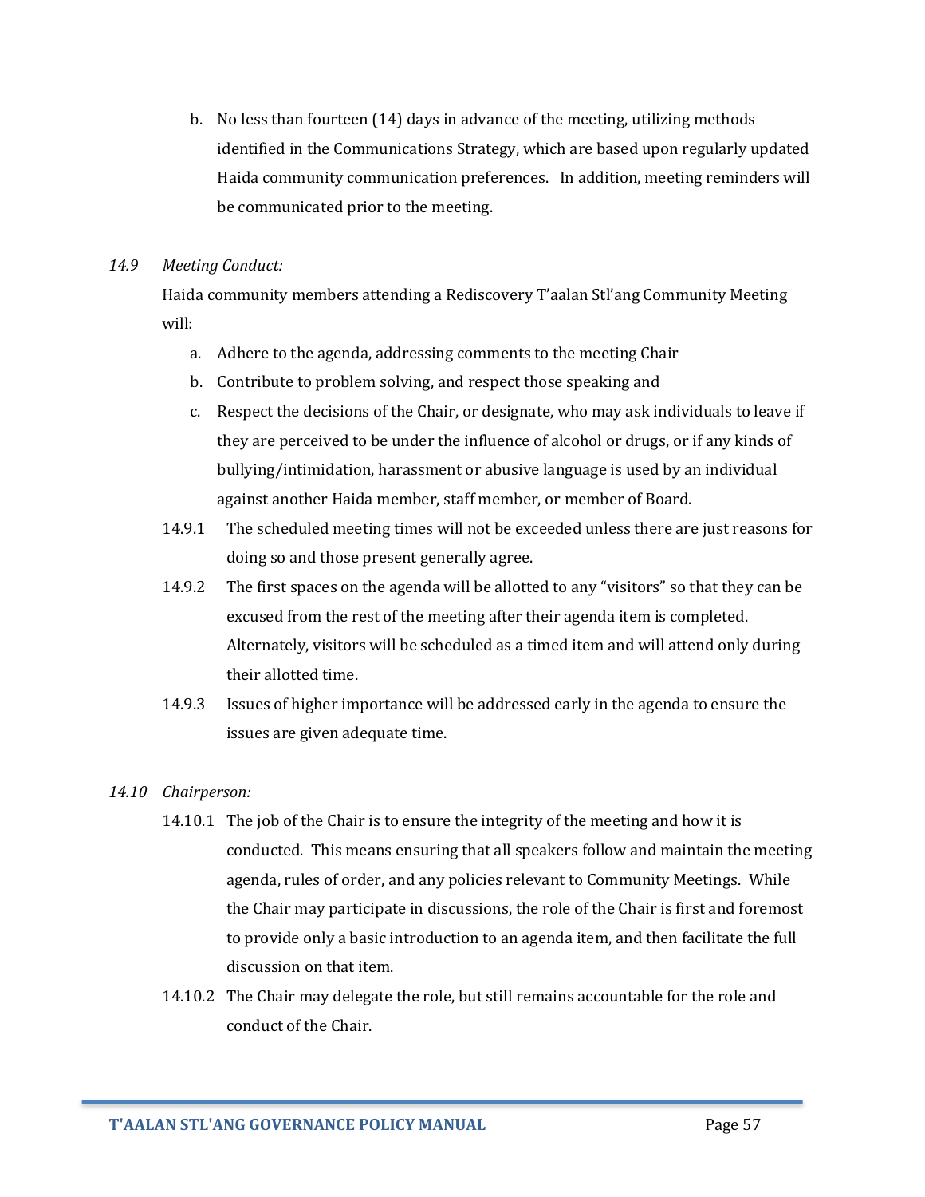b. No less than fourteen (14) days in advance of the meeting, utilizing methods identified in the Communications Strategy, which are based upon regularly updated Haida community communication preferences. In addition, meeting reminders will be communicated prior to the meeting.

*14.9 Meeting Conduct:*

Haida community members attending a Rediscovery T'aalan Stl'ang Community Meeting will:

a. Adhere to the agenda, addressing comments to the meeting Chair
b. Contribute to problem solving, and respect those speaking and
c. Respect the decisions of the Chair, or designate, who may ask individuals to leave if they are perceived to be under the influence of alcohol or drugs, or if any kinds of bullying/intimidation, harassment or abusive language is used by an individual against another Haida member, staff member, or member of Board.

14.9.1 The scheduled meeting times will not be exceeded unless there are just reasons for doing so and those present generally agree.

14.9.2 The first spaces on the agenda will be allotted to any "visitors" so that they can be excused from the rest of the meeting after their agenda item is completed. Alternately, visitors will be scheduled as a timed item and will attend only during their allotted time.

14.9.3 Issues of higher importance will be addressed early in the agenda to ensure the issues are given adequate time.

*14.10 Chairperson:*

14.10.1 The job of the Chair is to ensure the integrity of the meeting and how it is conducted. This means ensuring that all speakers follow and maintain the meeting agenda, rules of order, and any policies relevant to Community Meetings. While the Chair may participate in discussions, the role of the Chair is first and foremost to provide only a basic introduction to an agenda item, and then facilitate the full discussion on that item.

14.10.2 The Chair may delegate the role, but still remains accountable for the role and conduct of the Chair.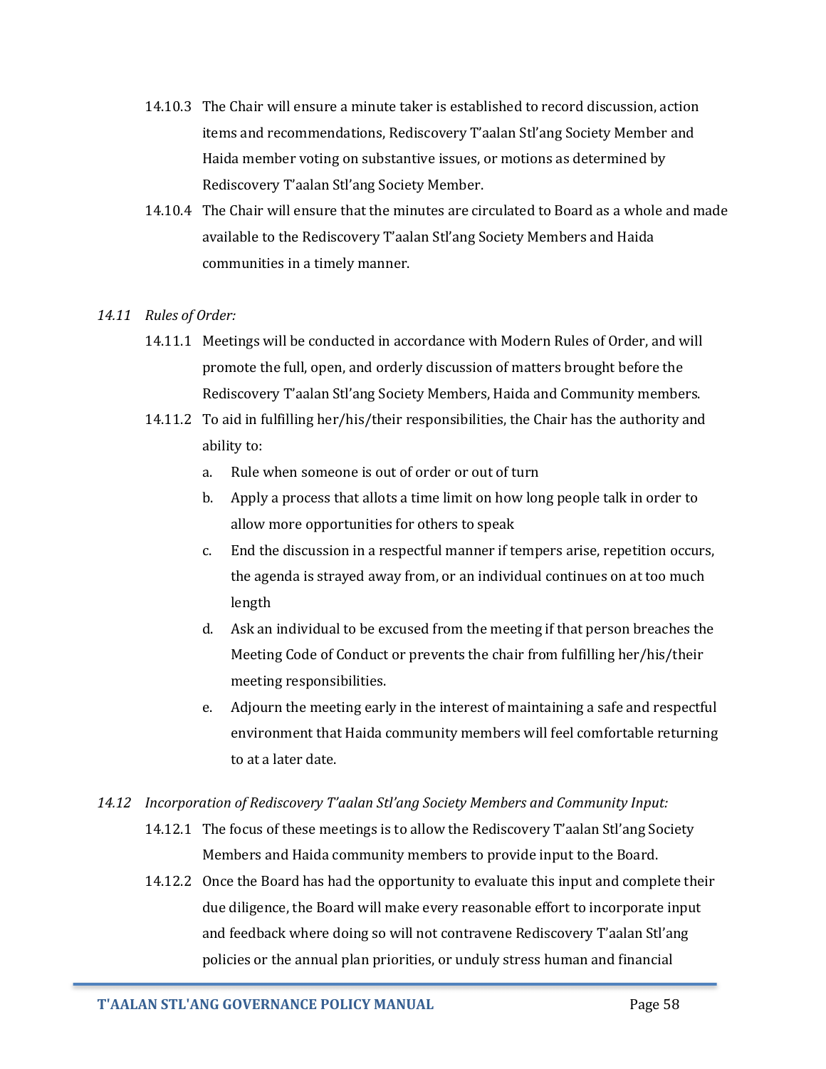14.10.3 The Chair will ensure a minute taker is established to record discussion, action items and recommendations, Rediscovery T'aalan Stl'ang Society Member and Haida member voting on substantive issues, or motions as determined by Rediscovery T'aalan Stl'ang Society Member.

14.10.4 The Chair will ensure that the minutes are circulated to Board as a whole and made available to the Rediscovery T'aalan Stl'ang Society Members and Haida communities in a timely manner.

*14.11 Rules of Order:*

14.11.1 Meetings will be conducted in accordance with Modern Rules of Order, and will promote the full, open, and orderly discussion of matters brought before the Rediscovery T'aalan Stl'ang Society Members, Haida and Community members.

14.11.2 To aid in fulfilling her/his/their responsibilities, the Chair has the authority and ability to:

a. Rule when someone is out of order or out of turn

b. Apply a process that allots a time limit on how long people talk in order to allow more opportunities for others to speak

c. End the discussion in a respectful manner if tempers arise, repetition occurs, the agenda is strayed away from, or an individual continues on at too much length

d. Ask an individual to be excused from the meeting if that person breaches the Meeting Code of Conduct or prevents the chair from fulfilling her/his/their meeting responsibilities.

e. Adjourn the meeting early in the interest of maintaining a safe and respectful environment that Haida community members will feel comfortable returning to at a later date.

*14.12 Incorporation of Rediscovery T'aalan Stl'ang Society Members and Community Input:*

14.12.1 The focus of these meetings is to allow the Rediscovery T'aalan Stl'ang Society Members and Haida community members to provide input to the Board.

14.12.2 Once the Board has had the opportunity to evaluate this input and complete their due diligence, the Board will make every reasonable effort to incorporate input and feedback where doing so will not contravene Rediscovery T'aalan Stl'ang policies or the annual plan priorities, or unduly stress human and financial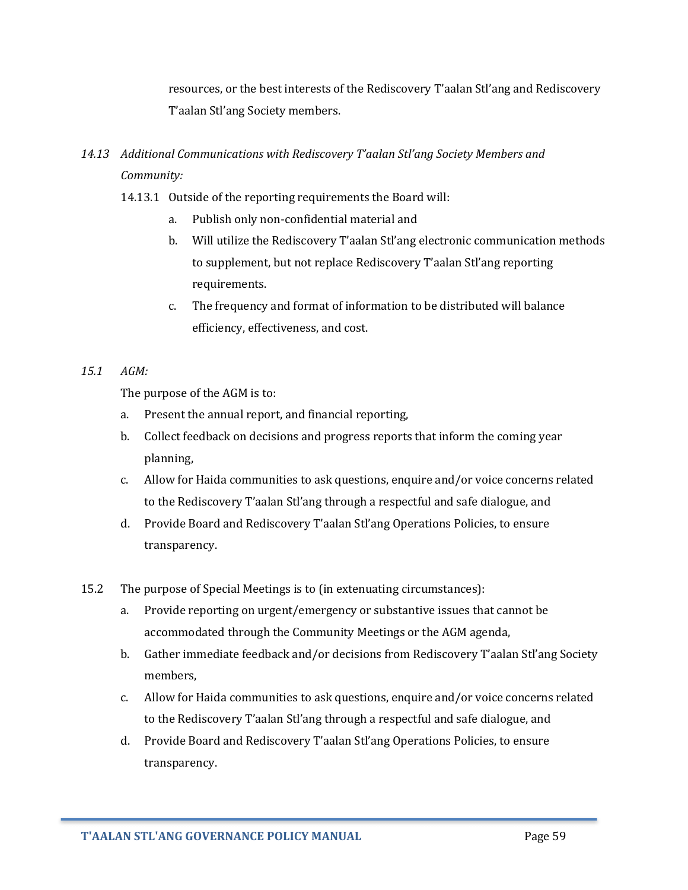resources, or the best interests of the Rediscovery T'aalan Stl'ang and Rediscovery T'aalan Stl'ang Society members.

*14.13 Additional Communications with Rediscovery T'aalan Stl'ang Society Members and Community:*

14.13.1 Outside of the reporting requirements the Board will:

a. Publish only non-confidential material and
b. Will utilize the Rediscovery T'aalan Stl'ang electronic communication methods to supplement, but not replace Rediscovery T'aalan Stl'ang reporting requirements.
c. The frequency and format of information to be distributed will balance efficiency, effectiveness, and cost.

*15.1 AGM:*

The purpose of the AGM is to:

a. Present the annual report, and financial reporting,
b. Collect feedback on decisions and progress reports that inform the coming year planning,
c. Allow for Haida communities to ask questions, enquire and/or voice concerns related to the Rediscovery T'aalan Stl'ang through a respectful and safe dialogue, and
d. Provide Board and Rediscovery T'aalan Stl'ang Operations Policies, to ensure transparency.

15.2 The purpose of Special Meetings is to (in extenuating circumstances):

a. Provide reporting on urgent/emergency or substantive issues that cannot be accommodated through the Community Meetings or the AGM agenda,
b. Gather immediate feedback and/or decisions from Rediscovery T'aalan Stl'ang Society members,
c. Allow for Haida communities to ask questions, enquire and/or voice concerns related to the Rediscovery T'aalan Stl'ang through a respectful and safe dialogue, and
d. Provide Board and Rediscovery T'aalan Stl'ang Operations Policies, to ensure transparency.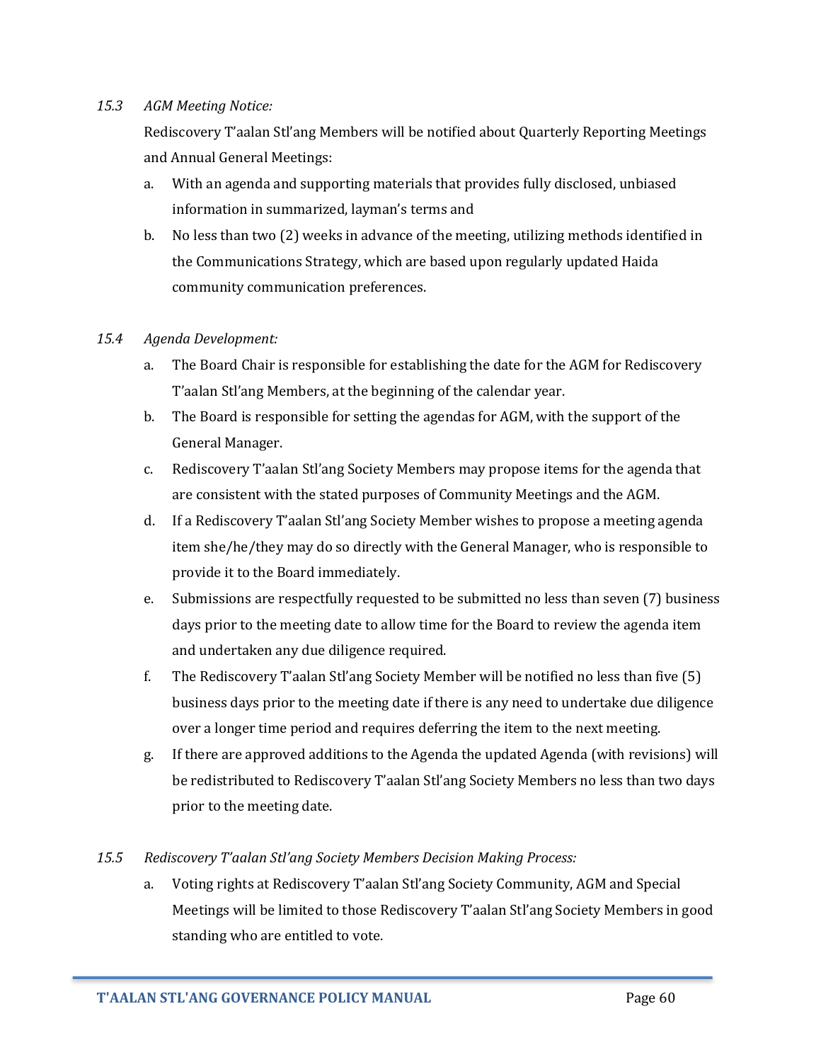*15.3 AGM Meeting Notice:*

Rediscovery T'aalan Stl'ang Members will be notified about Quarterly Reporting Meetings and Annual General Meetings:

a. With an agenda and supporting materials that provides fully disclosed, unbiased information in summarized, layman's terms and

b. No less than two (2) weeks in advance of the meeting, utilizing methods identified in the Communications Strategy, which are based upon regularly updated Haida community communication preferences.

*15.4 Agenda Development:*

a. The Board Chair is responsible for establishing the date for the AGM for Rediscovery T'aalan Stl'ang Members, at the beginning of the calendar year.

b. The Board is responsible for setting the agendas for AGM, with the support of the General Manager.

c. Rediscovery T'aalan Stl'ang Society Members may propose items for the agenda that are consistent with the stated purposes of Community Meetings and the AGM.

d. If a Rediscovery T'aalan Stl'ang Society Member wishes to propose a meeting agenda item she/he/they may do so directly with the General Manager, who is responsible to provide it to the Board immediately.

e. Submissions are respectfully requested to be submitted no less than seven (7) business days prior to the meeting date to allow time for the Board to review the agenda item and undertaken any due diligence required.

f. The Rediscovery T'aalan Stl'ang Society Member will be notified no less than five (5) business days prior to the meeting date if there is any need to undertake due diligence over a longer time period and requires deferring the item to the next meeting.

g. If there are approved additions to the Agenda the updated Agenda (with revisions) will be redistributed to Rediscovery T'aalan Stl'ang Society Members no less than two days prior to the meeting date.

*15.5 Rediscovery T'aalan Stl'ang Society Members Decision Making Process:*

a. Voting rights at Rediscovery T'aalan Stl'ang Society Community, AGM and Special Meetings will be limited to those Rediscovery T'aalan Stl'ang Society Members in good standing who are entitled to vote.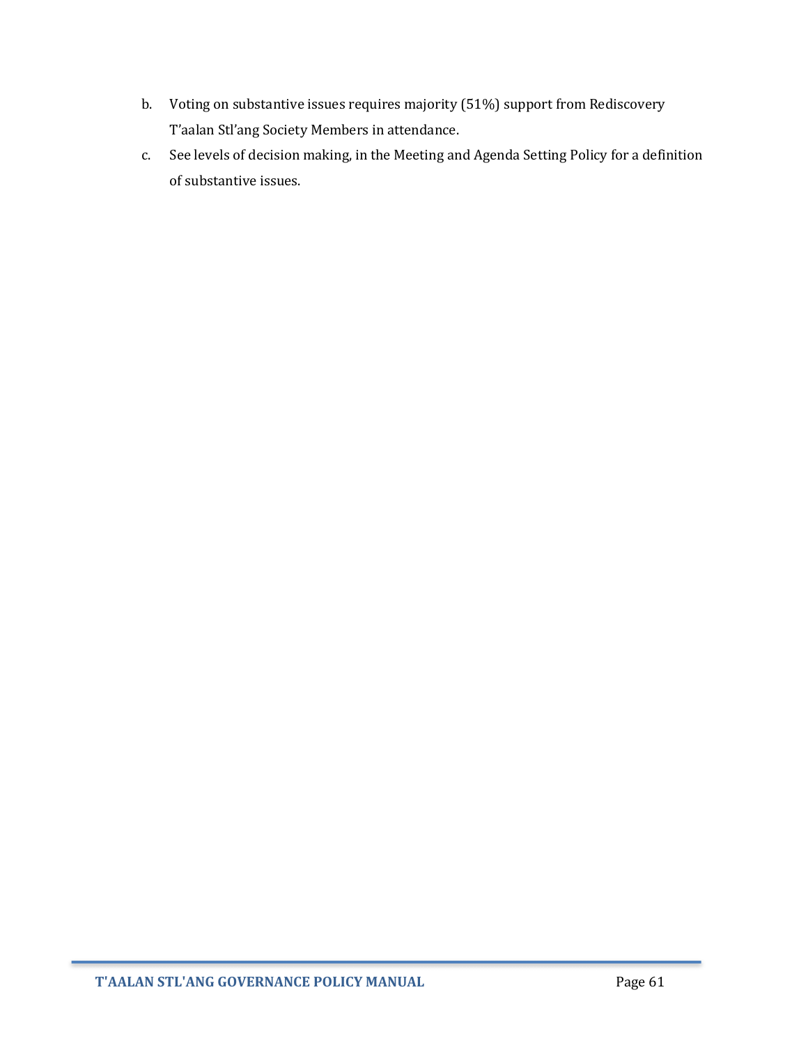b. Voting on substantive issues requires majority (51%) support from Rediscovery T'aalan Stl'ang Society Members in attendance.

c. See levels of decision making, in the Meeting and Agenda Setting Policy for a definition of substantive issues.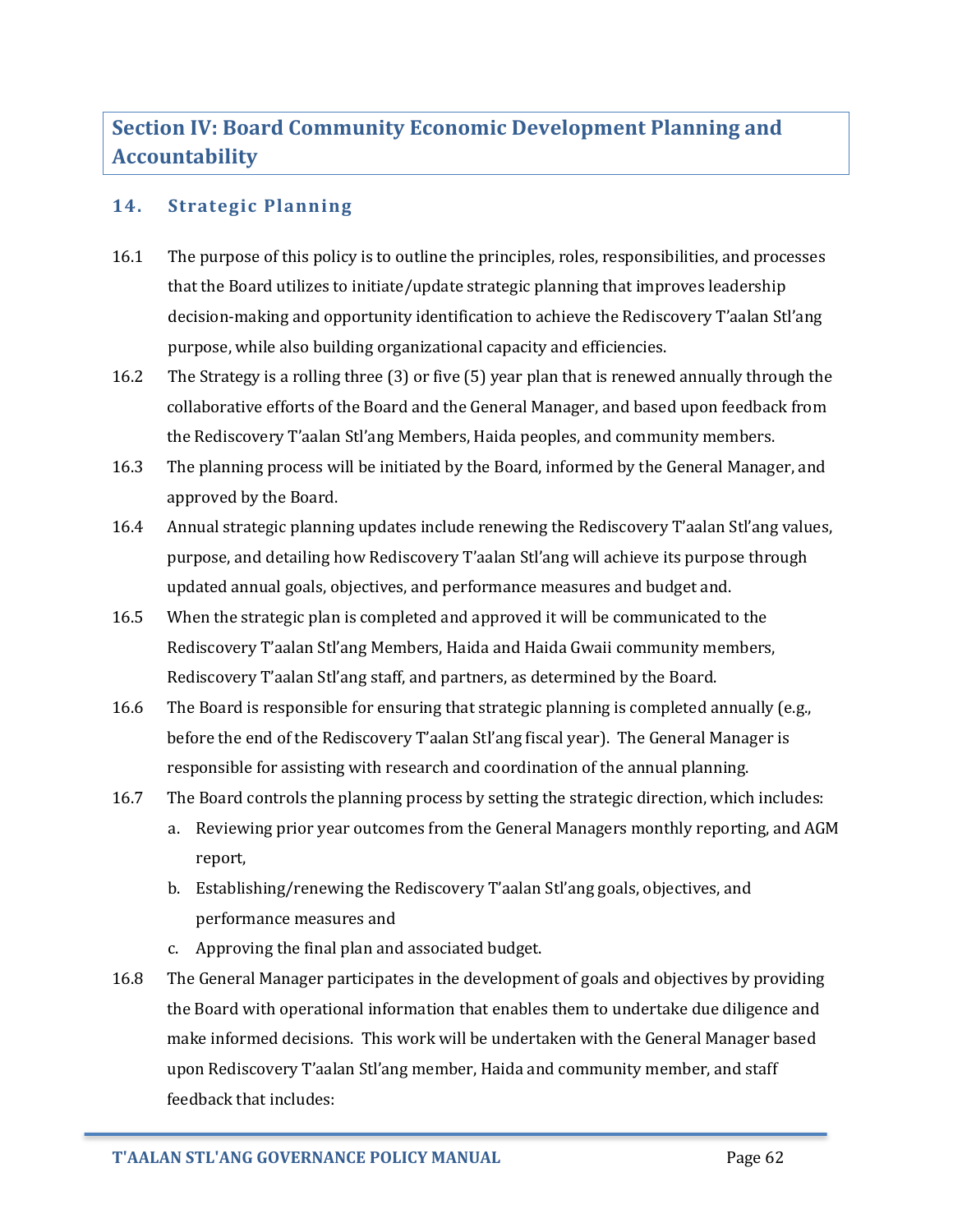# Section IV: Board Community Economic Development Planning and Accountability

## 14. Strategic Planning

16.1 The purpose of this policy is to outline the principles, roles, responsibilities, and processes that the Board utilizes to initiate/update strategic planning that improves leadership decision-making and opportunity identification to achieve the Rediscovery T'aalan Stl'ang purpose, while also building organizational capacity and efficiencies.

16.2 The Strategy is a rolling three (3) or five (5) year plan that is renewed annually through the collaborative efforts of the Board and the General Manager, and based upon feedback from the Rediscovery T'aalan Stl'ang Members, Haida peoples, and community members.

16.3 The planning process will be initiated by the Board, informed by the General Manager, and approved by the Board.

16.4 Annual strategic planning updates include renewing the Rediscovery T'aalan Stl'ang values, purpose, and detailing how Rediscovery T'aalan Stl'ang will achieve its purpose through updated annual goals, objectives, and performance measures and budget and.

16.5 When the strategic plan is completed and approved it will be communicated to the Rediscovery T'aalan Stl'ang Members, Haida and Haida Gwaii community members, Rediscovery T'aalan Stl'ang staff, and partners, as determined by the Board.

16.6 The Board is responsible for ensuring that strategic planning is completed annually (e.g., before the end of the Rediscovery T'aalan Stl'ang fiscal year). The General Manager is responsible for assisting with research and coordination of the annual planning.

16.7 The Board controls the planning process by setting the strategic direction, which includes:

a. Reviewing prior year outcomes from the General Managers monthly reporting, and AGM report,

b. Establishing/renewing the Rediscovery T'aalan Stl'ang goals, objectives, and performance measures and

c. Approving the final plan and associated budget.

16.8 The General Manager participates in the development of goals and objectives by providing the Board with operational information that enables them to undertake due diligence and make informed decisions. This work will be undertaken with the General Manager based upon Rediscovery T'aalan Stl'ang member, Haida and community member, and staff feedback that includes: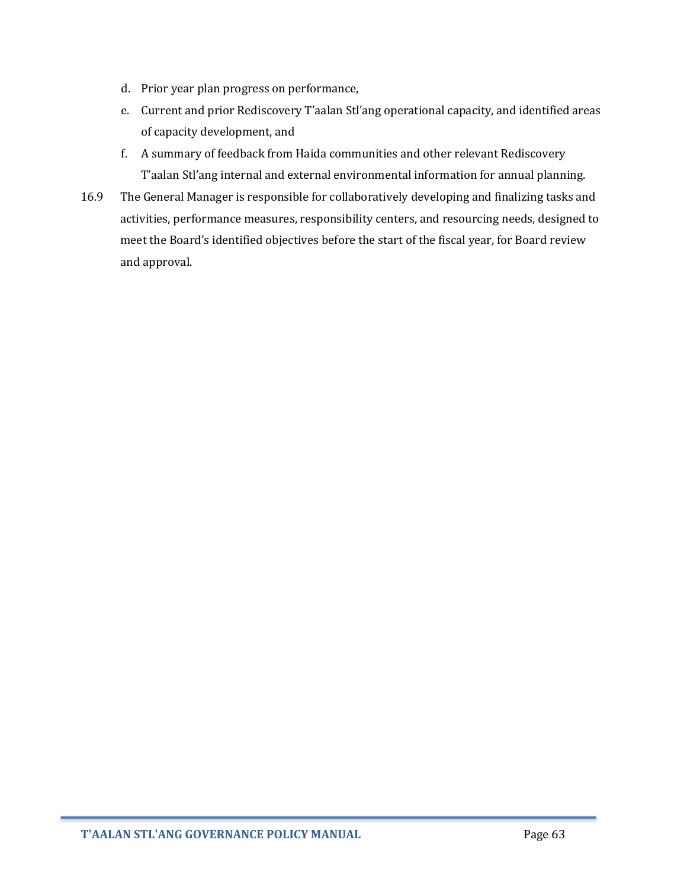d. Prior year plan progress on performance,

e. Current and prior Rediscovery T'aalan Stl'ang operational capacity, and identified areas of capacity development, and

f. A summary of feedback from Haida communities and other relevant Rediscovery T'aalan Stl'ang internal and external environmental information for annual planning.

16.9 The General Manager is responsible for collaboratively developing and finalizing tasks and activities, performance measures, responsibility centers, and resourcing needs, designed to meet the Board's identified objectives before the start of the fiscal year, for Board review and approval.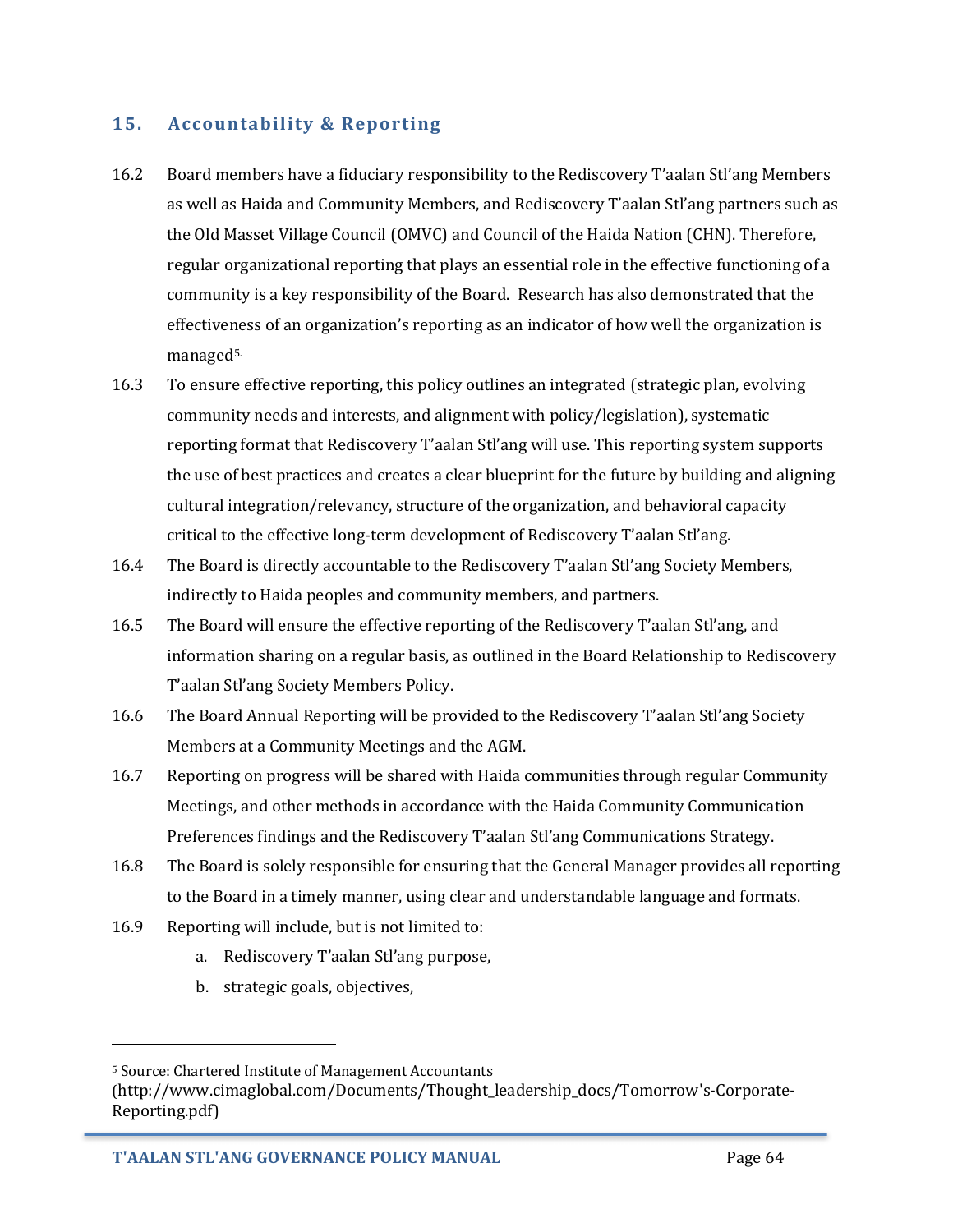## 15. Accountability & Reporting

16.2 Board members have a fiduciary responsibility to the Rediscovery T'aalan Stl'ang Members as well as Haida and Community Members, and Rediscovery T'aalan Stl'ang partners such as the Old Masset Village Council (OMVC) and Council of the Haida Nation (CHN). Therefore, regular organizational reporting that plays an essential role in the effective functioning of a community is a key responsibility of the Board. Research has also demonstrated that the effectiveness of an organization's reporting as an indicator of how well the organization is managed[5].

16.3 To ensure effective reporting, this policy outlines an integrated (strategic plan, evolving community needs and interests, and alignment with policy/legislation), systematic reporting format that Rediscovery T'aalan Stl'ang will use. This reporting system supports the use of best practices and creates a clear blueprint for the future by building and aligning cultural integration/relevancy, structure of the organization, and behavioral capacity critical to the effective long-term development of Rediscovery T'aalan Stl'ang.

16.4 The Board is directly accountable to the Rediscovery T'aalan Stl'ang Society Members, indirectly to Haida peoples and community members, and partners.

16.5 The Board will ensure the effective reporting of the Rediscovery T'aalan Stl'ang, and information sharing on a regular basis, as outlined in the Board Relationship to Rediscovery T'aalan Stl'ang Society Members Policy.

16.6 The Board Annual Reporting will be provided to the Rediscovery T'aalan Stl'ang Society Members at a Community Meetings and the AGM.

16.7 Reporting on progress will be shared with Haida communities through regular Community Meetings, and other methods in accordance with the Haida Community Communication Preferences findings and the Rediscovery T'aalan Stl'ang Communications Strategy.

16.8 The Board is solely responsible for ensuring that the General Manager provides all reporting to the Board in a timely manner, using clear and understandable language and formats.

16.9 Reporting will include, but is not limited to:

a. Rediscovery T'aalan Stl'ang purpose,
b. strategic goals, objectives,

---

[5] Source: Chartered Institute of Management Accountants (http://www.cimaglobal.com/Documents/Thought_leadership_docs/Tomorrow's-Corporate-Reporting.pdf)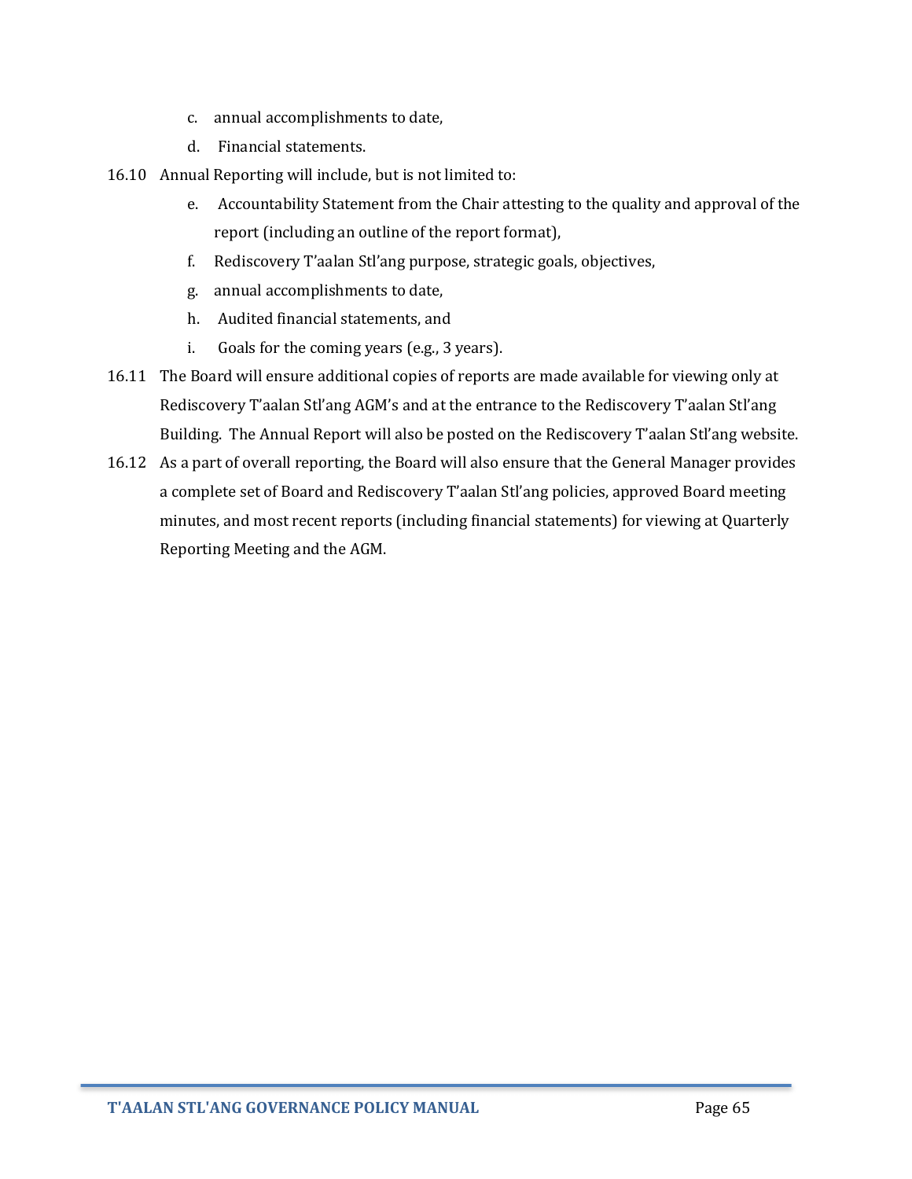c. annual accomplishments to date,

d. Financial statements.

16.10 Annual Reporting will include, but is not limited to:

e. Accountability Statement from the Chair attesting to the quality and approval of the report (including an outline of the report format),

f. Rediscovery T'aalan Stl'ang purpose, strategic goals, objectives,

g. annual accomplishments to date,

h. Audited financial statements, and

i. Goals for the coming years (e.g., 3 years).

16.11 The Board will ensure additional copies of reports are made available for viewing only at Rediscovery T'aalan Stl'ang AGM's and at the entrance to the Rediscovery T'aalan Stl'ang Building. The Annual Report will also be posted on the Rediscovery T'aalan Stl'ang website.

16.12 As a part of overall reporting, the Board will also ensure that the General Manager provides a complete set of Board and Rediscovery T'aalan Stl'ang policies, approved Board meeting minutes, and most recent reports (including financial statements) for viewing at Quarterly Reporting Meeting and the AGM.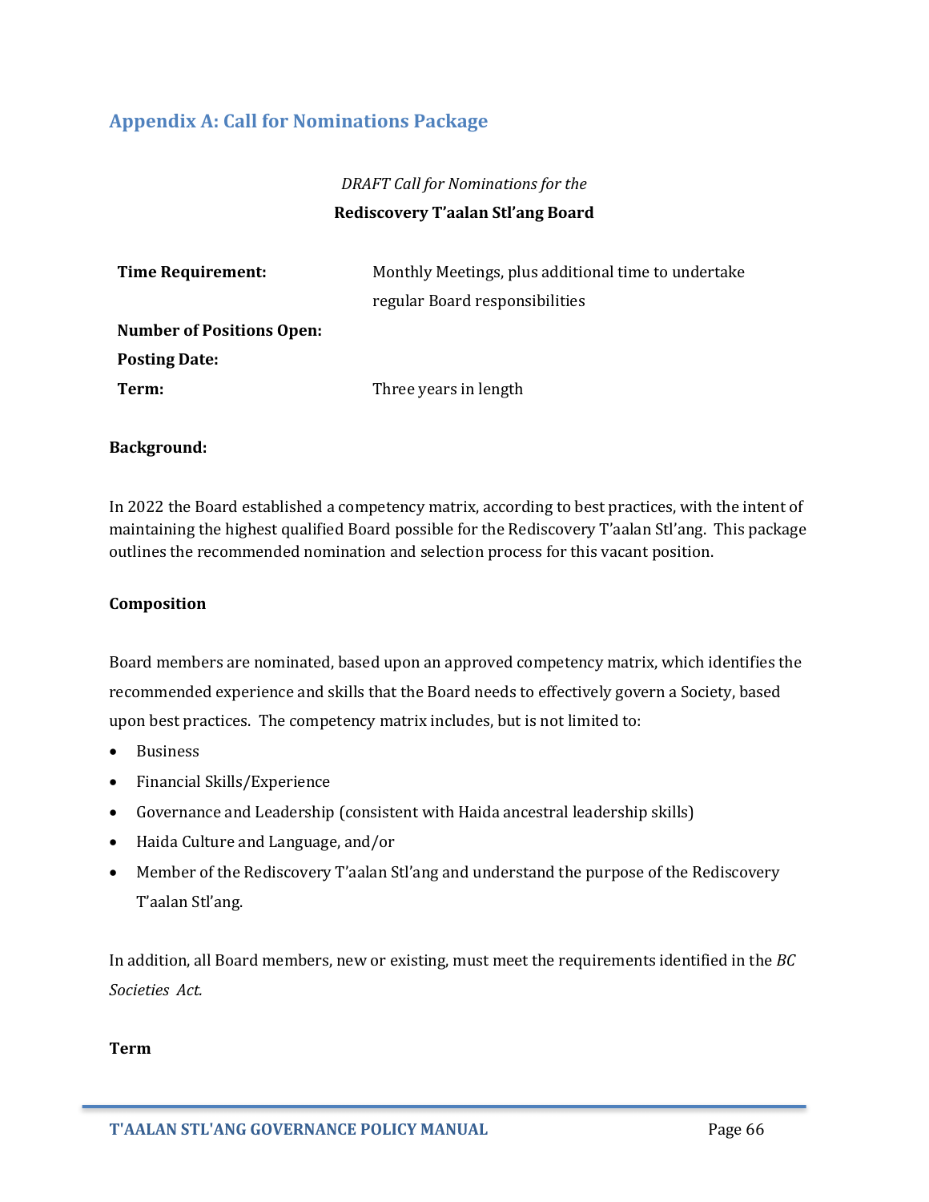## Appendix A: Call for Nominations Package

*DRAFT Call for Nominations for the*

**Rediscovery T'aalan Stl'ang Board**

| | |
|---|---|
| **Time Requirement:** | Monthly Meetings, plus additional time to undertake regular Board responsibilities |
| **Number of Positions Open:** | |
| **Posting Date:** | |
| **Term:** | Three years in length |

**Background:**

In 2022 the Board established a competency matrix, according to best practices, with the intent of maintaining the highest qualified Board possible for the Rediscovery T'aalan Stl'ang. This package outlines the recommended nomination and selection process for this vacant position.

**Composition**

Board members are nominated, based upon an approved competency matrix, which identifies the recommended experience and skills that the Board needs to effectively govern a Society, based upon best practices. The competency matrix includes, but is not limited to:

- Business
- Financial Skills/Experience
- Governance and Leadership (consistent with Haida ancestral leadership skills)
- Haida Culture and Language, and/or
- Member of the Rediscovery T'aalan Stl'ang and understand the purpose of the Rediscovery T'aalan Stl'ang.

In addition, all Board members, new or existing, must meet the requirements identified in the *BC Societies Act.*

**Term**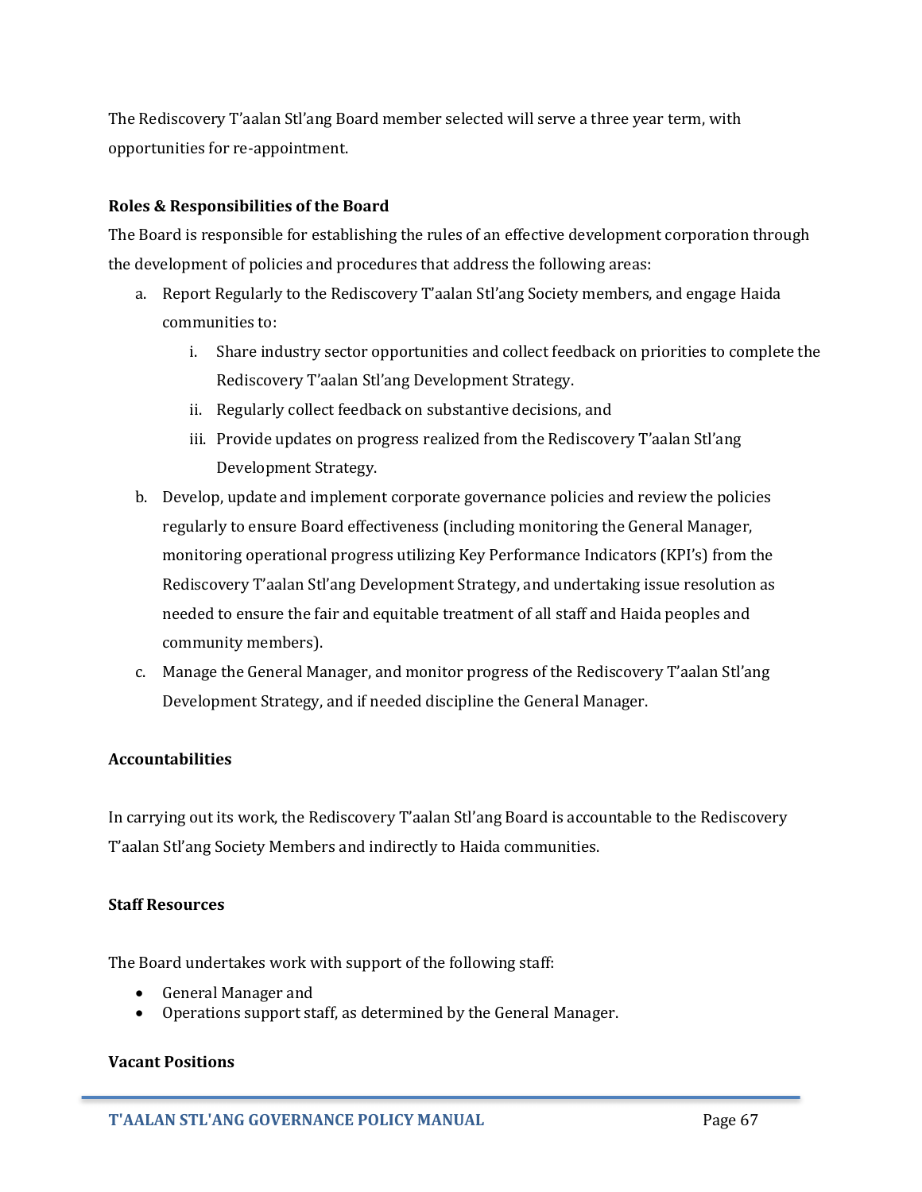The Rediscovery T'aalan Stl'ang Board member selected will serve a three year term, with opportunities for re-appointment.

**Roles & Responsibilities of the Board**

The Board is responsible for establishing the rules of an effective development corporation through the development of policies and procedures that address the following areas:

a. Report Regularly to the Rediscovery T'aalan Stl'ang Society members, and engage Haida communities to:
   i. Share industry sector opportunities and collect feedback on priorities to complete the Rediscovery T'aalan Stl'ang Development Strategy.
   ii. Regularly collect feedback on substantive decisions, and
   iii. Provide updates on progress realized from the Rediscovery T'aalan Stl'ang Development Strategy.
b. Develop, update and implement corporate governance policies and review the policies regularly to ensure Board effectiveness (including monitoring the General Manager, monitoring operational progress utilizing Key Performance Indicators (KPI's) from the Rediscovery T'aalan Stl'ang Development Strategy, and undertaking issue resolution as needed to ensure the fair and equitable treatment of all staff and Haida peoples and community members).
c. Manage the General Manager, and monitor progress of the Rediscovery T'aalan Stl'ang Development Strategy, and if needed discipline the General Manager.

**Accountabilities**

In carrying out its work, the Rediscovery T'aalan Stl'ang Board is accountable to the Rediscovery T'aalan Stl'ang Society Members and indirectly to Haida communities.

**Staff Resources**

The Board undertakes work with support of the following staff:

- General Manager and
- Operations support staff, as determined by the General Manager.

**Vacant Positions**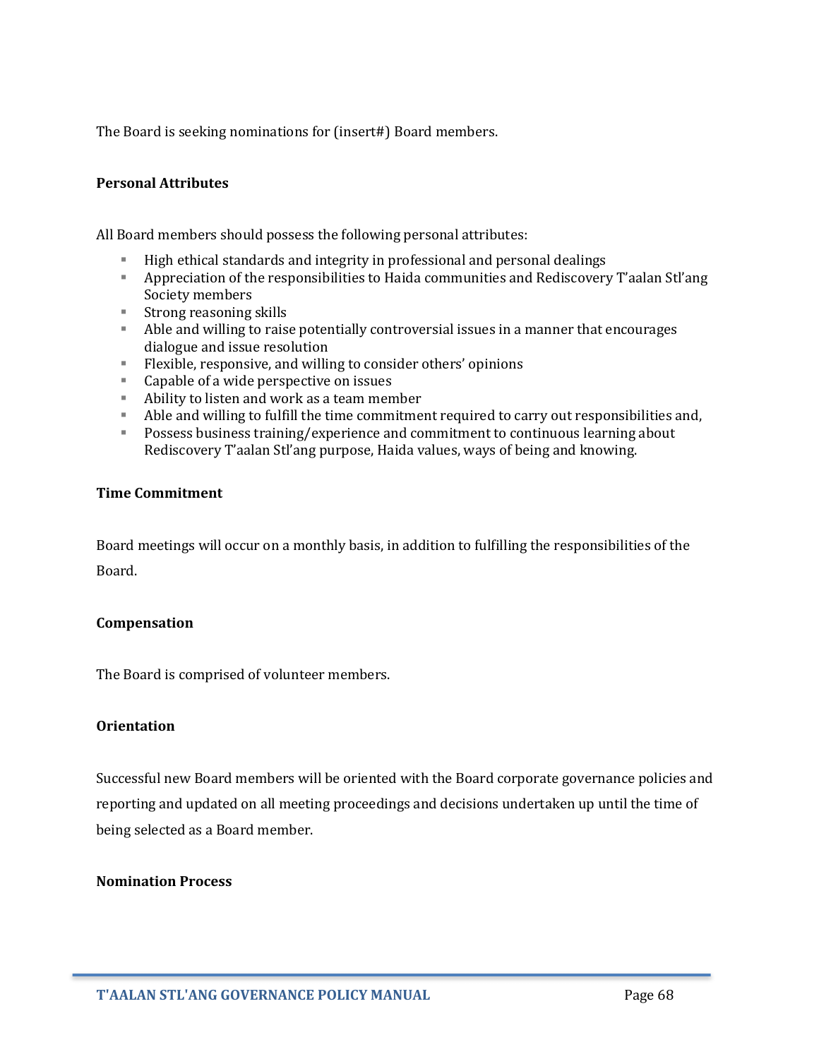The Board is seeking nominations for (insert#) Board members.

**Personal Attributes**

All Board members should possess the following personal attributes:

- High ethical standards and integrity in professional and personal dealings
- Appreciation of the responsibilities to Haida communities and Rediscovery T'aalan Stl'ang Society members
- Strong reasoning skills
- Able and willing to raise potentially controversial issues in a manner that encourages dialogue and issue resolution
- Flexible, responsive, and willing to consider others' opinions
- Capable of a wide perspective on issues
- Ability to listen and work as a team member
- Able and willing to fulfill the time commitment required to carry out responsibilities and,
- Possess business training/experience and commitment to continuous learning about Rediscovery T'aalan Stl'ang purpose, Haida values, ways of being and knowing.

**Time Commitment**

Board meetings will occur on a monthly basis, in addition to fulfilling the responsibilities of the Board.

**Compensation**

The Board is comprised of volunteer members.

**Orientation**

Successful new Board members will be oriented with the Board corporate governance policies and reporting and updated on all meeting proceedings and decisions undertaken up until the time of being selected as a Board member.

**Nomination Process**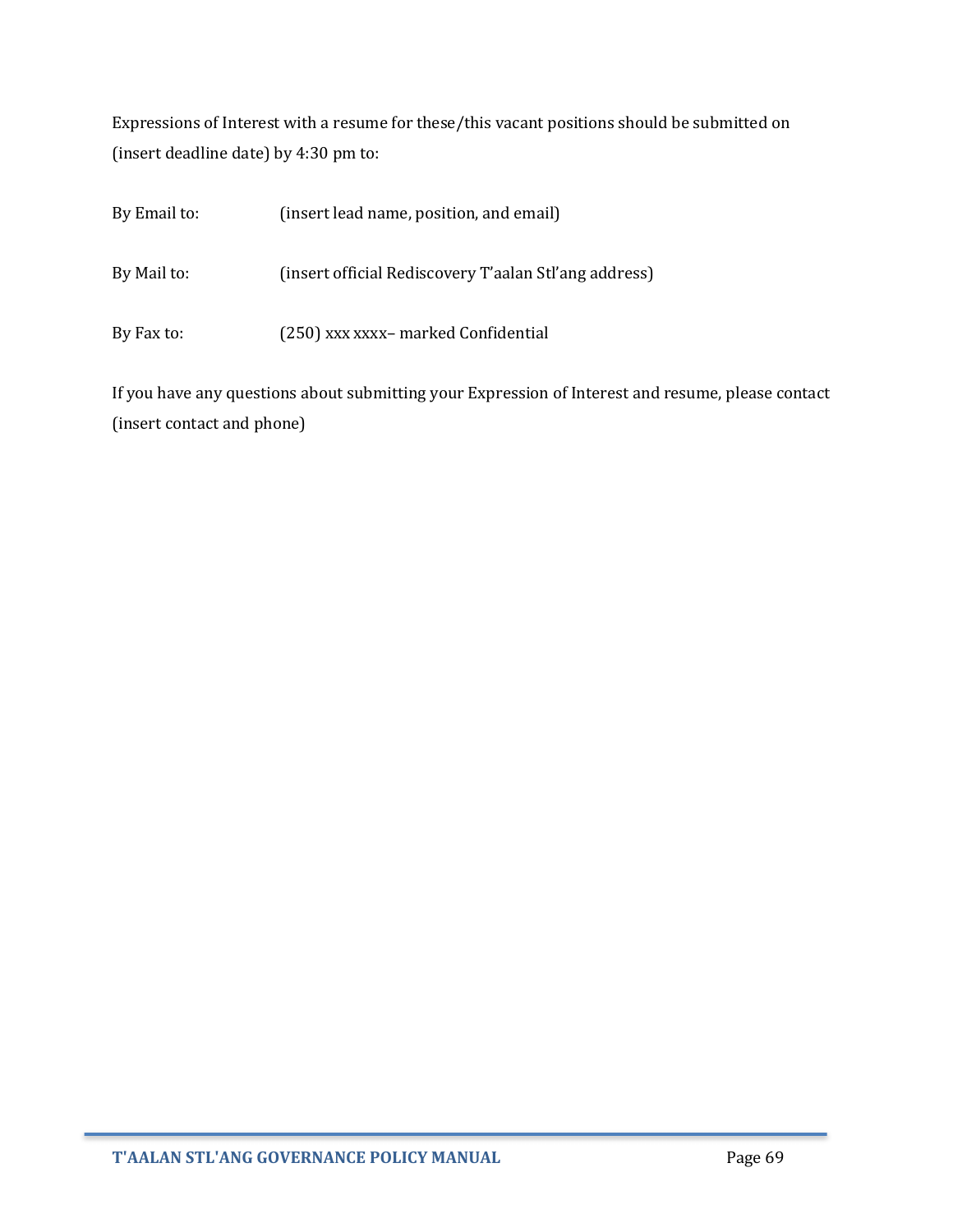Expressions of Interest with a resume for these/this vacant positions should be submitted on (insert deadline date) by 4:30 pm to:

By Email to: (insert lead name, position, and email)

By Mail to: (insert official Rediscovery T'aalan Stl'ang address)

By Fax to: (250) xxx xxxx– marked Confidential

If you have any questions about submitting your Expression of Interest and resume, please contact (insert contact and phone)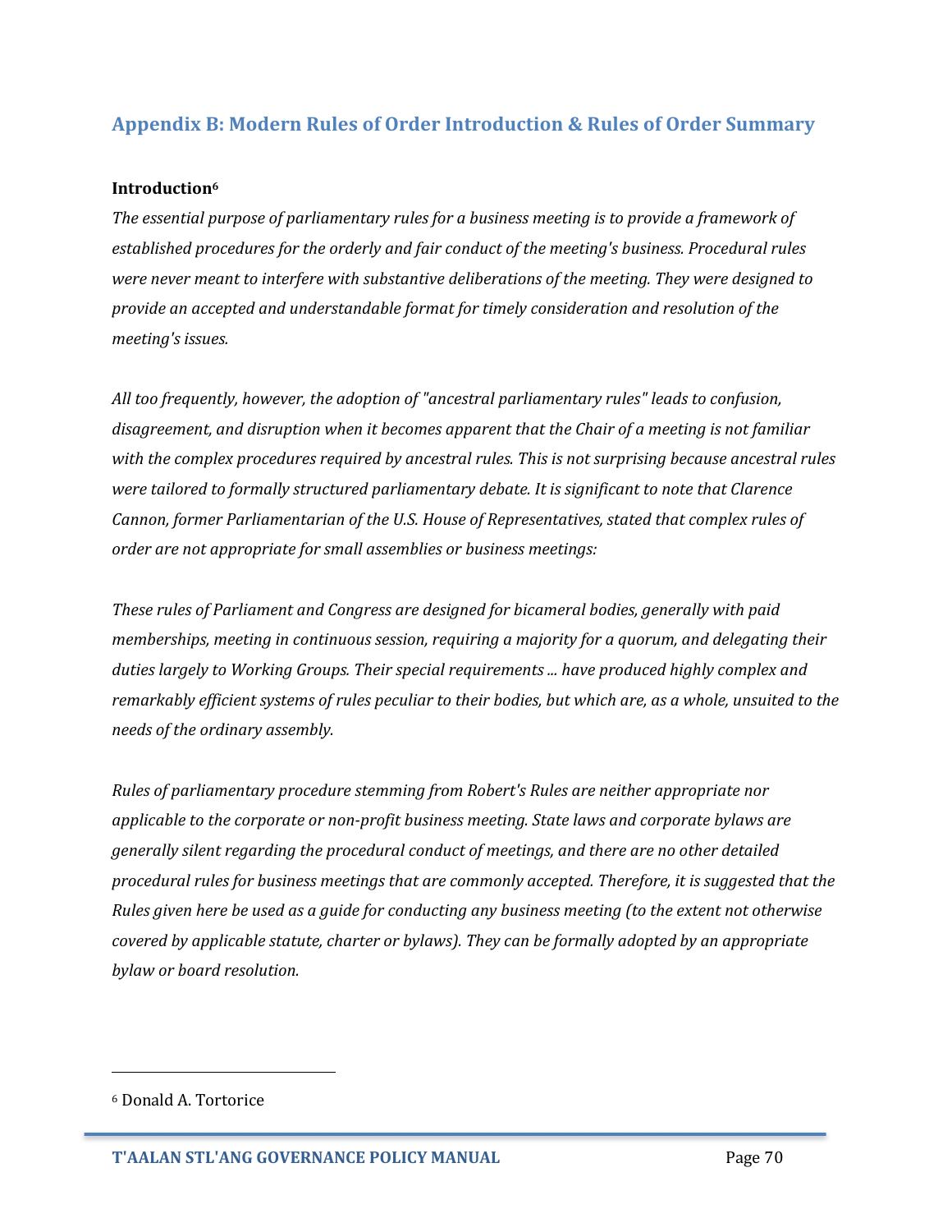## Appendix B: Modern Rules of Order Introduction & Rules of Order Summary

**Introduction**[6]

*The essential purpose of parliamentary rules for a business meeting is to provide a framework of established procedures for the orderly and fair conduct of the meeting's business. Procedural rules were never meant to interfere with substantive deliberations of the meeting. They were designed to provide an accepted and understandable format for timely consideration and resolution of the meeting's issues.*

*All too frequently, however, the adoption of "ancestral parliamentary rules" leads to confusion, disagreement, and disruption when it becomes apparent that the Chair of a meeting is not familiar with the complex procedures required by ancestral rules. This is not surprising because ancestral rules were tailored to formally structured parliamentary debate. It is significant to note that Clarence Cannon, former Parliamentarian of the U.S. House of Representatives, stated that complex rules of order are not appropriate for small assemblies or business meetings:*

*These rules of Parliament and Congress are designed for bicameral bodies, generally with paid memberships, meeting in continuous session, requiring a majority for a quorum, and delegating their duties largely to Working Groups. Their special requirements ... have produced highly complex and remarkably efficient systems of rules peculiar to their bodies, but which are, as a whole, unsuited to the needs of the ordinary assembly.*

*Rules of parliamentary procedure stemming from Robert's Rules are neither appropriate nor applicable to the corporate or non-profit business meeting. State laws and corporate bylaws are generally silent regarding the procedural conduct of meetings, and there are no other detailed procedural rules for business meetings that are commonly accepted. Therefore, it is suggested that the Rules given here be used as a guide for conducting any business meeting (to the extent not otherwise covered by applicable statute, charter or bylaws). They can be formally adopted by an appropriate bylaw or board resolution.*

---

[6] Donald A. Tortorice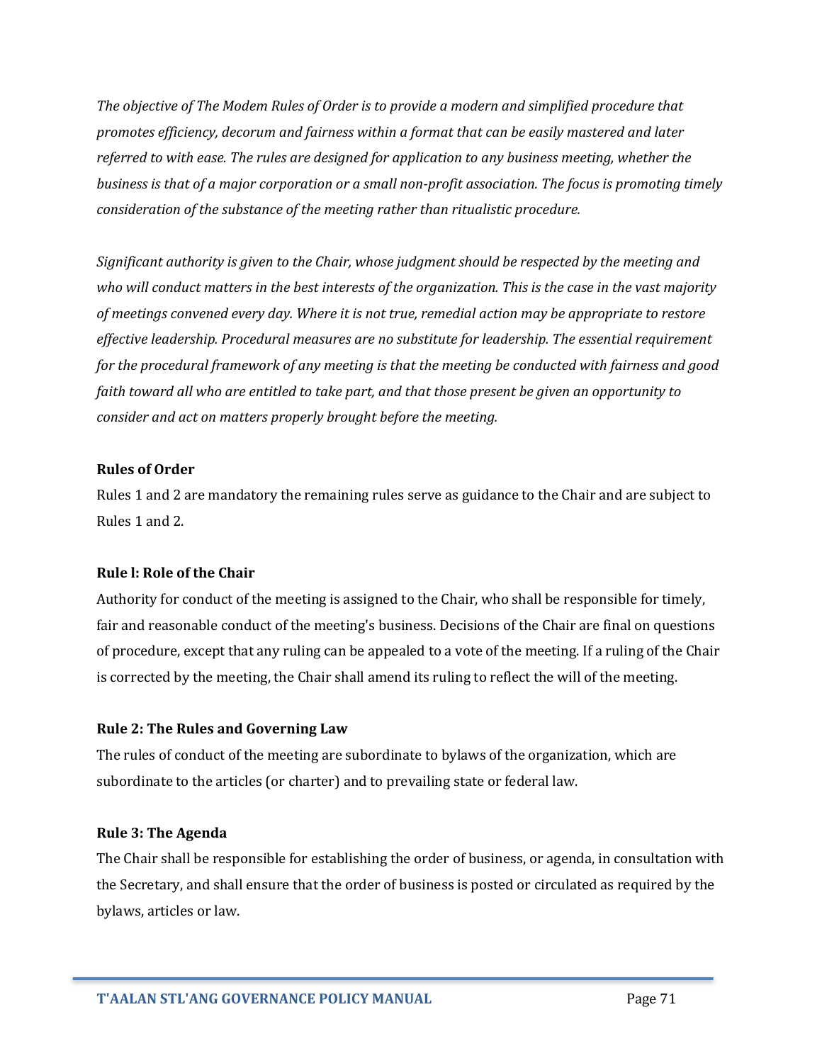*The objective of The Modem Rules of Order is to provide a modern and simplified procedure that promotes efficiency, decorum and fairness within a format that can be easily mastered and later referred to with ease. The rules are designed for application to any business meeting, whether the business is that of a major corporation or a small non-profit association. The focus is promoting timely consideration of the substance of the meeting rather than ritualistic procedure.*

*Significant authority is given to the Chair, whose judgment should be respected by the meeting and who will conduct matters in the best interests of the organization. This is the case in the vast majority of meetings convened every day. Where it is not true, remedial action may be appropriate to restore effective leadership. Procedural measures are no substitute for leadership. The essential requirement for the procedural framework of any meeting is that the meeting be conducted with fairness and good faith toward all who are entitled to take part, and that those present be given an opportunity to consider and act on matters properly brought before the meeting.*

**Rules of Order**

Rules 1 and 2 are mandatory the remaining rules serve as guidance to the Chair and are subject to Rules 1 and 2.

**Rule l: Role of the Chair**

Authority for conduct of the meeting is assigned to the Chair, who shall be responsible for timely, fair and reasonable conduct of the meeting's business. Decisions of the Chair are final on questions of procedure, except that any ruling can be appealed to a vote of the meeting. If a ruling of the Chair is corrected by the meeting, the Chair shall amend its ruling to reflect the will of the meeting.

**Rule 2: The Rules and Governing Law**

The rules of conduct of the meeting are subordinate to bylaws of the organization, which are subordinate to the articles (or charter) and to prevailing state or federal law.

**Rule 3: The Agenda**

The Chair shall be responsible for establishing the order of business, or agenda, in consultation with the Secretary, and shall ensure that the order of business is posted or circulated as required by the bylaws, articles or law.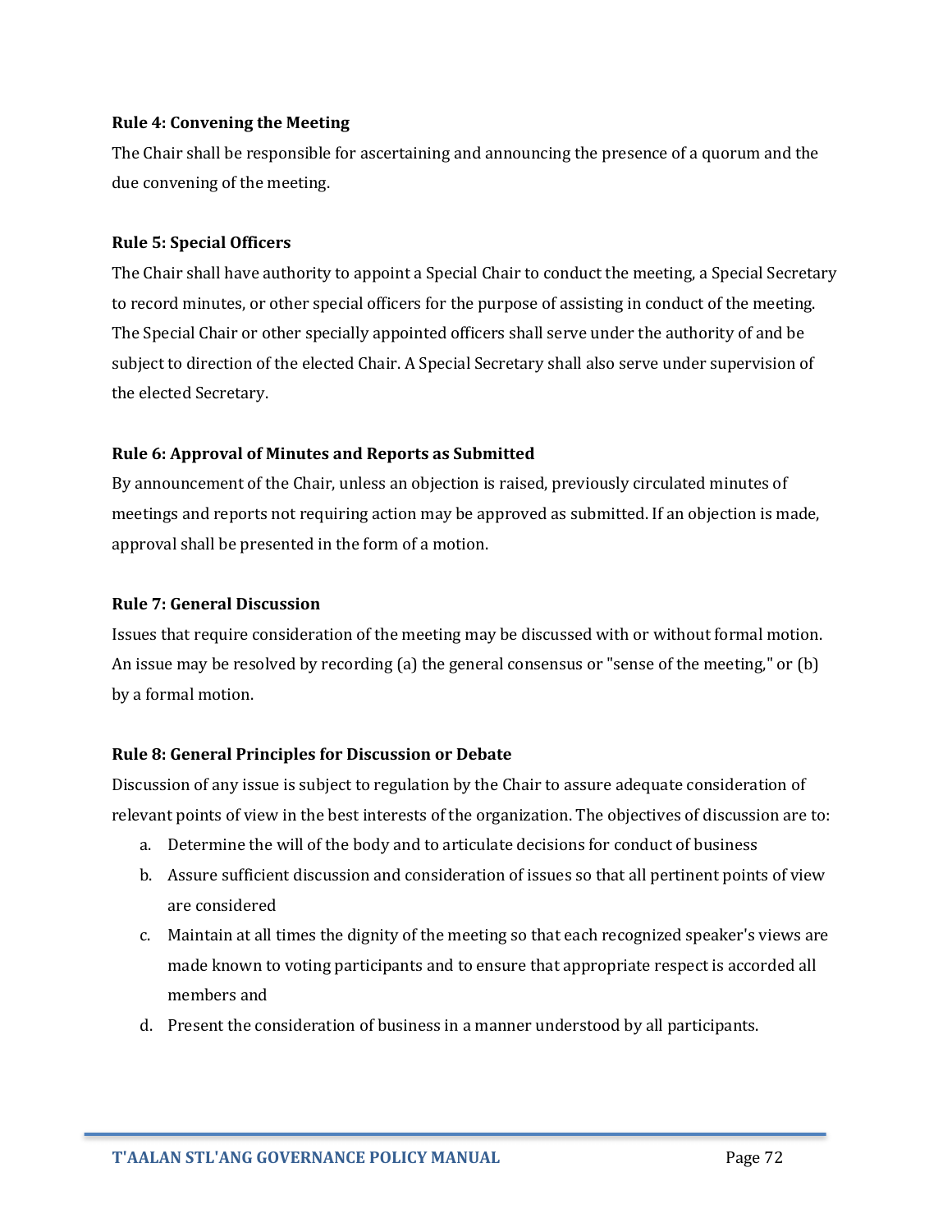**Rule 4: Convening the Meeting**

The Chair shall be responsible for ascertaining and announcing the presence of a quorum and the due convening of the meeting.

**Rule 5: Special Officers**

The Chair shall have authority to appoint a Special Chair to conduct the meeting, a Special Secretary to record minutes, or other special officers for the purpose of assisting in conduct of the meeting. The Special Chair or other specially appointed officers shall serve under the authority of and be subject to direction of the elected Chair. A Special Secretary shall also serve under supervision of the elected Secretary.

**Rule 6: Approval of Minutes and Reports as Submitted**

By announcement of the Chair, unless an objection is raised, previously circulated minutes of meetings and reports not requiring action may be approved as submitted. If an objection is made, approval shall be presented in the form of a motion.

**Rule 7: General Discussion**

Issues that require consideration of the meeting may be discussed with or without formal motion. An issue may be resolved by recording (a) the general consensus or "sense of the meeting," or (b) by a formal motion.

**Rule 8: General Principles for Discussion or Debate**

Discussion of any issue is subject to regulation by the Chair to assure adequate consideration of relevant points of view in the best interests of the organization. The objectives of discussion are to:

a. Determine the will of the body and to articulate decisions for conduct of business
b. Assure sufficient discussion and consideration of issues so that all pertinent points of view are considered
c. Maintain at all times the dignity of the meeting so that each recognized speaker's views are made known to voting participants and to ensure that appropriate respect is accorded all members and
d. Present the consideration of business in a manner understood by all participants.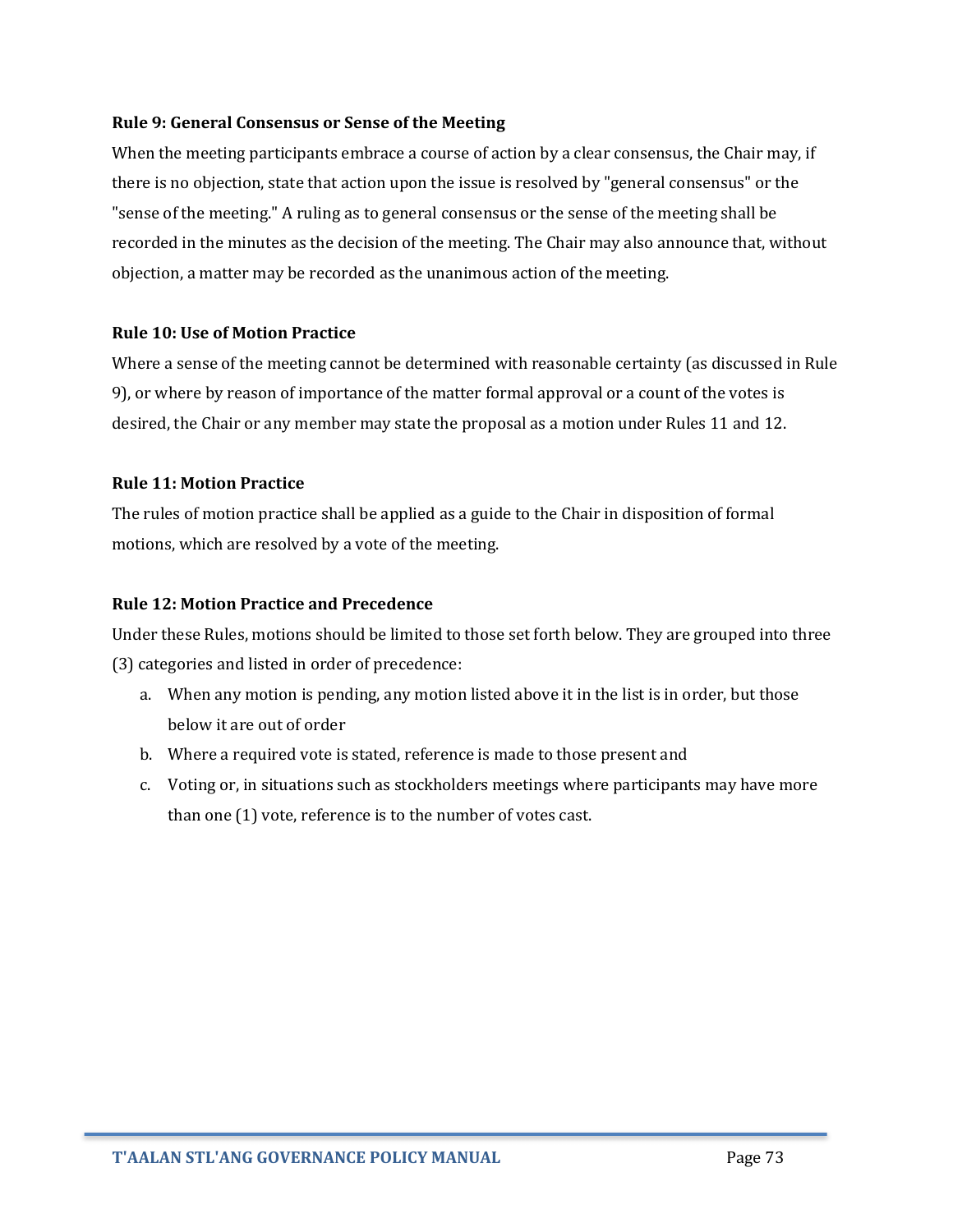**Rule 9: General Consensus or Sense of the Meeting**

When the meeting participants embrace a course of action by a clear consensus, the Chair may, if there is no objection, state that action upon the issue is resolved by "general consensus" or the "sense of the meeting." A ruling as to general consensus or the sense of the meeting shall be recorded in the minutes as the decision of the meeting. The Chair may also announce that, without objection, a matter may be recorded as the unanimous action of the meeting.

**Rule 10: Use of Motion Practice**

Where a sense of the meeting cannot be determined with reasonable certainty (as discussed in Rule 9), or where by reason of importance of the matter formal approval or a count of the votes is desired, the Chair or any member may state the proposal as a motion under Rules 11 and 12.

**Rule 11: Motion Practice**

The rules of motion practice shall be applied as a guide to the Chair in disposition of formal motions, which are resolved by a vote of the meeting.

**Rule 12: Motion Practice and Precedence**

Under these Rules, motions should be limited to those set forth below. They are grouped into three (3) categories and listed in order of precedence:

a. When any motion is pending, any motion listed above it in the list is in order, but those below it are out of order
b. Where a required vote is stated, reference is made to those present and
c. Voting or, in situations such as stockholders meetings where participants may have more than one (1) vote, reference is to the number of votes cast.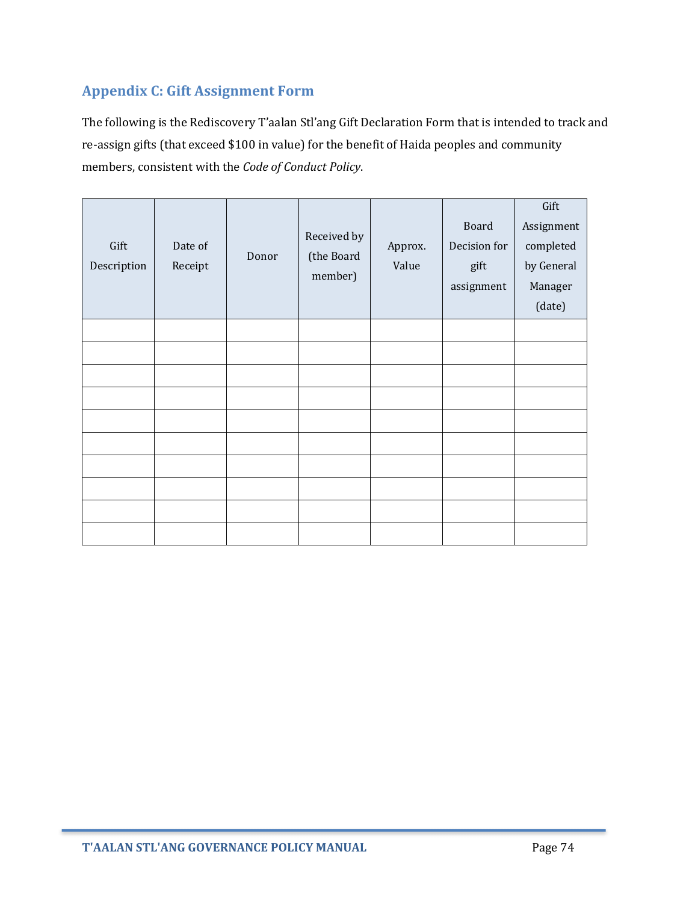## Appendix C: Gift Assignment Form

The following is the Rediscovery T'aalan Stl'ang Gift Declaration Form that is intended to track and re-assign gifts (that exceed $100 in value) for the benefit of Haida peoples and community members, consistent with the *Code of Conduct Policy*.

| Gift Description | Date of Receipt | Donor | Received by (the Board member) | Approx. Value | Board Decision for gift assignment | Gift Assignment completed by General Manager (date) |
|---|---|---|---|---|---|---|
| | | | | | | |
| | | | | | | |
| | | | | | | |
| | | | | | | |
| | | | | | | |
| | | | | | | |
| | | | | | | |
| | | | | | | |
| | | | | | | |
| | | | | | | |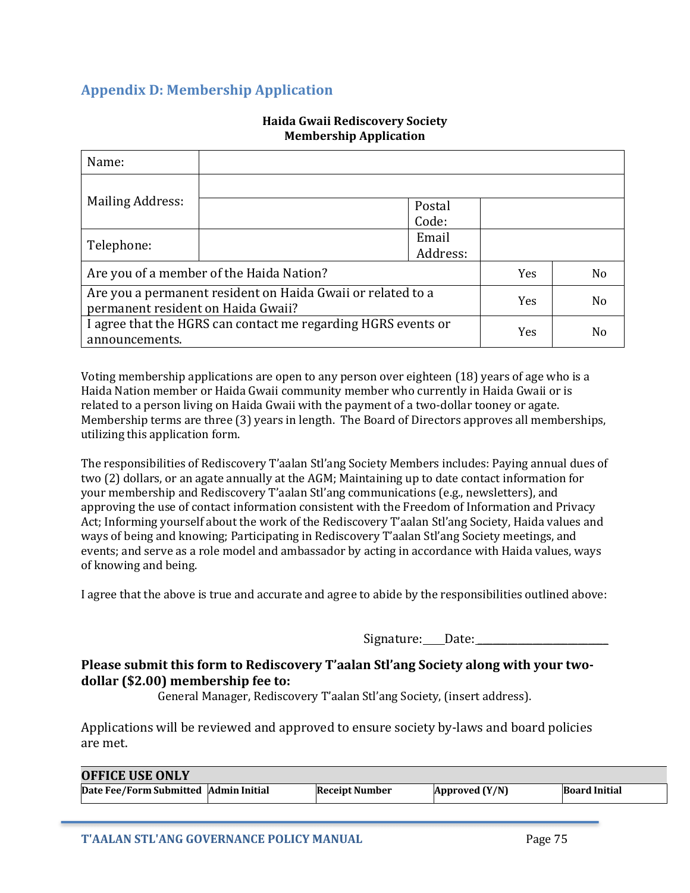## Appendix D: Membership Application

**Haida Gwaii Rediscovery Society**
**Membership Application**

| | | | | |
|---|---|---|---|---|
| Name: | | | | |
| Mailing Address: | | | | |
| | | Postal Code: | | |
| Telephone: | | Email Address: | | |
| Are you of a member of the Haida Nation? | | | Yes | No |
| Are you a permanent resident on Haida Gwaii or related to a permanent resident on Haida Gwaii? | | | Yes | No |
| I agree that the HGRS can contact me regarding HGRS events or announcements. | | | Yes | No |

Voting membership applications are open to any person over eighteen (18) years of age who is a Haida Nation member or Haida Gwaii community member who currently in Haida Gwaii or is related to a person living on Haida Gwaii with the payment of a two-dollar tooney or agate. Membership terms are three (3) years in length. The Board of Directors approves all memberships, utilizing this application form.

The responsibilities of Rediscovery T'aalan Stl'ang Society Members includes: Paying annual dues of two (2) dollars, or an agate annually at the AGM; Maintaining up to date contact information for your membership and Rediscovery T'aalan Stl'ang communications (e.g., newsletters), and approving the use of contact information consistent with the Freedom of Information and Privacy Act; Informing yourself about the work of the Rediscovery T'aalan Stl'ang Society, Haida values and ways of being and knowing; Participating in Rediscovery T'aalan Stl'ang Society meetings, and events; and serve as a role model and ambassador by acting in accordance with Haida values, ways of knowing and being.

I agree that the above is true and accurate and agree to abide by the responsibilities outlined above:

Signature:____Date:_________________________

**Please submit this form to Rediscovery T'aalan Stl'ang Society along with your two-dollar ($2.00) membership fee to:**

General Manager, Rediscovery T'aalan Stl'ang Society, (insert address).

Applications will be reviewed and approved to ensure society by-laws and board policies are met.

| **OFFICE USE ONLY** | | | | |
|---|---|---|---|---|
| **Date Fee/Form Submitted** | **Admin Initial** | **Receipt Number** | **Approved (Y/N)** | **Board Initial** |